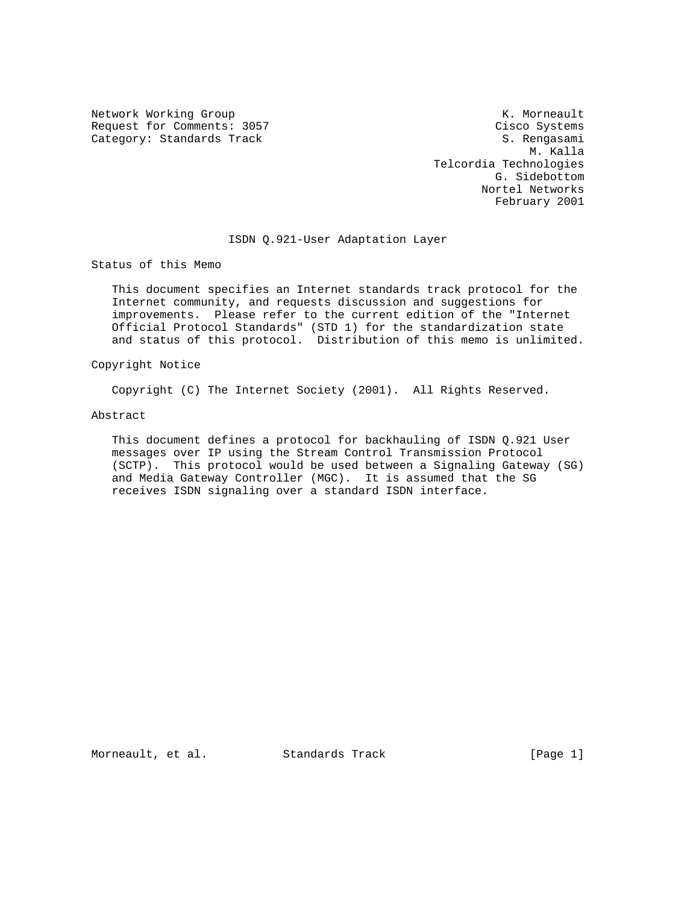Network Working Group K. Morneault
Request for Comments: 3057 Cisco Systems
Category: Standards Track S. Rengasami
M. Kalla
Telcordia Technologies
G. Sidebottom
Nortel Networks
February 2001

# ISDN Q.921-User Adaptation Layer

## Status of this Memo

This document specifies an Internet standards track protocol for the Internet community, and requests discussion and suggestions for improvements. Please refer to the current edition of the "Internet Official Protocol Standards" (STD 1) for the standardization state and status of this protocol. Distribution of this memo is unlimited.

## Copyright Notice

Copyright (C) The Internet Society (2001). All Rights Reserved.

## Abstract

This document defines a protocol for backhauling of ISDN Q.921 User messages over IP using the Stream Control Transmission Protocol (SCTP). This protocol would be used between a Signaling Gateway (SG) and Media Gateway Controller (MGC). It is assumed that the SG receives ISDN signaling over a standard ISDN interface.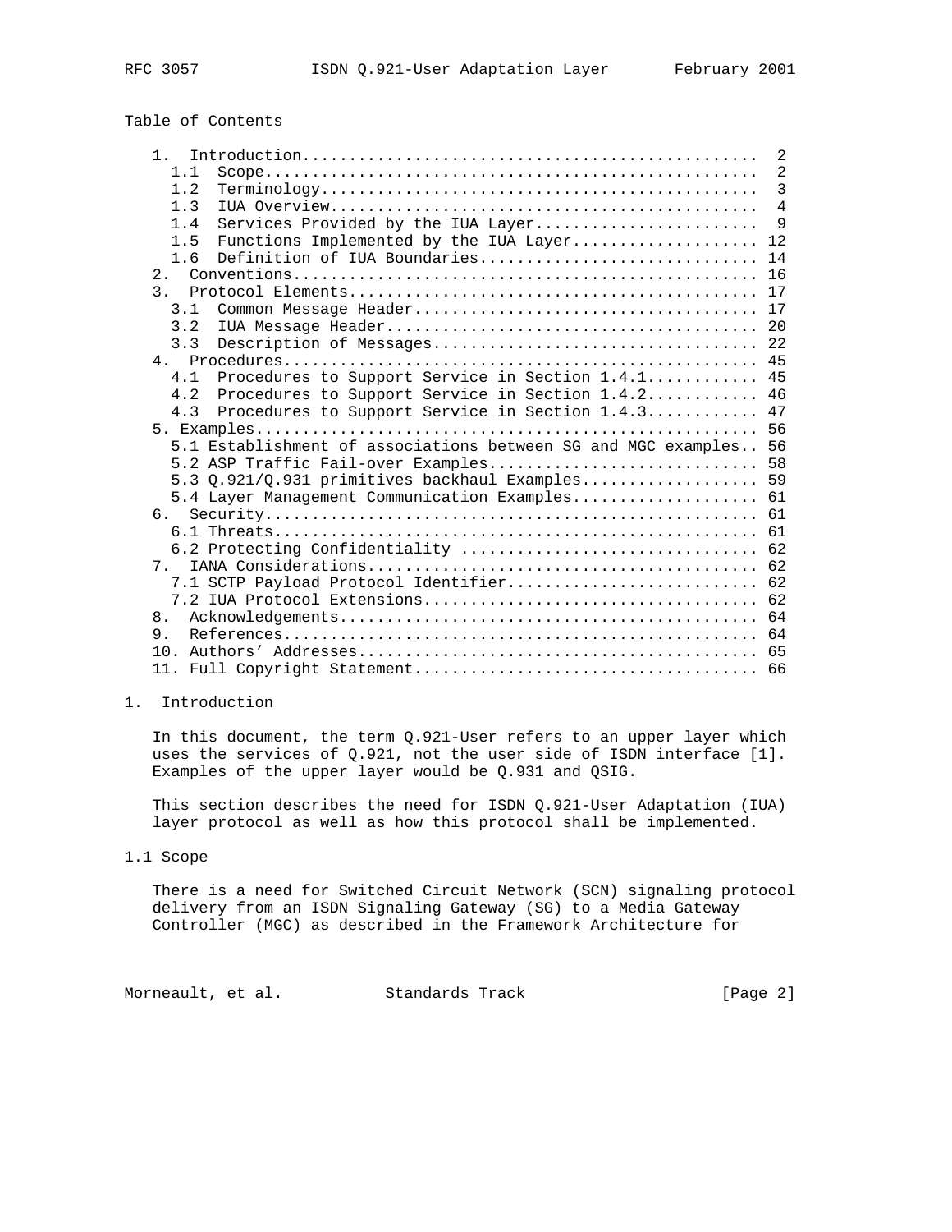## Table of Contents

```
   1.  Introduction................................................  2
     1.1  Scope....................................................  2
     1.2  Terminology..............................................  3
     1.3  IUA Overview.............................................  4
     1.4  Services Provided by the IUA Layer.......................  9
     1.5  Functions Implemented by the IUA Layer................... 12
     1.6  Definition of IUA Boundaries............................. 14
   2.  Conventions................................................. 16
   3.  Protocol Elements........................................... 17
     3.1  Common Message Header.................................... 17
     3.2  IUA Message Header....................................... 20
     3.3  Description of Messages.................................. 22
   4.  Procedures.................................................. 45
     4.1  Procedures to Support Service in Section 1.4.1........... 45
     4.2  Procedures to Support Service in Section 1.4.2........... 46
     4.3  Procedures to Support Service in Section 1.4.3........... 47
   5. Examples..................................................... 56
     5.1 Establishment of associations between SG and MGC examples.. 56
     5.2 ASP Traffic Fail-over Examples............................ 58
     5.3 Q.921/Q.931 primitives backhaul Examples.................. 59
     5.4 Layer Management Communication Examples................... 61
   6.  Security.................................................... 61
     6.1 Threats................................................... 61
     6.2 Protecting Confidentiality ............................... 62
   7.  IANA Considerations......................................... 62
     7.1 SCTP Payload Protocol Identifier.......................... 62
     7.2 IUA Protocol Extensions................................... 62
   8.  Acknowledgements............................................ 64
   9.  References.................................................. 64
   10. Authors' Addresses.......................................... 65
   11. Full Copyright Statement.................................... 66
```

## 1. Introduction

In this document, the term Q.921-User refers to an upper layer which uses the services of Q.921, not the user side of ISDN interface [1]. Examples of the upper layer would be Q.931 and QSIG.

This section describes the need for ISDN Q.921-User Adaptation (IUA) layer protocol as well as how this protocol shall be implemented.

### 1.1 Scope

There is a need for Switched Circuit Network (SCN) signaling protocol delivery from an ISDN Signaling Gateway (SG) to a Media Gateway Controller (MGC) as described in the Framework Architecture for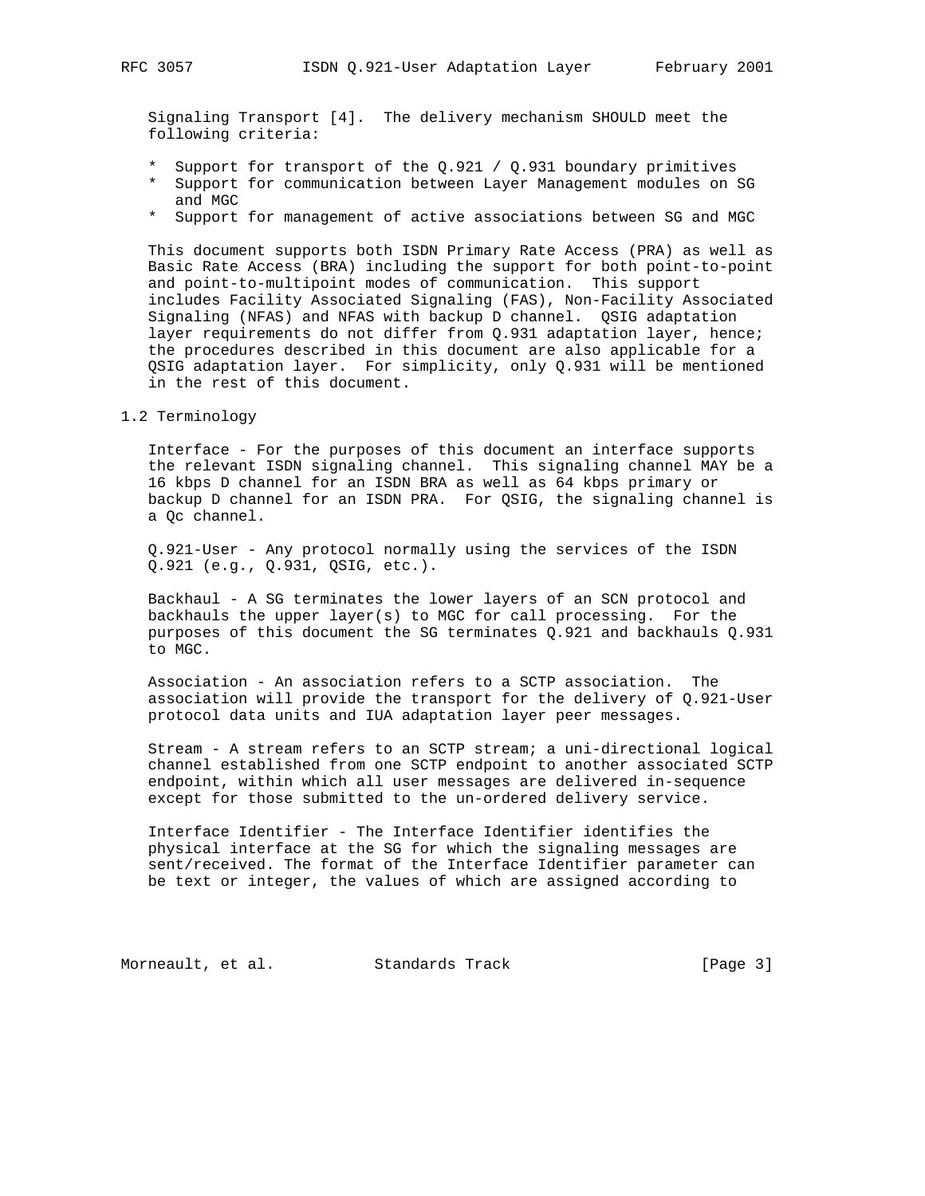Signaling Transport [4]. The delivery mechanism SHOULD meet the following criteria:

* Support for transport of the Q.921 / Q.931 boundary primitives
* Support for communication between Layer Management modules on SG and MGC
* Support for management of active associations between SG and MGC

This document supports both ISDN Primary Rate Access (PRA) as well as Basic Rate Access (BRA) including the support for both point-to-point and point-to-multipoint modes of communication. This support includes Facility Associated Signaling (FAS), Non-Facility Associated Signaling (NFAS) and NFAS with backup D channel. QSIG adaptation layer requirements do not differ from Q.931 adaptation layer, hence; the procedures described in this document are also applicable for a QSIG adaptation layer. For simplicity, only Q.931 will be mentioned in the rest of this document.

## 1.2 Terminology

Interface - For the purposes of this document an interface supports the relevant ISDN signaling channel. This signaling channel MAY be a 16 kbps D channel for an ISDN BRA as well as 64 kbps primary or backup D channel for an ISDN PRA. For QSIG, the signaling channel is a Qc channel.

Q.921-User - Any protocol normally using the services of the ISDN Q.921 (e.g., Q.931, QSIG, etc.).

Backhaul - A SG terminates the lower layers of an SCN protocol and backhauls the upper layer(s) to MGC for call processing. For the purposes of this document the SG terminates Q.921 and backhauls Q.931 to MGC.

Association - An association refers to a SCTP association. The association will provide the transport for the delivery of Q.921-User protocol data units and IUA adaptation layer peer messages.

Stream - A stream refers to an SCTP stream; a uni-directional logical channel established from one SCTP endpoint to another associated SCTP endpoint, within which all user messages are delivered in-sequence except for those submitted to the un-ordered delivery service.

Interface Identifier - The Interface Identifier identifies the physical interface at the SG for which the signaling messages are sent/received. The format of the Interface Identifier parameter can be text or integer, the values of which are assigned according to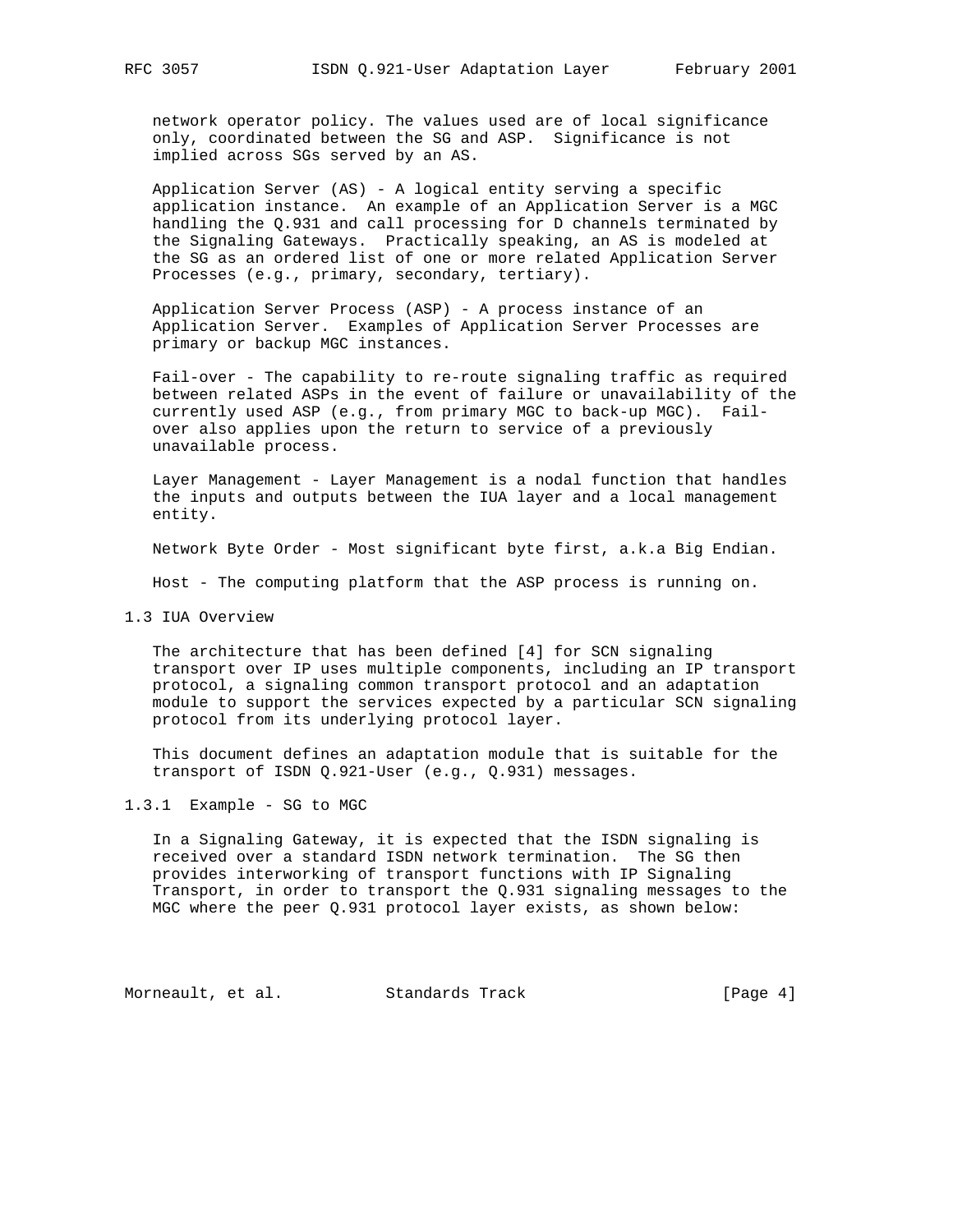network operator policy. The values used are of local significance only, coordinated between the SG and ASP. Significance is not implied across SGs served by an AS.

Application Server (AS) - A logical entity serving a specific application instance. An example of an Application Server is a MGC handling the Q.931 and call processing for D channels terminated by the Signaling Gateways. Practically speaking, an AS is modeled at the SG as an ordered list of one or more related Application Server Processes (e.g., primary, secondary, tertiary).

Application Server Process (ASP) - A process instance of an Application Server. Examples of Application Server Processes are primary or backup MGC instances.

Fail-over - The capability to re-route signaling traffic as required between related ASPs in the event of failure or unavailability of the currently used ASP (e.g., from primary MGC to back-up MGC). Fail-over also applies upon the return to service of a previously unavailable process.

Layer Management - Layer Management is a nodal function that handles the inputs and outputs between the IUA layer and a local management entity.

Network Byte Order - Most significant byte first, a.k.a Big Endian.

Host - The computing platform that the ASP process is running on.

## 1.3 IUA Overview

The architecture that has been defined [4] for SCN signaling transport over IP uses multiple components, including an IP transport protocol, a signaling common transport protocol and an adaptation module to support the services expected by a particular SCN signaling protocol from its underlying protocol layer.

This document defines an adaptation module that is suitable for the transport of ISDN Q.921-User (e.g., Q.931) messages.

### 1.3.1 Example - SG to MGC

In a Signaling Gateway, it is expected that the ISDN signaling is received over a standard ISDN network termination. The SG then provides interworking of transport functions with IP Signaling Transport, in order to transport the Q.931 signaling messages to the MGC where the peer Q.931 protocol layer exists, as shown below: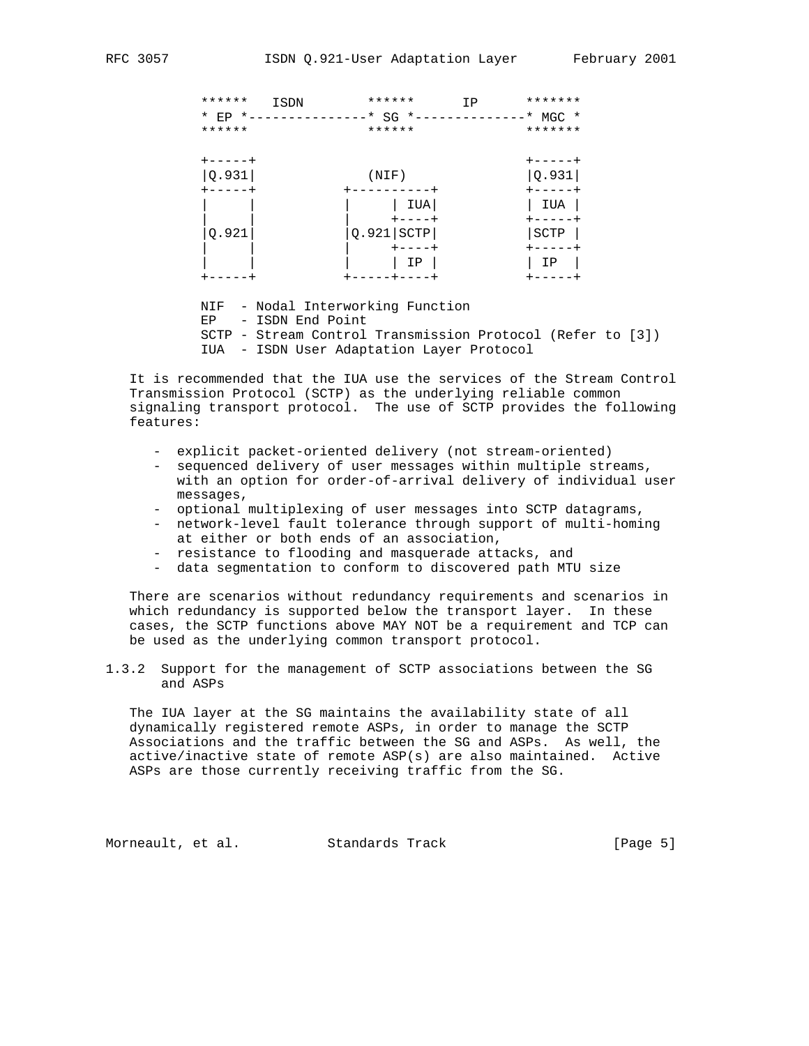```
      ******   ISDN        ******      IP      *******
      * EP *---------------* SG *--------------* MGC *
      ******               ******              *******

      +-----+                                  +-----+
      |Q.931|              (NIF)               |Q.931|
      +-----+            +----------+          +-----+
      |     |            |     | IUA|          | IUA |
      |     |            |     +----+          +-----+
      |Q.921|            |Q.921|SCTP|          |SCTP |
      |     |            |     +----+          +-----+
      |     |            |     | IP |          | IP  |
      +-----+            +-----+----+          +-----+

      NIF  - Nodal Interworking Function
      EP   - ISDN End Point
      SCTP - Stream Control Transmission Protocol (Refer to [3])
      IUA  - ISDN User Adaptation Layer Protocol
```

It is recommended that the IUA use the services of the Stream Control Transmission Protocol (SCTP) as the underlying reliable common signaling transport protocol. The use of SCTP provides the following features:

- explicit packet-oriented delivery (not stream-oriented)
- sequenced delivery of user messages within multiple streams, with an option for order-of-arrival delivery of individual user messages,
- optional multiplexing of user messages into SCTP datagrams,
- network-level fault tolerance through support of multi-homing at either or both ends of an association,
- resistance to flooding and masquerade attacks, and
- data segmentation to conform to discovered path MTU size

There are scenarios without redundancy requirements and scenarios in which redundancy is supported below the transport layer. In these cases, the SCTP functions above MAY NOT be a requirement and TCP can be used as the underlying common transport protocol.

### 1.3.2 Support for the management of SCTP associations between the SG and ASPs

The IUA layer at the SG maintains the availability state of all dynamically registered remote ASPs, in order to manage the SCTP Associations and the traffic between the SG and ASPs. As well, the active/inactive state of remote ASP(s) are also maintained. Active ASPs are those currently receiving traffic from the SG.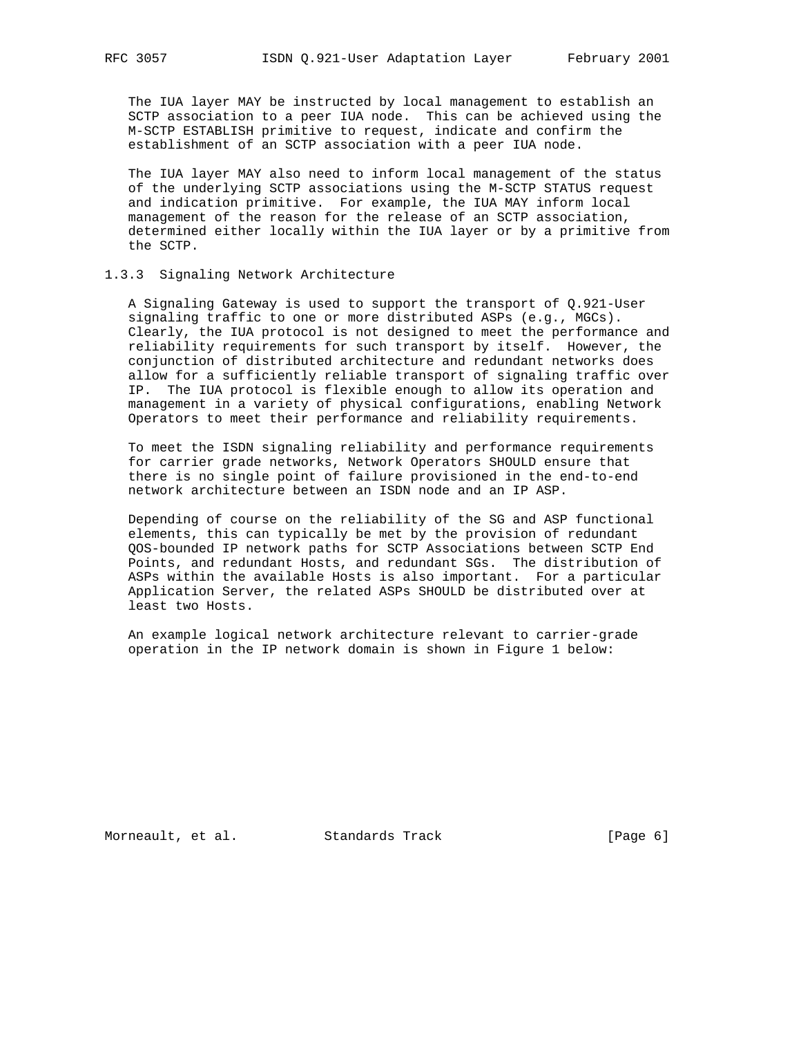The IUA layer MAY be instructed by local management to establish an SCTP association to a peer IUA node. This can be achieved using the M-SCTP ESTABLISH primitive to request, indicate and confirm the establishment of an SCTP association with a peer IUA node.

The IUA layer MAY also need to inform local management of the status of the underlying SCTP associations using the M-SCTP STATUS request and indication primitive. For example, the IUA MAY inform local management of the reason for the release of an SCTP association, determined either locally within the IUA layer or by a primitive from the SCTP.

### 1.3.3 Signaling Network Architecture

A Signaling Gateway is used to support the transport of Q.921-User signaling traffic to one or more distributed ASPs (e.g., MGCs). Clearly, the IUA protocol is not designed to meet the performance and reliability requirements for such transport by itself. However, the conjunction of distributed architecture and redundant networks does allow for a sufficiently reliable transport of signaling traffic over IP. The IUA protocol is flexible enough to allow its operation and management in a variety of physical configurations, enabling Network Operators to meet their performance and reliability requirements.

To meet the ISDN signaling reliability and performance requirements for carrier grade networks, Network Operators SHOULD ensure that there is no single point of failure provisioned in the end-to-end network architecture between an ISDN node and an IP ASP.

Depending of course on the reliability of the SG and ASP functional elements, this can typically be met by the provision of redundant QOS-bounded IP network paths for SCTP Associations between SCTP End Points, and redundant Hosts, and redundant SGs. The distribution of ASPs within the available Hosts is also important. For a particular Application Server, the related ASPs SHOULD be distributed over at least two Hosts.

An example logical network architecture relevant to carrier-grade operation in the IP network domain is shown in Figure 1 below: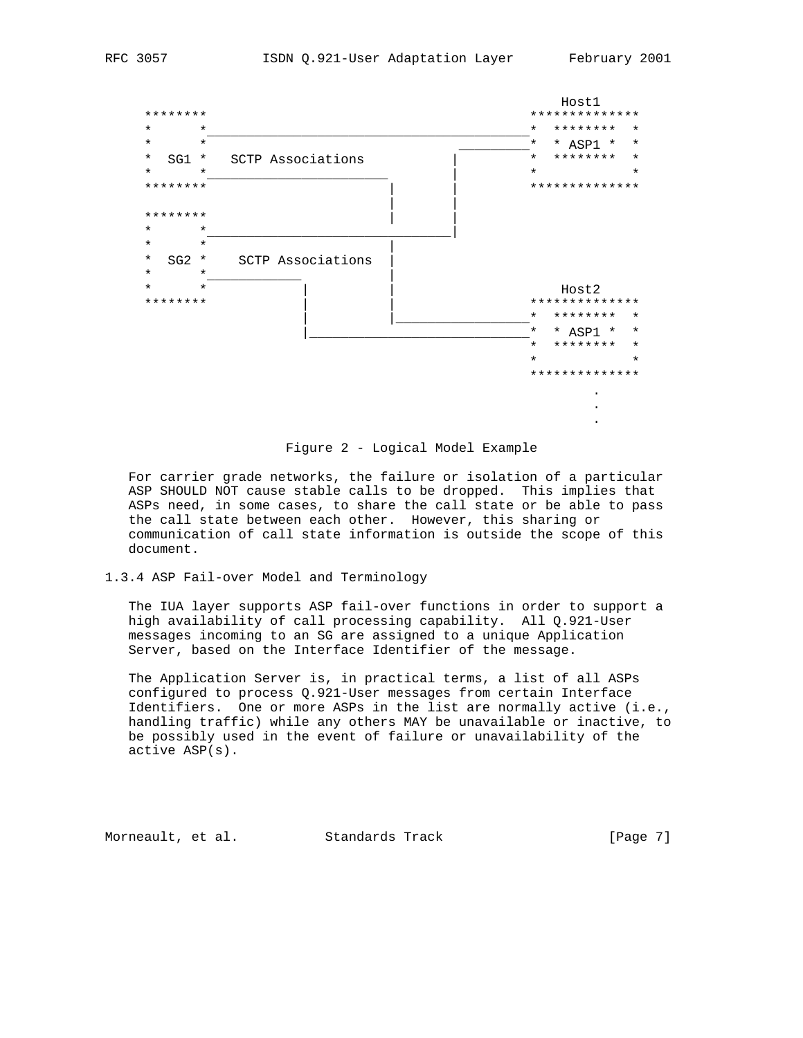```
                                                      Host1
    ********                                      **************
    *      *__________________________________________* ********  *
    *      *                              _________* * ASP1 *  *
    *  SG1 *   SCTP Associations          |        *  ********  *
    *      *_______________________      |        *            *
    ********                       |      |        **************
                                   |      |
    ********                       |      |
    *      *_____________________________|
    *      *                       |
    *  SG2 *    SCTP Associations  |
    *      *___________            |
    *      *           |           |               Host2
    ********           |           |           **************
                       |           |_______________* ********  *
                       |___________________________* * ASP1 *  *
                                                   *  ********  *
                                                   *            *
                                                   **************
                                                          .
                                                          .
                                                          .
```

Figure 2 - Logical Model Example

For carrier grade networks, the failure or isolation of a particular ASP SHOULD NOT cause stable calls to be dropped. This implies that ASPs need, in some cases, to share the call state or be able to pass the call state between each other. However, this sharing or communication of call state information is outside the scope of this document.

### 1.3.4 ASP Fail-over Model and Terminology

The IUA layer supports ASP fail-over functions in order to support a high availability of call processing capability. All Q.921-User messages incoming to an SG are assigned to a unique Application Server, based on the Interface Identifier of the message.

The Application Server is, in practical terms, a list of all ASPs configured to process Q.921-User messages from certain Interface Identifiers. One or more ASPs in the list are normally active (i.e., handling traffic) while any others MAY be unavailable or inactive, to be possibly used in the event of failure or unavailability of the active ASP(s).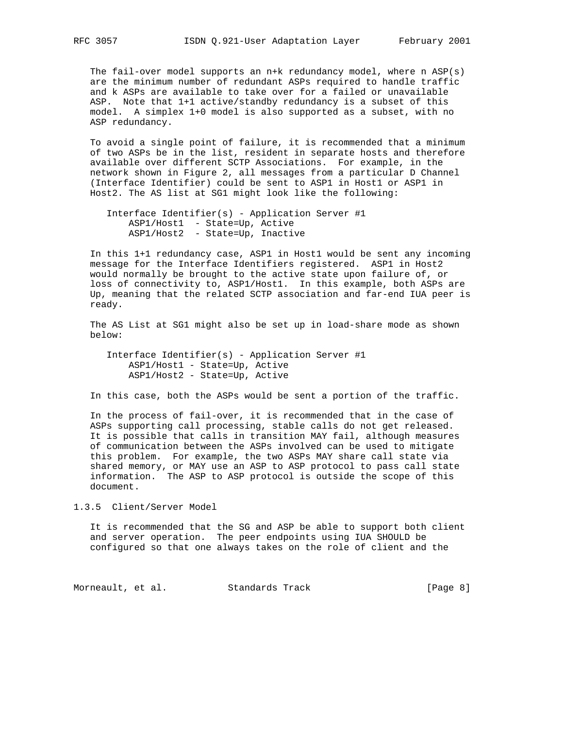The fail-over model supports an n+k redundancy model, where n ASP(s) are the minimum number of redundant ASPs required to handle traffic and k ASPs are available to take over for a failed or unavailable ASP. Note that 1+1 active/standby redundancy is a subset of this model. A simplex 1+0 model is also supported as a subset, with no ASP redundancy.

To avoid a single point of failure, it is recommended that a minimum of two ASPs be in the list, resident in separate hosts and therefore available over different SCTP Associations. For example, in the network shown in Figure 2, all messages from a particular D Channel (Interface Identifier) could be sent to ASP1 in Host1 or ASP1 in Host2. The AS list at SG1 might look like the following:

```
Interface Identifier(s) - Application Server #1
     ASP1/Host1  - State=Up, Active
     ASP1/Host2  - State=Up, Inactive
```

In this 1+1 redundancy case, ASP1 in Host1 would be sent any incoming message for the Interface Identifiers registered. ASP1 in Host2 would normally be brought to the active state upon failure of, or loss of connectivity to, ASP1/Host1. In this example, both ASPs are Up, meaning that the related SCTP association and far-end IUA peer is ready.

The AS List at SG1 might also be set up in load-share mode as shown below:

```
Interface Identifier(s) - Application Server #1
     ASP1/Host1 - State=Up, Active
     ASP1/Host2 - State=Up, Active
```

In this case, both the ASPs would be sent a portion of the traffic.

In the process of fail-over, it is recommended that in the case of ASPs supporting call processing, stable calls do not get released. It is possible that calls in transition MAY fail, although measures of communication between the ASPs involved can be used to mitigate this problem. For example, the two ASPs MAY share call state via shared memory, or MAY use an ASP to ASP protocol to pass call state information. The ASP to ASP protocol is outside the scope of this document.

### 1.3.5 Client/Server Model

It is recommended that the SG and ASP be able to support both client and server operation. The peer endpoints using IUA SHOULD be configured so that one always takes on the role of client and the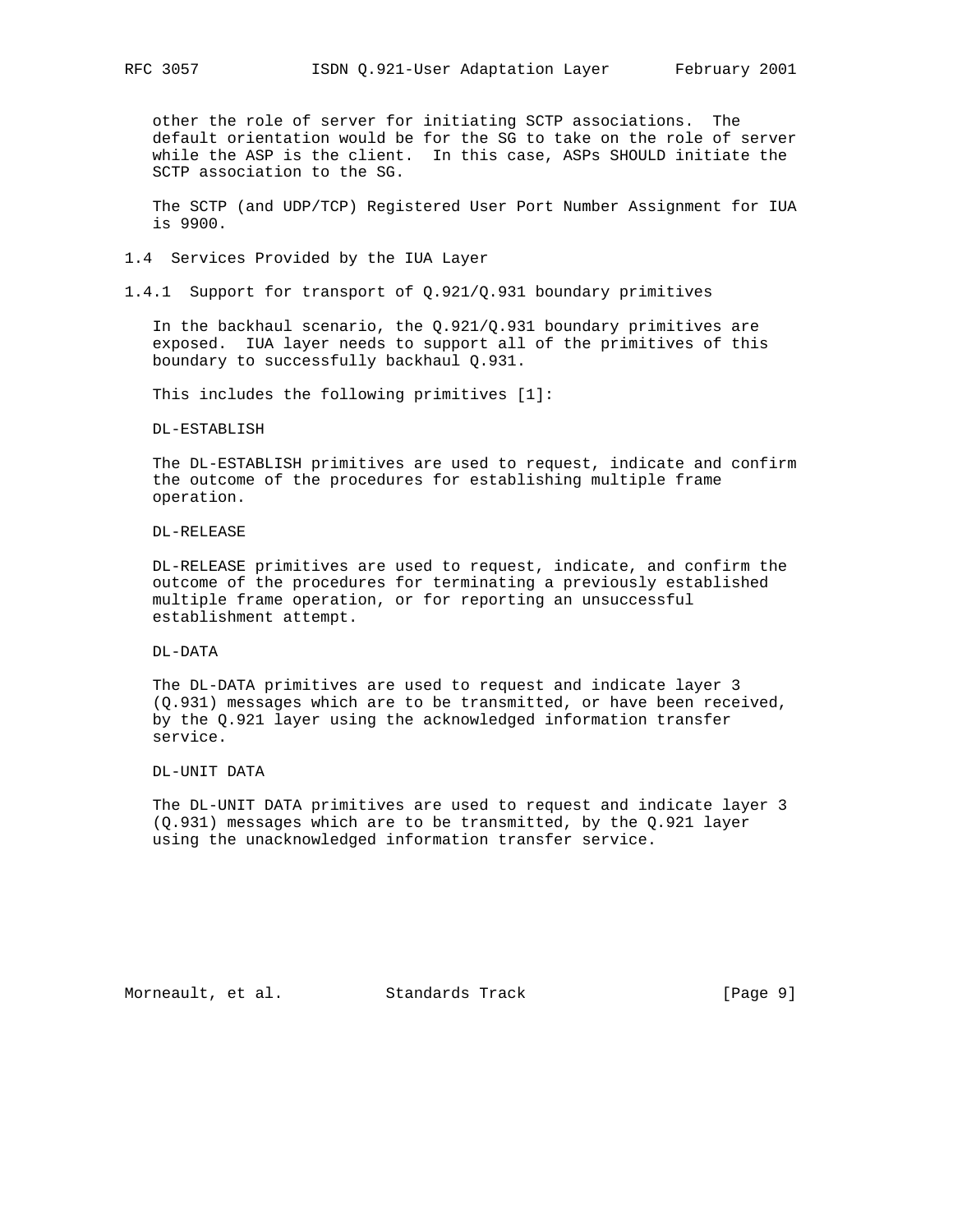other the role of server for initiating SCTP associations. The default orientation would be for the SG to take on the role of server while the ASP is the client. In this case, ASPs SHOULD initiate the SCTP association to the SG.

The SCTP (and UDP/TCP) Registered User Port Number Assignment for IUA is 9900.

## 1.4 Services Provided by the IUA Layer

### 1.4.1 Support for transport of Q.921/Q.931 boundary primitives

In the backhaul scenario, the Q.921/Q.931 boundary primitives are exposed. IUA layer needs to support all of the primitives of this boundary to successfully backhaul Q.931.

This includes the following primitives [1]:

DL-ESTABLISH

The DL-ESTABLISH primitives are used to request, indicate and confirm the outcome of the procedures for establishing multiple frame operation.

DL-RELEASE

DL-RELEASE primitives are used to request, indicate, and confirm the outcome of the procedures for terminating a previously established multiple frame operation, or for reporting an unsuccessful establishment attempt.

DL-DATA

The DL-DATA primitives are used to request and indicate layer 3 (Q.931) messages which are to be transmitted, or have been received, by the Q.921 layer using the acknowledged information transfer service.

DL-UNIT DATA

The DL-UNIT DATA primitives are used to request and indicate layer 3 (Q.931) messages which are to be transmitted, by the Q.921 layer using the unacknowledged information transfer service.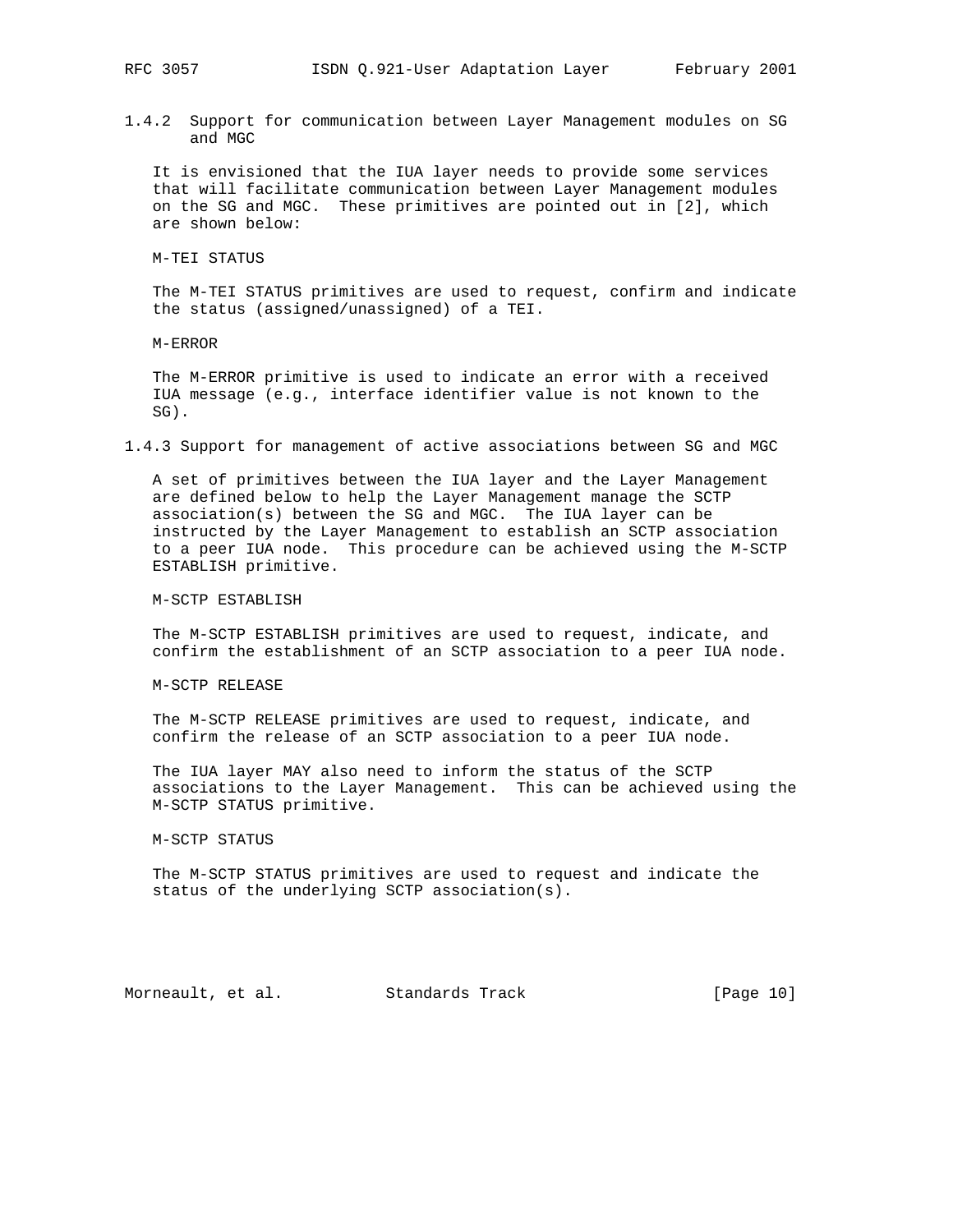### 1.4.2 Support for communication between Layer Management modules on SG and MGC

It is envisioned that the IUA layer needs to provide some services that will facilitate communication between Layer Management modules on the SG and MGC. These primitives are pointed out in [2], which are shown below:

M-TEI STATUS

The M-TEI STATUS primitives are used to request, confirm and indicate the status (assigned/unassigned) of a TEI.

M-ERROR

The M-ERROR primitive is used to indicate an error with a received IUA message (e.g., interface identifier value is not known to the SG).

### 1.4.3 Support for management of active associations between SG and MGC

A set of primitives between the IUA layer and the Layer Management are defined below to help the Layer Management manage the SCTP association(s) between the SG and MGC. The IUA layer can be instructed by the Layer Management to establish an SCTP association to a peer IUA node. This procedure can be achieved using the M-SCTP ESTABLISH primitive.

M-SCTP ESTABLISH

The M-SCTP ESTABLISH primitives are used to request, indicate, and confirm the establishment of an SCTP association to a peer IUA node.

M-SCTP RELEASE

The M-SCTP RELEASE primitives are used to request, indicate, and confirm the release of an SCTP association to a peer IUA node.

The IUA layer MAY also need to inform the status of the SCTP associations to the Layer Management. This can be achieved using the M-SCTP STATUS primitive.

M-SCTP STATUS

The M-SCTP STATUS primitives are used to request and indicate the status of the underlying SCTP association(s).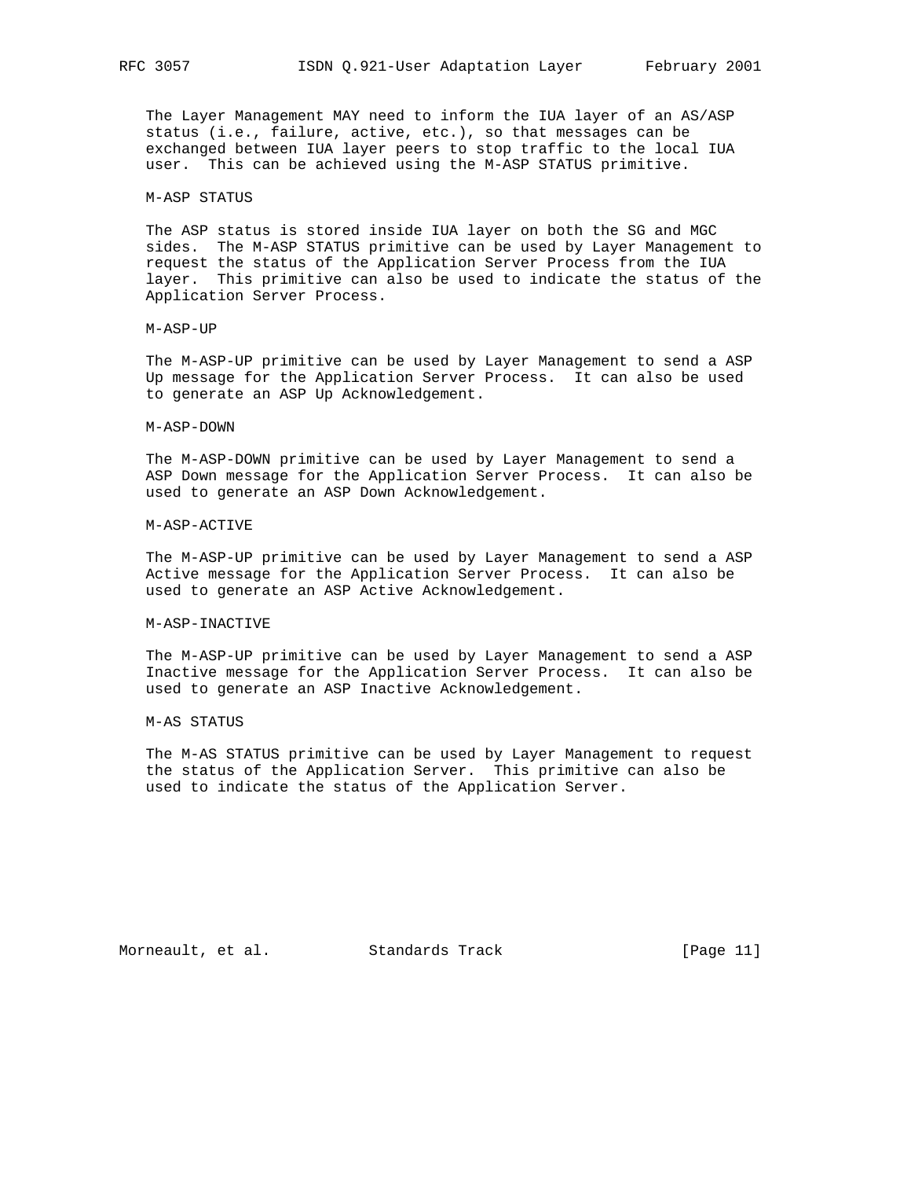The Layer Management MAY need to inform the IUA layer of an AS/ASP status (i.e., failure, active, etc.), so that messages can be exchanged between IUA layer peers to stop traffic to the local IUA user. This can be achieved using the M-ASP STATUS primitive.

M-ASP STATUS

The ASP status is stored inside IUA layer on both the SG and MGC sides. The M-ASP STATUS primitive can be used by Layer Management to request the status of the Application Server Process from the IUA layer. This primitive can also be used to indicate the status of the Application Server Process.

M-ASP-UP

The M-ASP-UP primitive can be used by Layer Management to send a ASP Up message for the Application Server Process. It can also be used to generate an ASP Up Acknowledgement.

M-ASP-DOWN

The M-ASP-DOWN primitive can be used by Layer Management to send a ASP Down message for the Application Server Process. It can also be used to generate an ASP Down Acknowledgement.

M-ASP-ACTIVE

The M-ASP-UP primitive can be used by Layer Management to send a ASP Active message for the Application Server Process. It can also be used to generate an ASP Active Acknowledgement.

M-ASP-INACTIVE

The M-ASP-UP primitive can be used by Layer Management to send a ASP Inactive message for the Application Server Process. It can also be used to generate an ASP Inactive Acknowledgement.

M-AS STATUS

The M-AS STATUS primitive can be used by Layer Management to request the status of the Application Server. This primitive can also be used to indicate the status of the Application Server.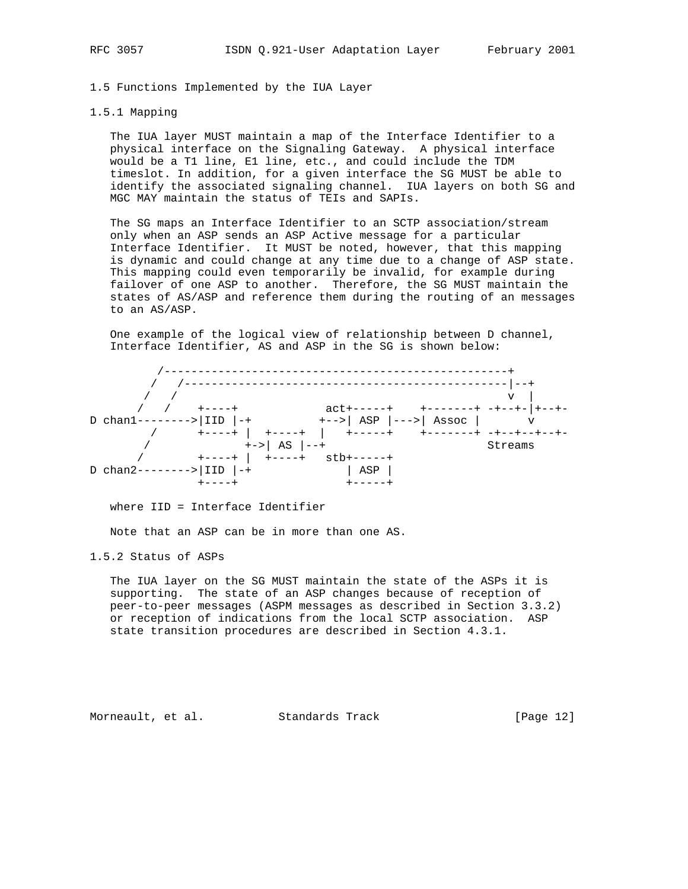### 1.5 Functions Implemented by the IUA Layer

#### 1.5.1 Mapping

The IUA layer MUST maintain a map of the Interface Identifier to a physical interface on the Signaling Gateway. A physical interface would be a T1 line, E1 line, etc., and could include the TDM timeslot. In addition, for a given interface the SG MUST be able to identify the associated signaling channel. IUA layers on both SG and MGC MAY maintain the status of TEIs and SAPIs.

The SG maps an Interface Identifier to an SCTP association/stream only when an ASP sends an ASP Active message for a particular Interface Identifier. It MUST be noted, however, that this mapping is dynamic and could change at any time due to a change of ASP state. This mapping could even temporarily be invalid, for example during failover of one ASP to another. Therefore, the SG MUST maintain the states of AS/ASP and reference them during the routing of an messages to an AS/ASP.

One example of the logical view of relationship between D channel, Interface Identifier, AS and ASP in the SG is shown below:

```
          /--------------------------------------------------+
         /   /------------------------------------------------|--+
        /   /                                                 v  |
       /   /    +----+            act+-----+    +-------+ -+--+-|+--+-
D chan1-------->|IID |-+          +-->| ASP |--->| Assoc |       v
         /      +----+ |  +----+  |   +-----+    +-------+ -+--+--+--+-
        /              +->| AS |--+                        Streams
       /        +----+ |  +----+   stb+-----+
D chan2-------->|IID |-+              | ASP |
                +----+                +-----+
```

where IID = Interface Identifier

Note that an ASP can be in more than one AS.

#### 1.5.2 Status of ASPs

The IUA layer on the SG MUST maintain the state of the ASPs it is supporting. The state of an ASP changes because of reception of peer-to-peer messages (ASPM messages as described in Section 3.3.2) or reception of indications from the local SCTP association. ASP state transition procedures are described in Section 4.3.1.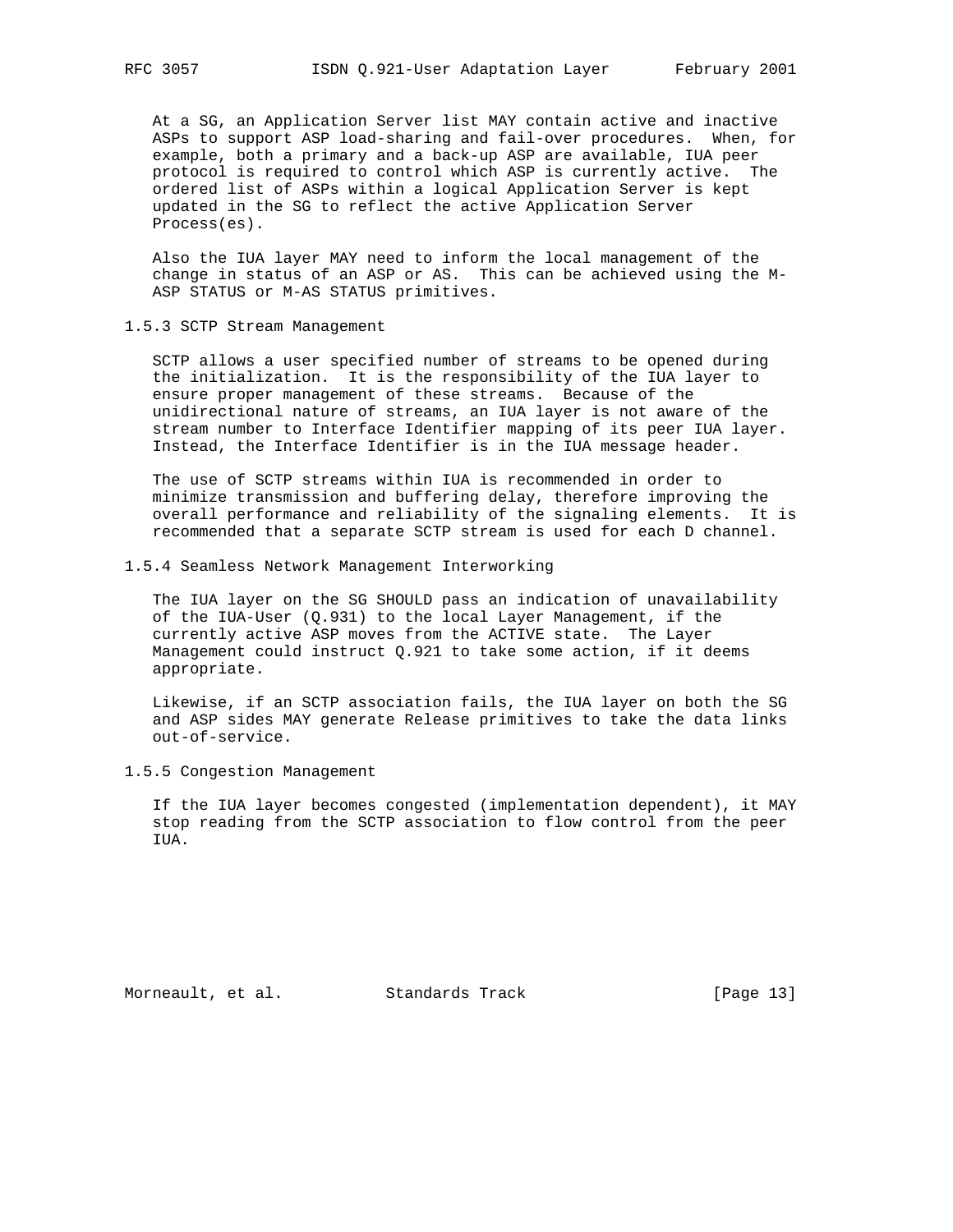At a SG, an Application Server list MAY contain active and inactive ASPs to support ASP load-sharing and fail-over procedures. When, for example, both a primary and a back-up ASP are available, IUA peer protocol is required to control which ASP is currently active. The ordered list of ASPs within a logical Application Server is kept updated in the SG to reflect the active Application Server Process(es).

Also the IUA layer MAY need to inform the local management of the change in status of an ASP or AS. This can be achieved using the M-ASP STATUS or M-AS STATUS primitives.

### 1.5.3 SCTP Stream Management

SCTP allows a user specified number of streams to be opened during the initialization. It is the responsibility of the IUA layer to ensure proper management of these streams. Because of the unidirectional nature of streams, an IUA layer is not aware of the stream number to Interface Identifier mapping of its peer IUA layer. Instead, the Interface Identifier is in the IUA message header.

The use of SCTP streams within IUA is recommended in order to minimize transmission and buffering delay, therefore improving the overall performance and reliability of the signaling elements. It is recommended that a separate SCTP stream is used for each D channel.

### 1.5.4 Seamless Network Management Interworking

The IUA layer on the SG SHOULD pass an indication of unavailability of the IUA-User (Q.931) to the local Layer Management, if the currently active ASP moves from the ACTIVE state. The Layer Management could instruct Q.921 to take some action, if it deems appropriate.

Likewise, if an SCTP association fails, the IUA layer on both the SG and ASP sides MAY generate Release primitives to take the data links out-of-service.

### 1.5.5 Congestion Management

If the IUA layer becomes congested (implementation dependent), it MAY stop reading from the SCTP association to flow control from the peer IUA.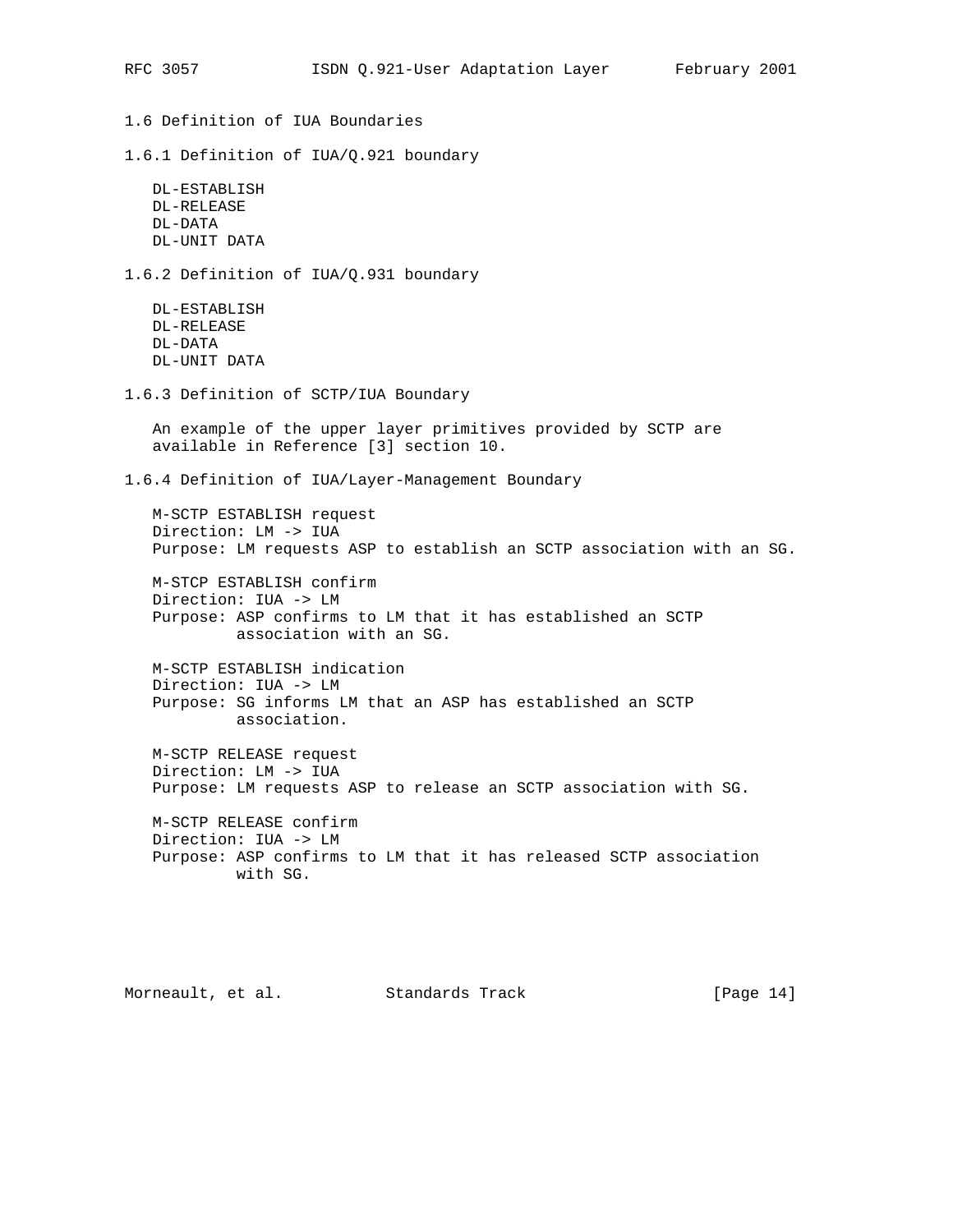### 1.6 Definition of IUA Boundaries

#### 1.6.1 Definition of IUA/Q.921 boundary

DL-ESTABLISH
DL-RELEASE
DL-DATA
DL-UNIT DATA

#### 1.6.2 Definition of IUA/Q.931 boundary

DL-ESTABLISH
DL-RELEASE
DL-DATA
DL-UNIT DATA

#### 1.6.3 Definition of SCTP/IUA Boundary

An example of the upper layer primitives provided by SCTP are available in Reference [3] section 10.

#### 1.6.4 Definition of IUA/Layer-Management Boundary

M-SCTP ESTABLISH request
Direction: LM -> IUA
Purpose: LM requests ASP to establish an SCTP association with an SG.

M-STCP ESTABLISH confirm
Direction: IUA -> LM
Purpose: ASP confirms to LM that it has established an SCTP association with an SG.

M-SCTP ESTABLISH indication
Direction: IUA -> LM
Purpose: SG informs LM that an ASP has established an SCTP association.

M-SCTP RELEASE request
Direction: LM -> IUA
Purpose: LM requests ASP to release an SCTP association with SG.

M-SCTP RELEASE confirm
Direction: IUA -> LM
Purpose: ASP confirms to LM that it has released SCTP association with SG.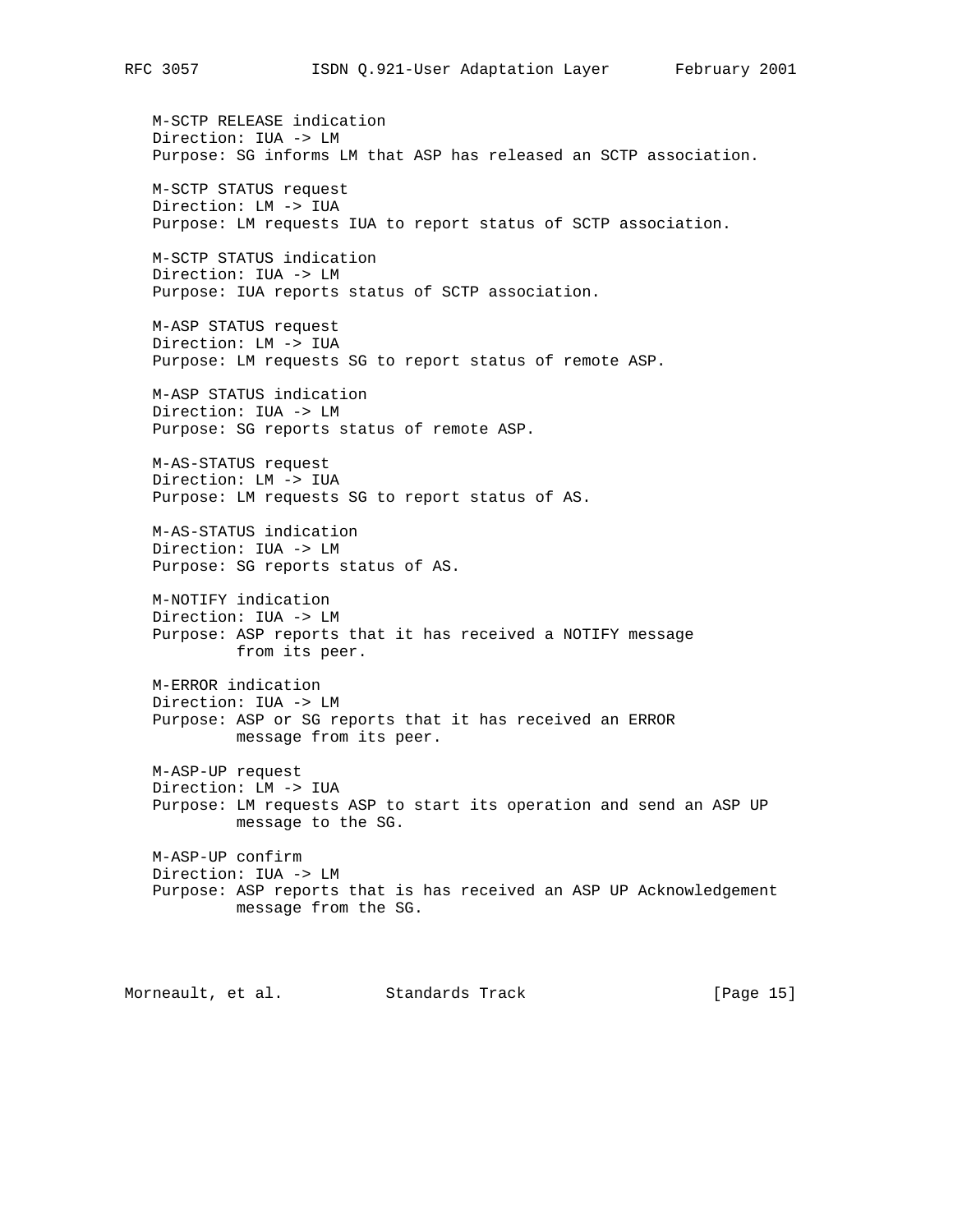M-SCTP RELEASE indication
Direction: IUA -> LM
Purpose: SG informs LM that ASP has released an SCTP association.

M-SCTP STATUS request
Direction: LM -> IUA
Purpose: LM requests IUA to report status of SCTP association.

M-SCTP STATUS indication
Direction: IUA -> LM
Purpose: IUA reports status of SCTP association.

M-ASP STATUS request
Direction: LM -> IUA
Purpose: LM requests SG to report status of remote ASP.

M-ASP STATUS indication
Direction: IUA -> LM
Purpose: SG reports status of remote ASP.

M-AS-STATUS request
Direction: LM -> IUA
Purpose: LM requests SG to report status of AS.

M-AS-STATUS indication
Direction: IUA -> LM
Purpose: SG reports status of AS.

M-NOTIFY indication
Direction: IUA -> LM
Purpose: ASP reports that it has received a NOTIFY message from its peer.

M-ERROR indication
Direction: IUA -> LM
Purpose: ASP or SG reports that it has received an ERROR message from its peer.

M-ASP-UP request
Direction: LM -> IUA
Purpose: LM requests ASP to start its operation and send an ASP UP message to the SG.

M-ASP-UP confirm
Direction: IUA -> LM
Purpose: ASP reports that is has received an ASP UP Acknowledgement message from the SG.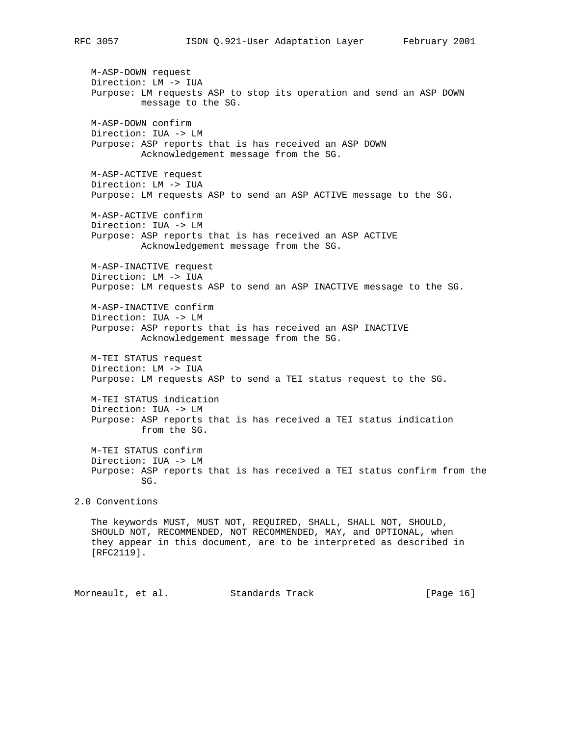M-ASP-DOWN request
Direction: LM -> IUA
Purpose: LM requests ASP to stop its operation and send an ASP DOWN message to the SG.

M-ASP-DOWN confirm
Direction: IUA -> LM
Purpose: ASP reports that is has received an ASP DOWN Acknowledgement message from the SG.

M-ASP-ACTIVE request
Direction: LM -> IUA
Purpose: LM requests ASP to send an ASP ACTIVE message to the SG.

M-ASP-ACTIVE confirm
Direction: IUA -> LM
Purpose: ASP reports that is has received an ASP ACTIVE Acknowledgement message from the SG.

M-ASP-INACTIVE request
Direction: LM -> IUA
Purpose: LM requests ASP to send an ASP INACTIVE message to the SG.

M-ASP-INACTIVE confirm
Direction: IUA -> LM
Purpose: ASP reports that is has received an ASP INACTIVE Acknowledgement message from the SG.

M-TEI STATUS request
Direction: LM -> IUA
Purpose: LM requests ASP to send a TEI status request to the SG.

M-TEI STATUS indication
Direction: IUA -> LM
Purpose: ASP reports that is has received a TEI status indication from the SG.

M-TEI STATUS confirm
Direction: IUA -> LM
Purpose: ASP reports that is has received a TEI status confirm from the SG.

## 2.0 Conventions

The keywords MUST, MUST NOT, REQUIRED, SHALL, SHALL NOT, SHOULD, SHOULD NOT, RECOMMENDED, NOT RECOMMENDED, MAY, and OPTIONAL, when they appear in this document, are to be interpreted as described in [RFC2119].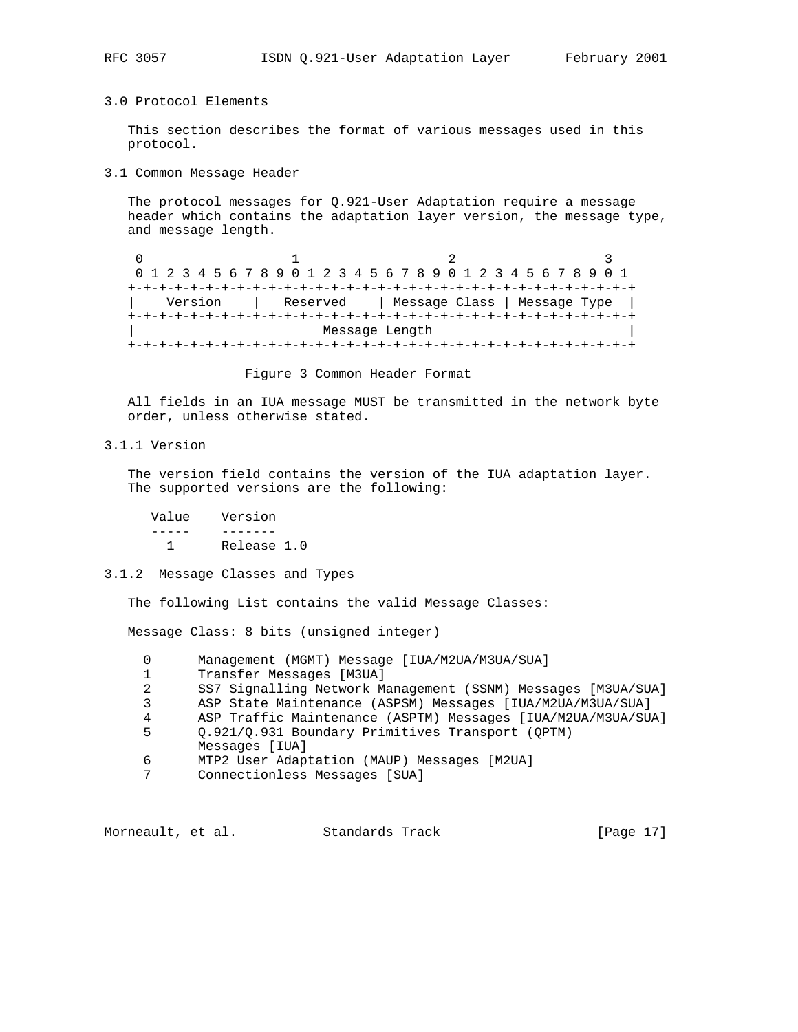## 3.0 Protocol Elements

This section describes the format of various messages used in this protocol.

### 3.1 Common Message Header

The protocol messages for Q.921-User Adaptation require a message header which contains the adaptation layer version, the message type, and message length.

```
 0                   1                   2                   3
 0 1 2 3 4 5 6 7 8 9 0 1 2 3 4 5 6 7 8 9 0 1 2 3 4 5 6 7 8 9 0 1
+-+-+-+-+-+-+-+-+-+-+-+-+-+-+-+-+-+-+-+-+-+-+-+-+-+-+-+-+-+-+-+-+
|    Version    |   Reserved    | Message Class | Message Type  |
+-+-+-+-+-+-+-+-+-+-+-+-+-+-+-+-+-+-+-+-+-+-+-+-+-+-+-+-+-+-+-+-+
|                        Message Length                         |
+-+-+-+-+-+-+-+-+-+-+-+-+-+-+-+-+-+-+-+-+-+-+-+-+-+-+-+-+-+-+-+-+
```

Figure 3 Common Header Format

All fields in an IUA message MUST be transmitted in the network byte order, unless otherwise stated.

#### 3.1.1 Version

The version field contains the version of the IUA adaptation layer. The supported versions are the following:

| Value | Version |
|---|---|
| 1 | Release 1.0 |

#### 3.1.2 Message Classes and Types

The following List contains the valid Message Classes:

Message Class: 8 bits (unsigned integer)

```
  0      Management (MGMT) Message [IUA/M2UA/M3UA/SUA]
  1      Transfer Messages [M3UA]
  2      SS7 Signalling Network Management (SSNM) Messages [M3UA/SUA]
  3      ASP State Maintenance (ASPSM) Messages [IUA/M2UA/M3UA/SUA]
  4      ASP Traffic Maintenance (ASPTM) Messages [IUA/M2UA/M3UA/SUA]
  5      Q.921/Q.931 Boundary Primitives Transport (QPTM)
         Messages [IUA]
  6      MTP2 User Adaptation (MAUP) Messages [M2UA]
  7      Connectionless Messages [SUA]
```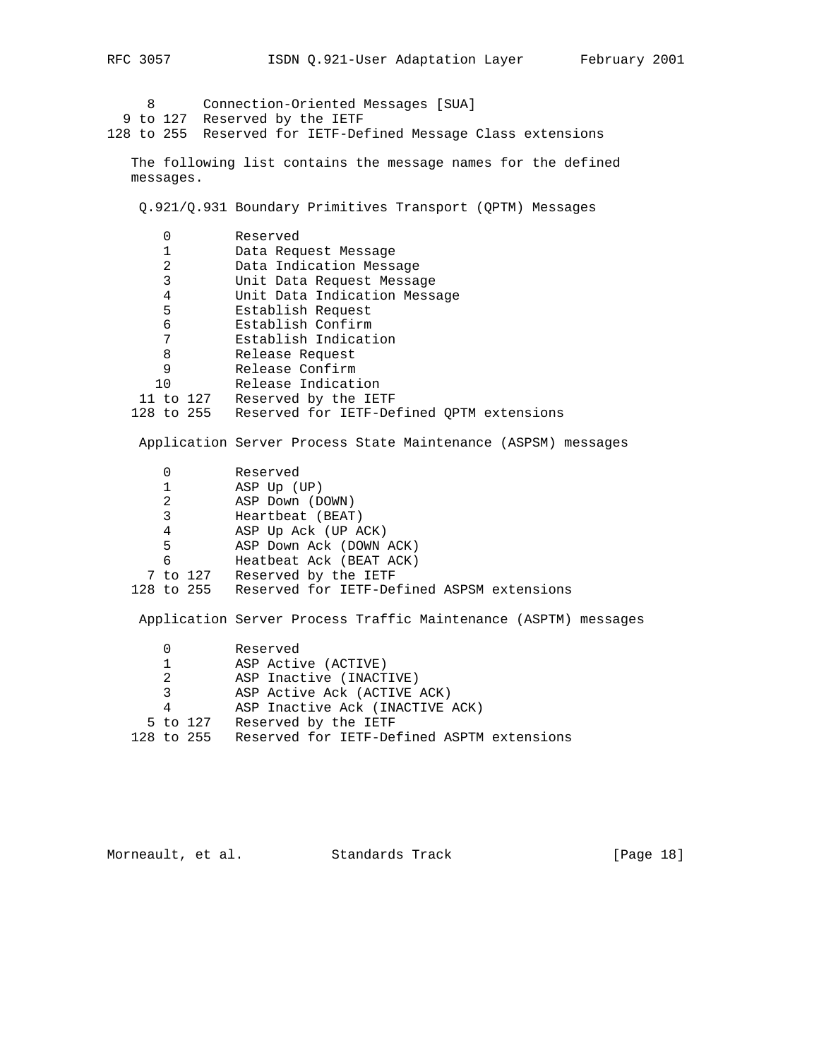```
     8       Connection-Oriented Messages [SUA]
  9 to 127  Reserved by the IETF
128 to 255  Reserved for IETF-Defined Message Class extensions
```

The following list contains the message names for the defined messages.

Q.921/Q.931 Boundary Primitives Transport (QPTM) Messages

```
     0        Reserved
     1        Data Request Message
     2        Data Indication Message
     3        Unit Data Request Message
     4        Unit Data Indication Message
     5        Establish Request
     6        Establish Confirm
     7        Establish Indication
     8        Release Request
     9        Release Confirm
    10        Release Indication
  11 to 127   Reserved by the IETF
 128 to 255   Reserved for IETF-Defined QPTM extensions
```

Application Server Process State Maintenance (ASPSM) messages

```
     0        Reserved
     1        ASP Up (UP)
     2        ASP Down (DOWN)
     3        Heartbeat (BEAT)
     4        ASP Up Ack (UP ACK)
     5        ASP Down Ack (DOWN ACK)
     6        Heatbeat Ack (BEAT ACK)
   7 to 127   Reserved by the IETF
 128 to 255   Reserved for IETF-Defined ASPSM extensions
```

Application Server Process Traffic Maintenance (ASPTM) messages

```
     0        Reserved
     1        ASP Active (ACTIVE)
     2        ASP Inactive (INACTIVE)
     3        ASP Active Ack (ACTIVE ACK)
     4        ASP Inactive Ack (INACTIVE ACK)
   5 to 127   Reserved by the IETF
 128 to 255   Reserved for IETF-Defined ASPTM extensions
```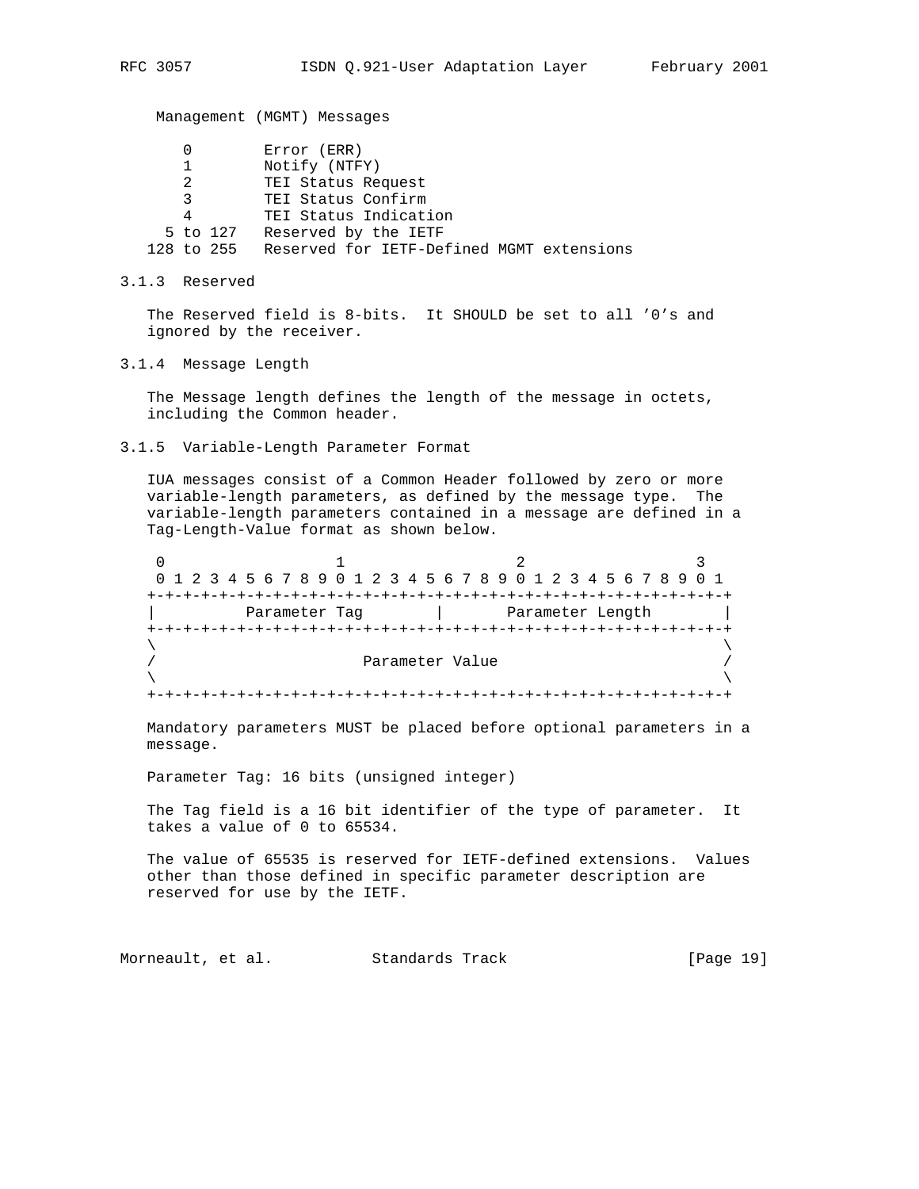Management (MGMT) Messages

| Value | Message |
|---|---|
| 0 | Error (ERR) |
| 1 | Notify (NTFY) |
| 2 | TEI Status Request |
| 3 | TEI Status Confirm |
| 4 | TEI Status Indication |
| 5 to 127 | Reserved by the IETF |
| 128 to 255 | Reserved for IETF-Defined MGMT extensions |

### 3.1.3 Reserved

The Reserved field is 8-bits. It SHOULD be set to all '0's and ignored by the receiver.

### 3.1.4 Message Length

The Message length defines the length of the message in octets, including the Common header.

### 3.1.5 Variable-Length Parameter Format

IUA messages consist of a Common Header followed by zero or more variable-length parameters, as defined by the message type. The variable-length parameters contained in a message are defined in a Tag-Length-Value format as shown below.

```
 0                   1                   2                   3
 0 1 2 3 4 5 6 7 8 9 0 1 2 3 4 5 6 7 8 9 0 1 2 3 4 5 6 7 8 9 0 1
+-+-+-+-+-+-+-+-+-+-+-+-+-+-+-+-+-+-+-+-+-+-+-+-+-+-+-+-+-+-+-+-+
|          Parameter Tag        |       Parameter Length        |
+-+-+-+-+-+-+-+-+-+-+-+-+-+-+-+-+-+-+-+-+-+-+-+-+-+-+-+-+-+-+-+-+
\                                                               \
/                       Parameter Value                         /
\                                                               \
+-+-+-+-+-+-+-+-+-+-+-+-+-+-+-+-+-+-+-+-+-+-+-+-+-+-+-+-+-+-+-+-+
```

Mandatory parameters MUST be placed before optional parameters in a message.

Parameter Tag: 16 bits (unsigned integer)

The Tag field is a 16 bit identifier of the type of parameter. It takes a value of 0 to 65534.

The value of 65535 is reserved for IETF-defined extensions. Values other than those defined in specific parameter description are reserved for use by the IETF.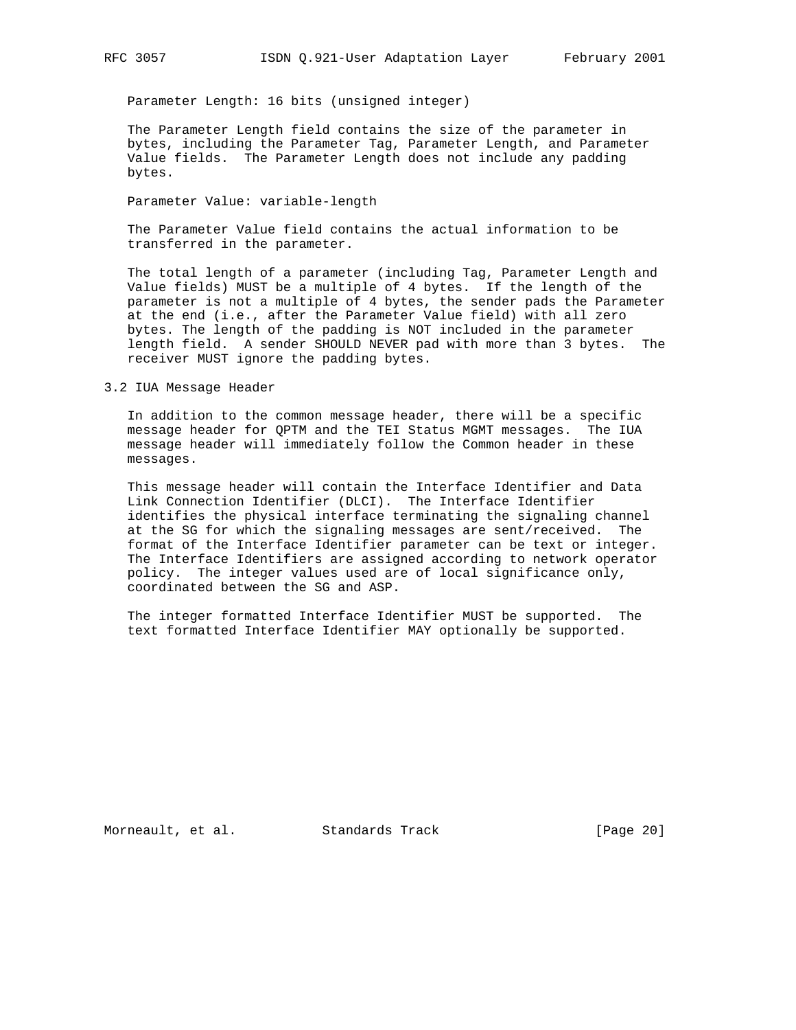Parameter Length: 16 bits (unsigned integer)

The Parameter Length field contains the size of the parameter in bytes, including the Parameter Tag, Parameter Length, and Parameter Value fields. The Parameter Length does not include any padding bytes.

Parameter Value: variable-length

The Parameter Value field contains the actual information to be transferred in the parameter.

The total length of a parameter (including Tag, Parameter Length and Value fields) MUST be a multiple of 4 bytes. If the length of the parameter is not a multiple of 4 bytes, the sender pads the Parameter at the end (i.e., after the Parameter Value field) with all zero bytes. The length of the padding is NOT included in the parameter length field. A sender SHOULD NEVER pad with more than 3 bytes. The receiver MUST ignore the padding bytes.

## 3.2 IUA Message Header

In addition to the common message header, there will be a specific message header for QPTM and the TEI Status MGMT messages. The IUA message header will immediately follow the Common header in these messages.

This message header will contain the Interface Identifier and Data Link Connection Identifier (DLCI). The Interface Identifier identifies the physical interface terminating the signaling channel at the SG for which the signaling messages are sent/received. The format of the Interface Identifier parameter can be text or integer. The Interface Identifiers are assigned according to network operator policy. The integer values used are of local significance only, coordinated between the SG and ASP.

The integer formatted Interface Identifier MUST be supported. The text formatted Interface Identifier MAY optionally be supported.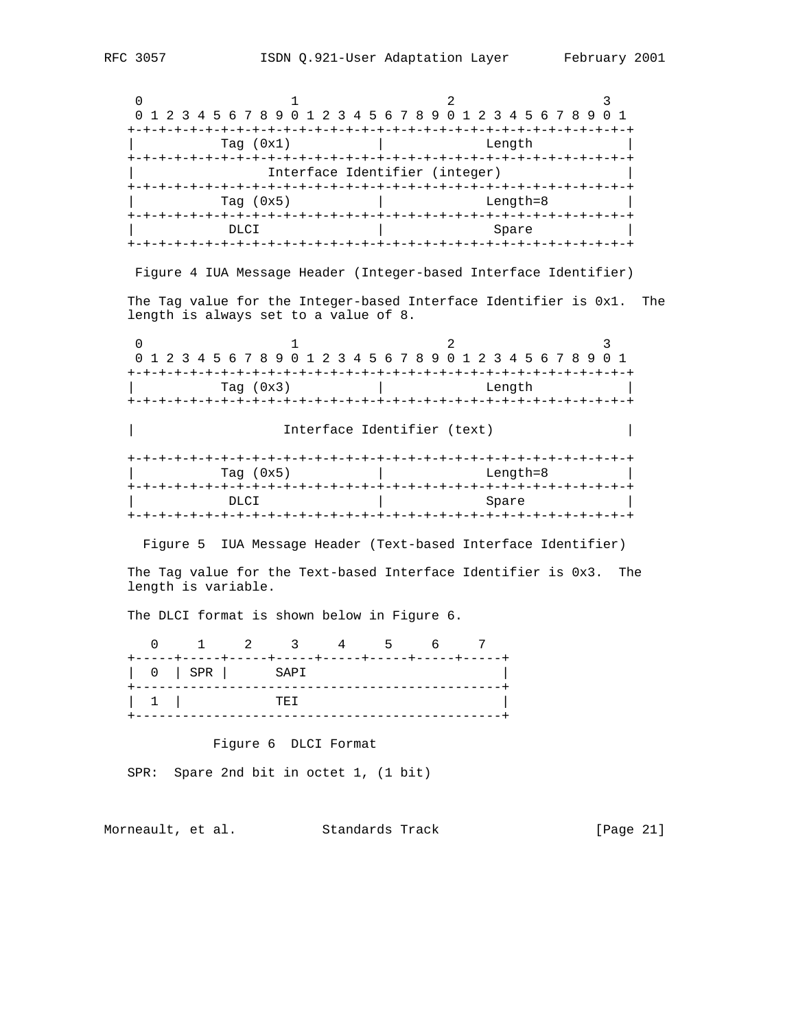```
     0                   1                   2                   3
     0 1 2 3 4 5 6 7 8 9 0 1 2 3 4 5 6 7 8 9 0 1 2 3 4 5 6 7 8 9 0 1
    +-+-+-+-+-+-+-+-+-+-+-+-+-+-+-+-+-+-+-+-+-+-+-+-+-+-+-+-+-+-+-+-+
    |          Tag (0x1)            |             Length            |
    +-+-+-+-+-+-+-+-+-+-+-+-+-+-+-+-+-+-+-+-+-+-+-+-+-+-+-+-+-+-+-+-+
    |                Interface Identifier (integer)                 |
    +-+-+-+-+-+-+-+-+-+-+-+-+-+-+-+-+-+-+-+-+-+-+-+-+-+-+-+-+-+-+-+-+
    |          Tag (0x5)            |             Length=8          |
    +-+-+-+-+-+-+-+-+-+-+-+-+-+-+-+-+-+-+-+-+-+-+-+-+-+-+-+-+-+-+-+-+
    |           DLCI                |              Spare            |
    +-+-+-+-+-+-+-+-+-+-+-+-+-+-+-+-+-+-+-+-+-+-+-+-+-+-+-+-+-+-+-+-+
```

Figure 4 IUA Message Header (Integer-based Interface Identifier)

The Tag value for the Integer-based Interface Identifier is 0x1. The length is always set to a value of 8.

```
     0                   1                   2                   3
     0 1 2 3 4 5 6 7 8 9 0 1 2 3 4 5 6 7 8 9 0 1 2 3 4 5 6 7 8 9 0 1
    +-+-+-+-+-+-+-+-+-+-+-+-+-+-+-+-+-+-+-+-+-+-+-+-+-+-+-+-+-+-+-+-+
    |          Tag (0x3)            |             Length            |
    +-+-+-+-+-+-+-+-+-+-+-+-+-+-+-+-+-+-+-+-+-+-+-+-+-+-+-+-+-+-+-+-+

    |                  Interface Identifier (text)                  |

    +-+-+-+-+-+-+-+-+-+-+-+-+-+-+-+-+-+-+-+-+-+-+-+-+-+-+-+-+-+-+-+-+
    |          Tag (0x5)            |             Length=8          |
    +-+-+-+-+-+-+-+-+-+-+-+-+-+-+-+-+-+-+-+-+-+-+-+-+-+-+-+-+-+-+-+-+
    |           DLCI                |             Spare             |
    +-+-+-+-+-+-+-+-+-+-+-+-+-+-+-+-+-+-+-+-+-+-+-+-+-+-+-+-+-+-+-+-+
```

Figure 5 IUA Message Header (Text-based Interface Identifier)

The Tag value for the Text-based Interface Identifier is 0x3. The length is variable.

The DLCI format is shown below in Figure 6.

```
       0     1     2     3     4     5     6     7
    +-----+-----+-----+-----+-----+-----+-----+-----+
    |  0  | SPR |      SAPI                         |
    +-----------------------------------------------+
    |  1  |            TEI                          |
    +-----------------------------------------------+
```

Figure 6 DLCI Format

SPR: Spare 2nd bit in octet 1, (1 bit)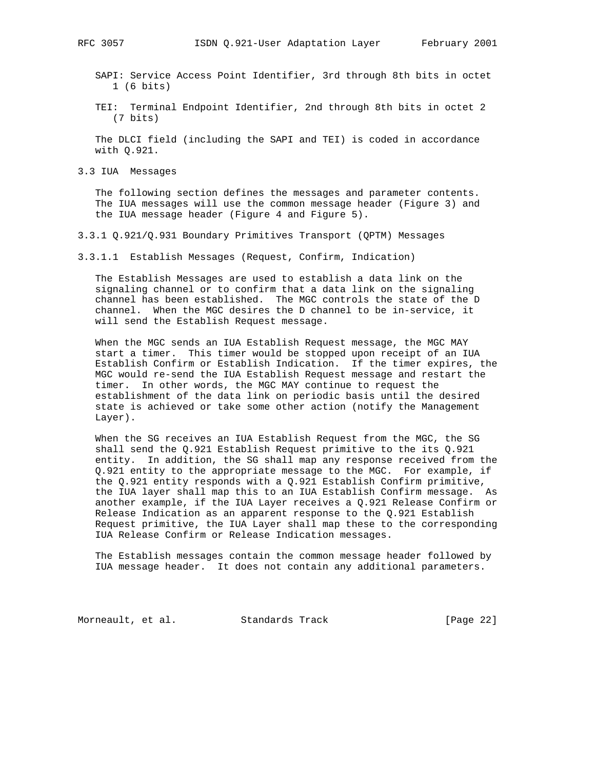SAPI: Service Access Point Identifier, 3rd through 8th bits in octet 1 (6 bits)

TEI: Terminal Endpoint Identifier, 2nd through 8th bits in octet 2 (7 bits)

The DLCI field (including the SAPI and TEI) is coded in accordance with Q.921.

### 3.3 IUA Messages

The following section defines the messages and parameter contents. The IUA messages will use the common message header (Figure 3) and the IUA message header (Figure 4 and Figure 5).

#### 3.3.1 Q.921/Q.931 Boundary Primitives Transport (QPTM) Messages

##### 3.3.1.1 Establish Messages (Request, Confirm, Indication)

The Establish Messages are used to establish a data link on the signaling channel or to confirm that a data link on the signaling channel has been established. The MGC controls the state of the D channel. When the MGC desires the D channel to be in-service, it will send the Establish Request message.

When the MGC sends an IUA Establish Request message, the MGC MAY start a timer. This timer would be stopped upon receipt of an IUA Establish Confirm or Establish Indication. If the timer expires, the MGC would re-send the IUA Establish Request message and restart the timer. In other words, the MGC MAY continue to request the establishment of the data link on periodic basis until the desired state is achieved or take some other action (notify the Management Layer).

When the SG receives an IUA Establish Request from the MGC, the SG shall send the Q.921 Establish Request primitive to the its Q.921 entity. In addition, the SG shall map any response received from the Q.921 entity to the appropriate message to the MGC. For example, if the Q.921 entity responds with a Q.921 Establish Confirm primitive, the IUA layer shall map this to an IUA Establish Confirm message. As another example, if the IUA Layer receives a Q.921 Release Confirm or Release Indication as an apparent response to the Q.921 Establish Request primitive, the IUA Layer shall map these to the corresponding IUA Release Confirm or Release Indication messages.

The Establish messages contain the common message header followed by IUA message header. It does not contain any additional parameters.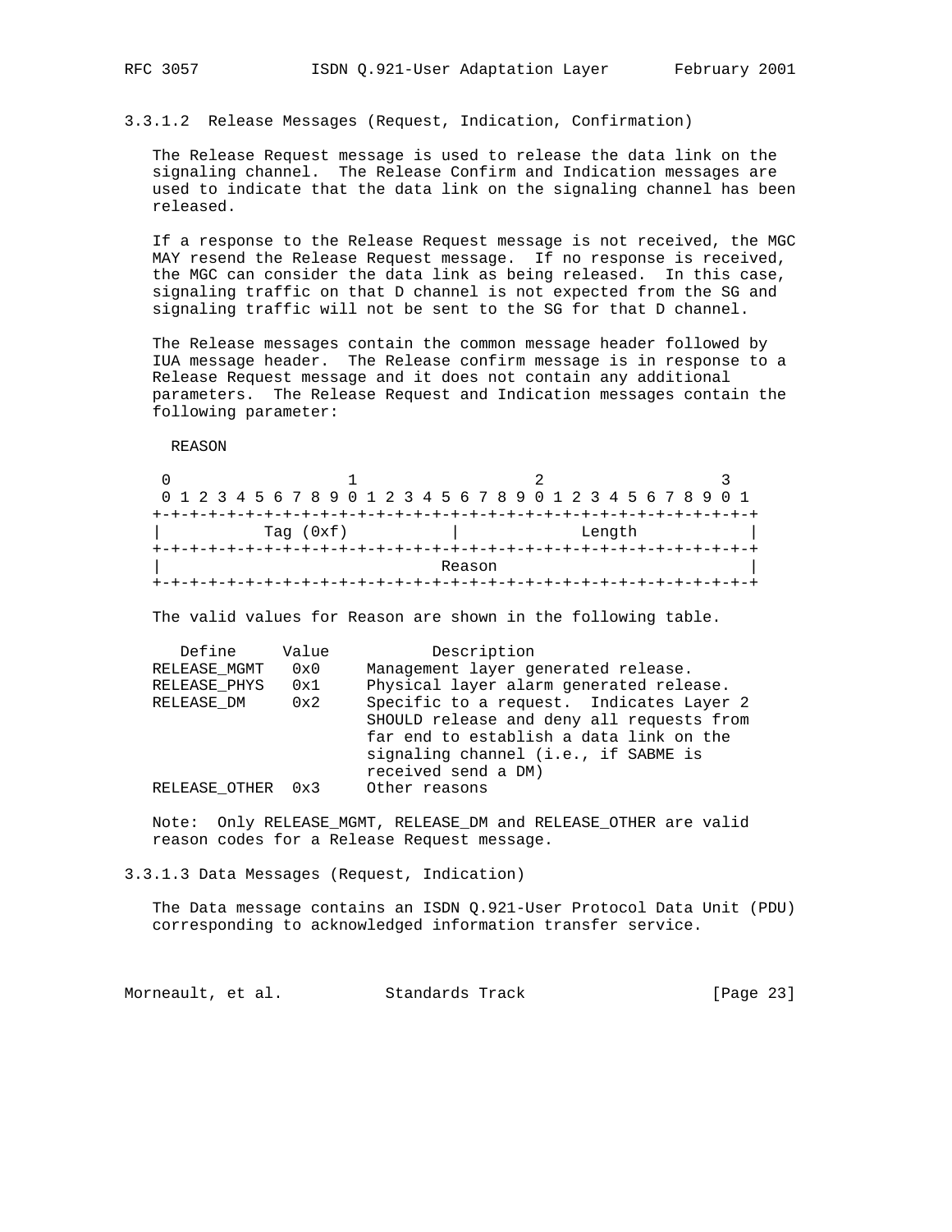### 3.3.1.2 Release Messages (Request, Indication, Confirmation)

The Release Request message is used to release the data link on the signaling channel. The Release Confirm and Indication messages are used to indicate that the data link on the signaling channel has been released.

If a response to the Release Request message is not received, the MGC MAY resend the Release Request message. If no response is received, the MGC can consider the data link as being released. In this case, signaling traffic on that D channel is not expected from the SG and signaling traffic will not be sent to the SG for that D channel.

The Release messages contain the common message header followed by IUA message header. The Release confirm message is in response to a Release Request message and it does not contain any additional parameters. The Release Request and Indication messages contain the following parameter:

REASON

```
 0                   1                   2                   3
 0 1 2 3 4 5 6 7 8 9 0 1 2 3 4 5 6 7 8 9 0 1 2 3 4 5 6 7 8 9 0 1
+-+-+-+-+-+-+-+-+-+-+-+-+-+-+-+-+-+-+-+-+-+-+-+-+-+-+-+-+-+-+-+-+
|          Tag (0xf)            |             Length            |
+-+-+-+-+-+-+-+-+-+-+-+-+-+-+-+-+-+-+-+-+-+-+-+-+-+-+-+-+-+-+-+-+
|                             Reason                            |
+-+-+-+-+-+-+-+-+-+-+-+-+-+-+-+-+-+-+-+-+-+-+-+-+-+-+-+-+-+-+-+-+
```

The valid values for Reason are shown in the following table.

| Define | Value | Description |
|---|---|---|
| RELEASE_MGMT | 0x0 | Management layer generated release. |
| RELEASE_PHYS | 0x1 | Physical layer alarm generated release. |
| RELEASE_DM | 0x2 | Specific to a request. Indicates Layer 2 SHOULD release and deny all requests from far end to establish a data link on the signaling channel (i.e., if SABME is received send a DM) |
| RELEASE_OTHER | 0x3 | Other reasons |

Note: Only RELEASE_MGMT, RELEASE_DM and RELEASE_OTHER are valid reason codes for a Release Request message.

### 3.3.1.3 Data Messages (Request, Indication)

The Data message contains an ISDN Q.921-User Protocol Data Unit (PDU) corresponding to acknowledged information transfer service.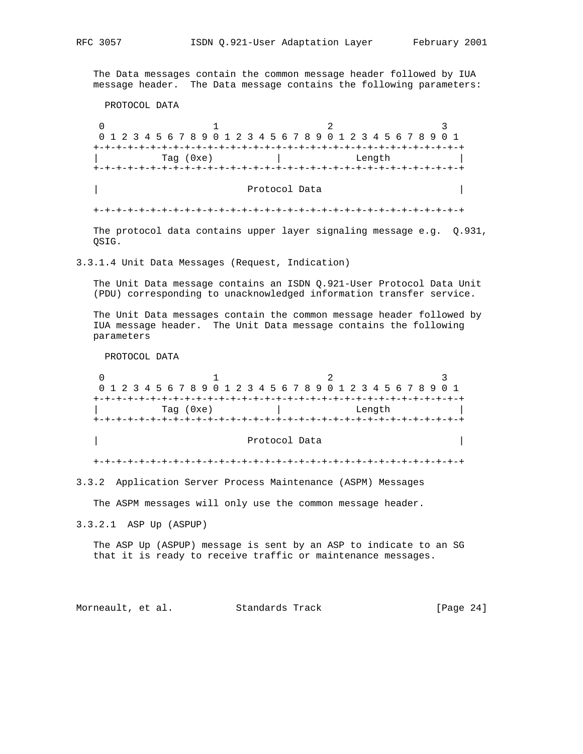The Data messages contain the common message header followed by IUA message header. The Data message contains the following parameters:

PROTOCOL DATA

```
 0                   1                   2                   3
 0 1 2 3 4 5 6 7 8 9 0 1 2 3 4 5 6 7 8 9 0 1 2 3 4 5 6 7 8 9 0 1
+-+-+-+-+-+-+-+-+-+-+-+-+-+-+-+-+-+-+-+-+-+-+-+-+-+-+-+-+-+-+-+-+
|          Tag (0xe)            |             Length            |
+-+-+-+-+-+-+-+-+-+-+-+-+-+-+-+-+-+-+-+-+-+-+-+-+-+-+-+-+-+-+-+-+

|                         Protocol Data                         |

+-+-+-+-+-+-+-+-+-+-+-+-+-+-+-+-+-+-+-+-+-+-+-+-+-+-+-+-+-+-+-+-+
```

The protocol data contains upper layer signaling message e.g. Q.931, QSIG.

### 3.3.1.4 Unit Data Messages (Request, Indication)

The Unit Data message contains an ISDN Q.921-User Protocol Data Unit (PDU) corresponding to unacknowledged information transfer service.

The Unit Data messages contain the common message header followed by IUA message header. The Unit Data message contains the following parameters

PROTOCOL DATA

```
 0                   1                   2                   3
 0 1 2 3 4 5 6 7 8 9 0 1 2 3 4 5 6 7 8 9 0 1 2 3 4 5 6 7 8 9 0 1
+-+-+-+-+-+-+-+-+-+-+-+-+-+-+-+-+-+-+-+-+-+-+-+-+-+-+-+-+-+-+-+-+
|          Tag (0xe)            |             Length            |
+-+-+-+-+-+-+-+-+-+-+-+-+-+-+-+-+-+-+-+-+-+-+-+-+-+-+-+-+-+-+-+-+

|                         Protocol Data                         |

+-+-+-+-+-+-+-+-+-+-+-+-+-+-+-+-+-+-+-+-+-+-+-+-+-+-+-+-+-+-+-+-+
```

### 3.3.2 Application Server Process Maintenance (ASPM) Messages

The ASPM messages will only use the common message header.

#### 3.3.2.1 ASP Up (ASPUP)

The ASP Up (ASPUP) message is sent by an ASP to indicate to an SG that it is ready to receive traffic or maintenance messages.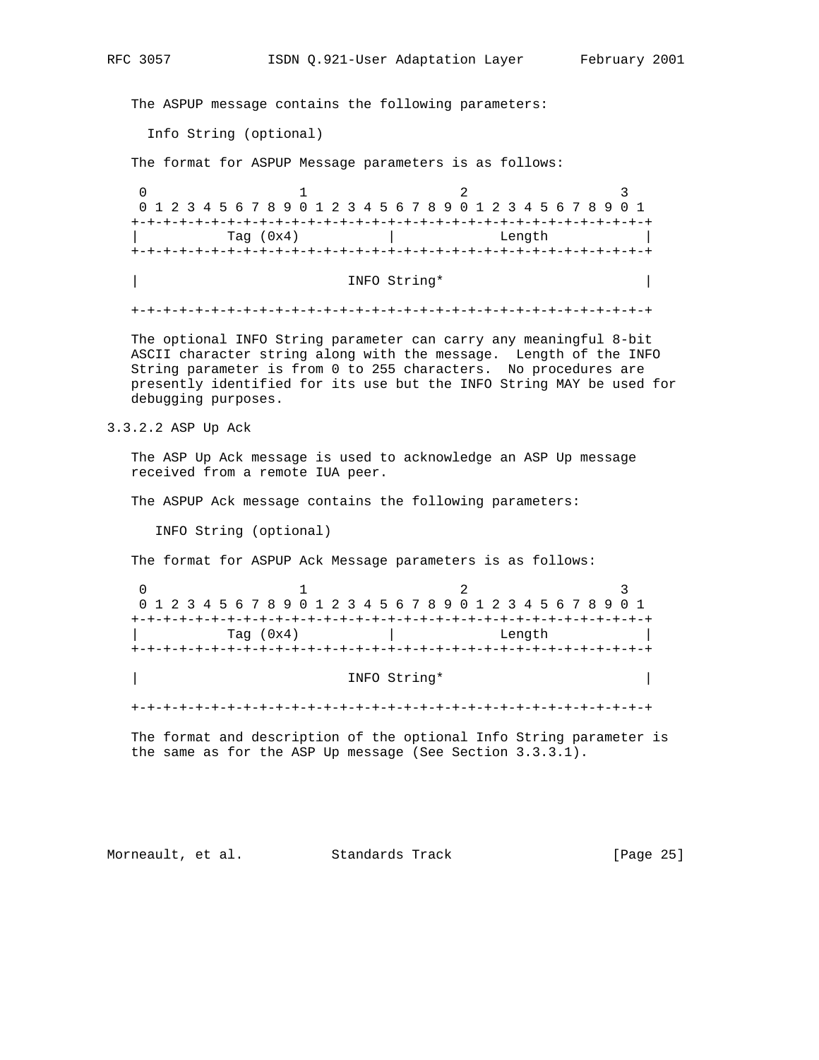The ASPUP message contains the following parameters:

Info String (optional)

The format for ASPUP Message parameters is as follows:

```
 0                   1                   2                   3
 0 1 2 3 4 5 6 7 8 9 0 1 2 3 4 5 6 7 8 9 0 1 2 3 4 5 6 7 8 9 0 1
+-+-+-+-+-+-+-+-+-+-+-+-+-+-+-+-+-+-+-+-+-+-+-+-+-+-+-+-+-+-+-+-+
|          Tag (0x4)            |             Length            |
+-+-+-+-+-+-+-+-+-+-+-+-+-+-+-+-+-+-+-+-+-+-+-+-+-+-+-+-+-+-+-+-+

|                         INFO String*                          |

+-+-+-+-+-+-+-+-+-+-+-+-+-+-+-+-+-+-+-+-+-+-+-+-+-+-+-+-+-+-+-+-+
```

The optional INFO String parameter can carry any meaningful 8-bit ASCII character string along with the message. Length of the INFO String parameter is from 0 to 255 characters. No procedures are presently identified for its use but the INFO String MAY be used for debugging purposes.

### 3.3.2.2 ASP Up Ack

The ASP Up Ack message is used to acknowledge an ASP Up message received from a remote IUA peer.

The ASPUP Ack message contains the following parameters:

INFO String (optional)

The format for ASPUP Ack Message parameters is as follows:

```
 0                   1                   2                   3
 0 1 2 3 4 5 6 7 8 9 0 1 2 3 4 5 6 7 8 9 0 1 2 3 4 5 6 7 8 9 0 1
+-+-+-+-+-+-+-+-+-+-+-+-+-+-+-+-+-+-+-+-+-+-+-+-+-+-+-+-+-+-+-+-+
|          Tag (0x4)            |             Length            |
+-+-+-+-+-+-+-+-+-+-+-+-+-+-+-+-+-+-+-+-+-+-+-+-+-+-+-+-+-+-+-+-+

|                         INFO String*                          |

+-+-+-+-+-+-+-+-+-+-+-+-+-+-+-+-+-+-+-+-+-+-+-+-+-+-+-+-+-+-+-+-+
```

The format and description of the optional Info String parameter is the same as for the ASP Up message (See Section 3.3.3.1).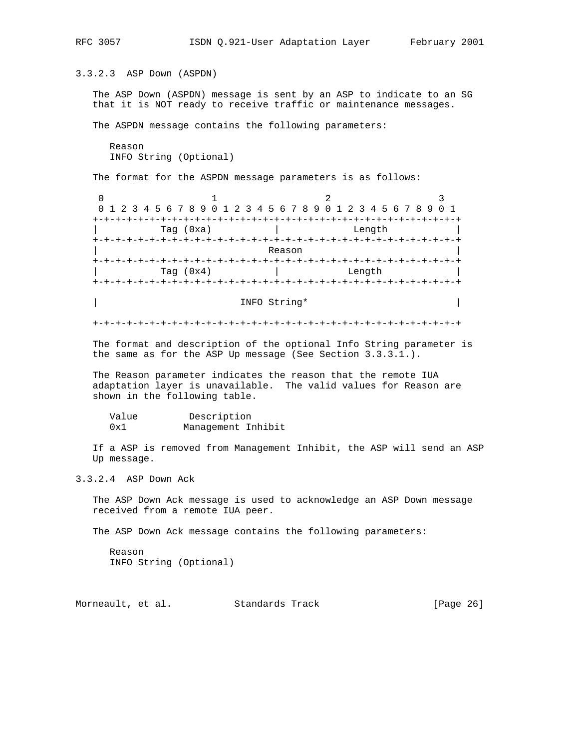#### 3.3.2.3 ASP Down (ASPDN)

The ASP Down (ASPDN) message is sent by an ASP to indicate to an SG that it is NOT ready to receive traffic or maintenance messages.

The ASPDN message contains the following parameters:

Reason
INFO String (Optional)

The format for the ASPDN message parameters is as follows:

```
 0                   1                   2                   3
 0 1 2 3 4 5 6 7 8 9 0 1 2 3 4 5 6 7 8 9 0 1 2 3 4 5 6 7 8 9 0 1
+-+-+-+-+-+-+-+-+-+-+-+-+-+-+-+-+-+-+-+-+-+-+-+-+-+-+-+-+-+-+-+-+
|          Tag (0xa)            |             Length            |
+-+-+-+-+-+-+-+-+-+-+-+-+-+-+-+-+-+-+-+-+-+-+-+-+-+-+-+-+-+-+-+-+
|                             Reason                            |
+-+-+-+-+-+-+-+-+-+-+-+-+-+-+-+-+-+-+-+-+-+-+-+-+-+-+-+-+-+-+-+-+
|          Tag (0x4)            |            Length             |
+-+-+-+-+-+-+-+-+-+-+-+-+-+-+-+-+-+-+-+-+-+-+-+-+-+-+-+-+-+-+-+-+

|                         INFO String*                          |

+-+-+-+-+-+-+-+-+-+-+-+-+-+-+-+-+-+-+-+-+-+-+-+-+-+-+-+-+-+-+-+-+
```

The format and description of the optional Info String parameter is the same as for the ASP Up message (See Section 3.3.3.1.).

The Reason parameter indicates the reason that the remote IUA adaptation layer is unavailable. The valid values for Reason are shown in the following table.

| Value | Description |
|---|---|
| 0x1 | Management Inhibit |

If a ASP is removed from Management Inhibit, the ASP will send an ASP Up message.

#### 3.3.2.4 ASP Down Ack

The ASP Down Ack message is used to acknowledge an ASP Down message received from a remote IUA peer.

The ASP Down Ack message contains the following parameters:

Reason
INFO String (Optional)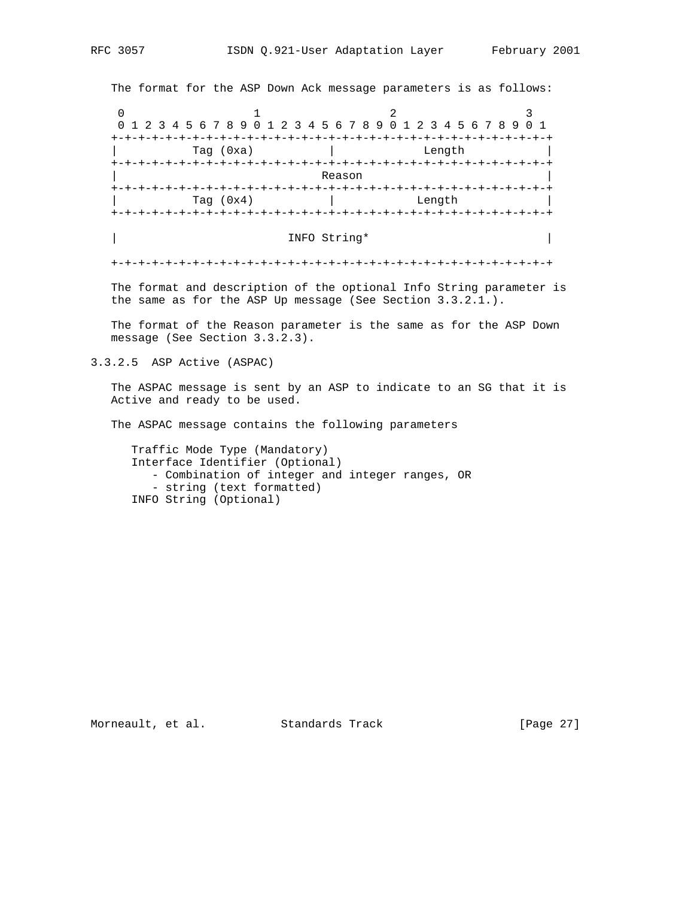The format for the ASP Down Ack message parameters is as follows:

```
 0                   1                   2                   3
 0 1 2 3 4 5 6 7 8 9 0 1 2 3 4 5 6 7 8 9 0 1 2 3 4 5 6 7 8 9 0 1
+-+-+-+-+-+-+-+-+-+-+-+-+-+-+-+-+-+-+-+-+-+-+-+-+-+-+-+-+-+-+-+-+
|          Tag (0xa)            |             Length            |
+-+-+-+-+-+-+-+-+-+-+-+-+-+-+-+-+-+-+-+-+-+-+-+-+-+-+-+-+-+-+-+-+
|                             Reason                            |
+-+-+-+-+-+-+-+-+-+-+-+-+-+-+-+-+-+-+-+-+-+-+-+-+-+-+-+-+-+-+-+-+
|          Tag (0x4)            |            Length             |
+-+-+-+-+-+-+-+-+-+-+-+-+-+-+-+-+-+-+-+-+-+-+-+-+-+-+-+-+-+-+-+-+

|                        INFO String*                           |

+-+-+-+-+-+-+-+-+-+-+-+-+-+-+-+-+-+-+-+-+-+-+-+-+-+-+-+-+-+-+-+-+
```

The format and description of the optional Info String parameter is the same as for the ASP Up message (See Section 3.3.2.1.).

The format of the Reason parameter is the same as for the ASP Down message (See Section 3.3.2.3).

#### 3.3.2.5 ASP Active (ASPAC)

The ASPAC message is sent by an ASP to indicate to an SG that it is Active and ready to be used.

The ASPAC message contains the following parameters

- Traffic Mode Type (Mandatory)
- Interface Identifier (Optional)
  - Combination of integer and integer ranges, OR
  - string (text formatted)
- INFO String (Optional)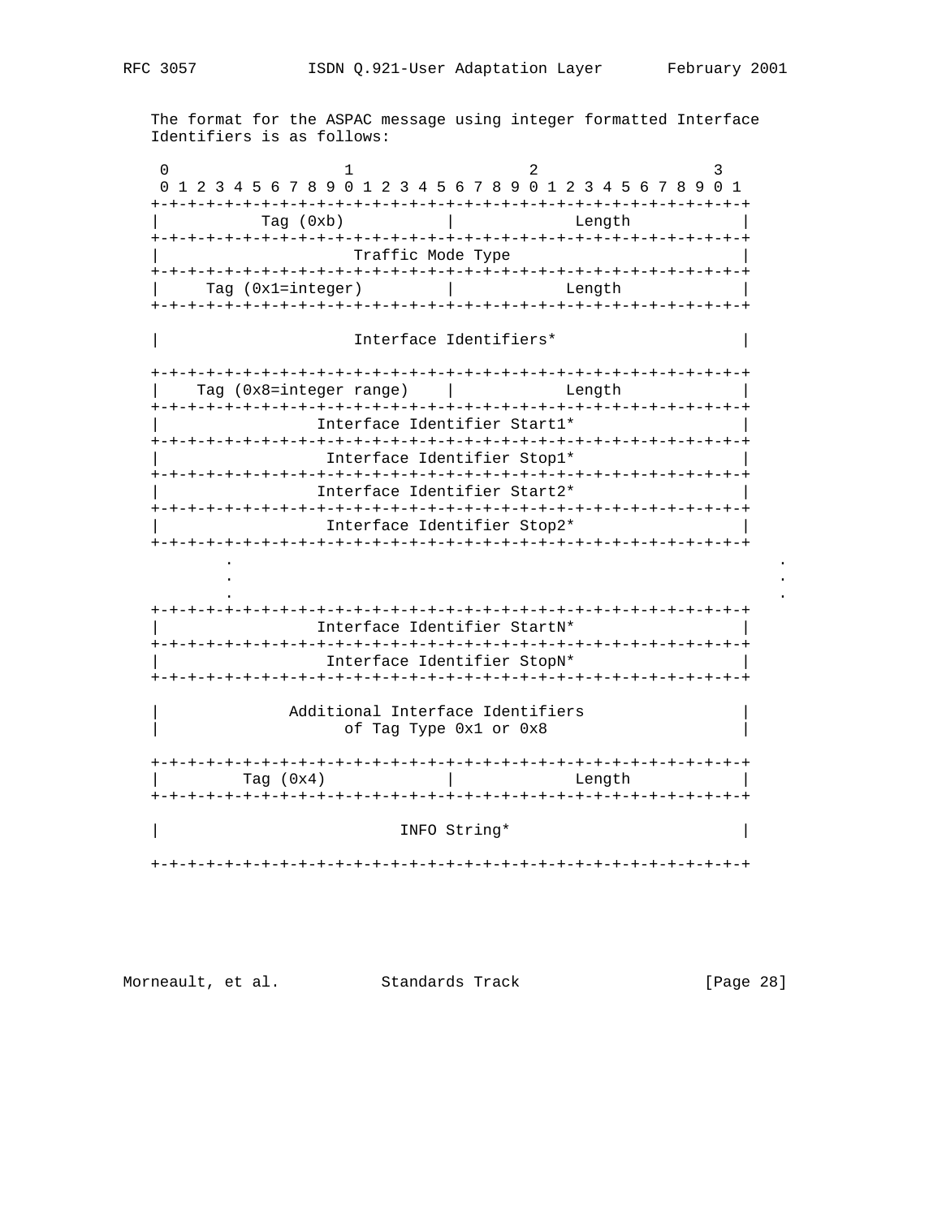The format for the ASPAC message using integer formatted Interface Identifiers is as follows:

```
 0                   1                   2                   3
 0 1 2 3 4 5 6 7 8 9 0 1 2 3 4 5 6 7 8 9 0 1 2 3 4 5 6 7 8 9 0 1
+-+-+-+-+-+-+-+-+-+-+-+-+-+-+-+-+-+-+-+-+-+-+-+-+-+-+-+-+-+-+-+-+
|           Tag (0xb)           |             Length            |
+-+-+-+-+-+-+-+-+-+-+-+-+-+-+-+-+-+-+-+-+-+-+-+-+-+-+-+-+-+-+-+-+
|                       Traffic Mode Type                       |
+-+-+-+-+-+-+-+-+-+-+-+-+-+-+-+-+-+-+-+-+-+-+-+-+-+-+-+-+-+-+-+-+
|     Tag (0x1=integer)         |            Length             |
+-+-+-+-+-+-+-+-+-+-+-+-+-+-+-+-+-+-+-+-+-+-+-+-+-+-+-+-+-+-+-+-+

|                     Interface Identifiers*                    |

+-+-+-+-+-+-+-+-+-+-+-+-+-+-+-+-+-+-+-+-+-+-+-+-+-+-+-+-+-+-+-+-+
|    Tag (0x8=integer range)    |            Length             |
+-+-+-+-+-+-+-+-+-+-+-+-+-+-+-+-+-+-+-+-+-+-+-+-+-+-+-+-+-+-+-+-+
|                 Interface Identifier Start1*                  |
+-+-+-+-+-+-+-+-+-+-+-+-+-+-+-+-+-+-+-+-+-+-+-+-+-+-+-+-+-+-+-+-+
|                  Interface Identifier Stop1*                  |
+-+-+-+-+-+-+-+-+-+-+-+-+-+-+-+-+-+-+-+-+-+-+-+-+-+-+-+-+-+-+-+-+
|                 Interface Identifier Start2*                  |
+-+-+-+-+-+-+-+-+-+-+-+-+-+-+-+-+-+-+-+-+-+-+-+-+-+-+-+-+-+-+-+-+
|                  Interface Identifier Stop2*                  |
+-+-+-+-+-+-+-+-+-+-+-+-+-+-+-+-+-+-+-+-+-+-+-+-+-+-+-+-+-+-+-+-+
        .                                                       .
        .                                                       .
        .                                                       .
+-+-+-+-+-+-+-+-+-+-+-+-+-+-+-+-+-+-+-+-+-+-+-+-+-+-+-+-+-+-+-+-+
|                 Interface Identifier StartN*                  |
+-+-+-+-+-+-+-+-+-+-+-+-+-+-+-+-+-+-+-+-+-+-+-+-+-+-+-+-+-+-+-+-+
|                  Interface Identifier StopN*                  |
+-+-+-+-+-+-+-+-+-+-+-+-+-+-+-+-+-+-+-+-+-+-+-+-+-+-+-+-+-+-+-+-+

|              Additional Interface Identifiers                 |
|                    of Tag Type 0x1 or 0x8                     |

+-+-+-+-+-+-+-+-+-+-+-+-+-+-+-+-+-+-+-+-+-+-+-+-+-+-+-+-+-+-+-+-+
|         Tag (0x4)             |             Length            |
+-+-+-+-+-+-+-+-+-+-+-+-+-+-+-+-+-+-+-+-+-+-+-+-+-+-+-+-+-+-+-+-+

|                          INFO String*                         |

+-+-+-+-+-+-+-+-+-+-+-+-+-+-+-+-+-+-+-+-+-+-+-+-+-+-+-+-+-+-+-+-+
```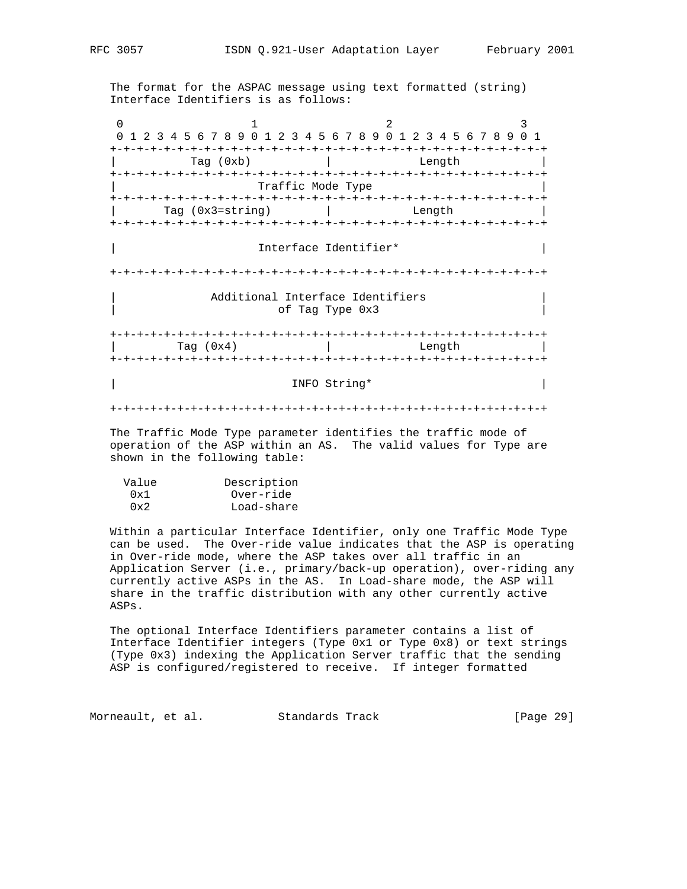The format for the ASPAC message using text formatted (string) Interface Identifiers is as follows:

```
 0                   1                   2                   3
 0 1 2 3 4 5 6 7 8 9 0 1 2 3 4 5 6 7 8 9 0 1 2 3 4 5 6 7 8 9 0 1
+-+-+-+-+-+-+-+-+-+-+-+-+-+-+-+-+-+-+-+-+-+-+-+-+-+-+-+-+-+-+-+-+
|           Tag (0xb)           |             Length            |
+-+-+-+-+-+-+-+-+-+-+-+-+-+-+-+-+-+-+-+-+-+-+-+-+-+-+-+-+-+-+-+-+
|                       Traffic Mode Type                       |
+-+-+-+-+-+-+-+-+-+-+-+-+-+-+-+-+-+-+-+-+-+-+-+-+-+-+-+-+-+-+-+-+
|       Tag (0x3=string)        |            Length             |
+-+-+-+-+-+-+-+-+-+-+-+-+-+-+-+-+-+-+-+-+-+-+-+-+-+-+-+-+-+-+-+-+

|                      Interface Identifier*                    |

+-+-+-+-+-+-+-+-+-+-+-+-+-+-+-+-+-+-+-+-+-+-+-+-+-+-+-+-+-+-+-+-+

|              Additional Interface Identifiers                 |
|                        of Tag Type 0x3                        |

+-+-+-+-+-+-+-+-+-+-+-+-+-+-+-+-+-+-+-+-+-+-+-+-+-+-+-+-+-+-+-+-+
|         Tag (0x4)             |             Length            |
+-+-+-+-+-+-+-+-+-+-+-+-+-+-+-+-+-+-+-+-+-+-+-+-+-+-+-+-+-+-+-+-+

|                          INFO String*                         |

+-+-+-+-+-+-+-+-+-+-+-+-+-+-+-+-+-+-+-+-+-+-+-+-+-+-+-+-+-+-+-+-+
```

The Traffic Mode Type parameter identifies the traffic mode of operation of the ASP within an AS. The valid values for Type are shown in the following table:

| Value | Description |
|---|---|
| 0x1 | Over-ride |
| 0x2 | Load-share |

Within a particular Interface Identifier, only one Traffic Mode Type can be used. The Over-ride value indicates that the ASP is operating in Over-ride mode, where the ASP takes over all traffic in an Application Server (i.e., primary/back-up operation), over-riding any currently active ASPs in the AS. In Load-share mode, the ASP will share in the traffic distribution with any other currently active ASPs.

The optional Interface Identifiers parameter contains a list of Interface Identifier integers (Type 0x1 or Type 0x8) or text strings (Type 0x3) indexing the Application Server traffic that the sending ASP is configured/registered to receive. If integer formatted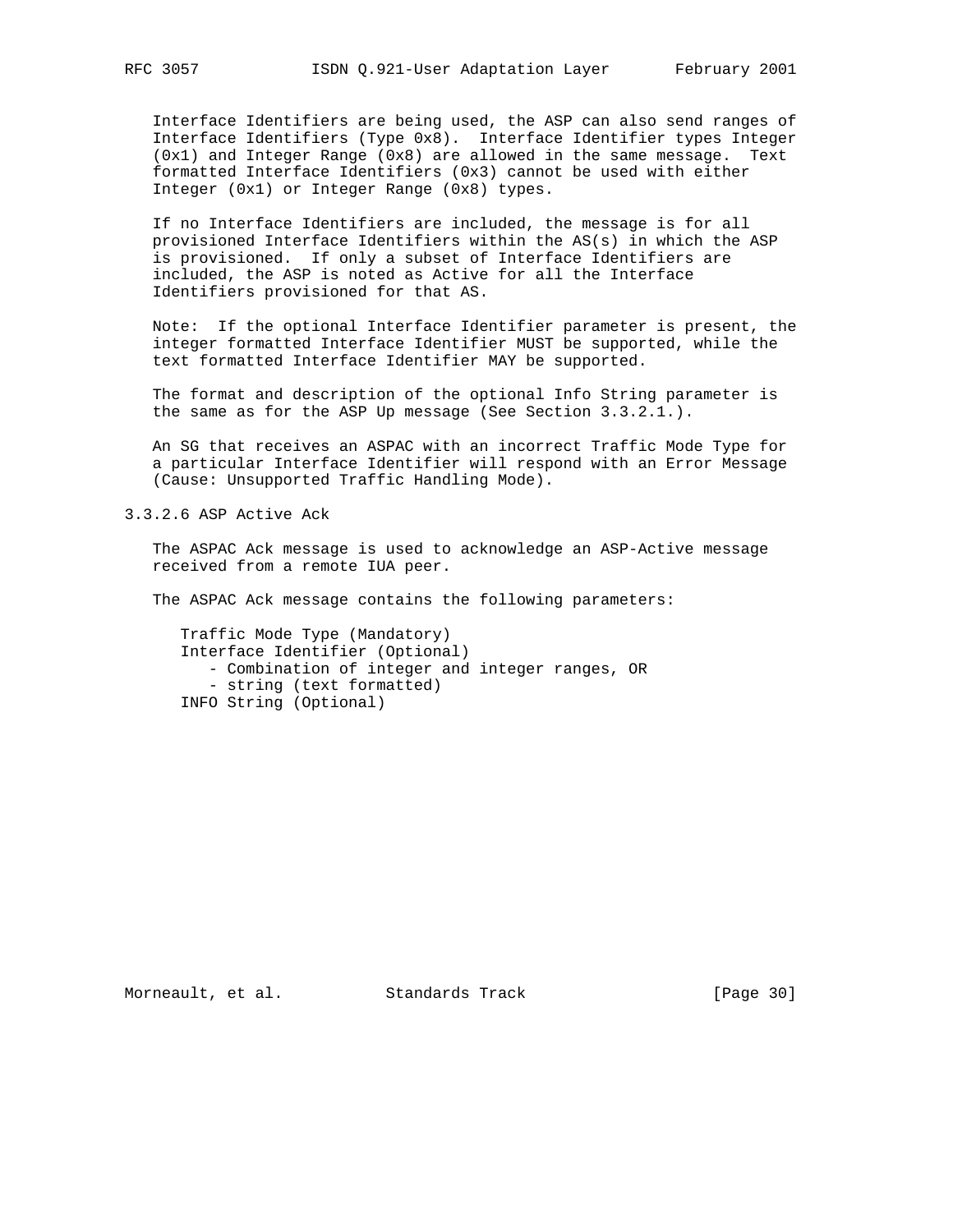Interface Identifiers are being used, the ASP can also send ranges of Interface Identifiers (Type 0x8). Interface Identifier types Integer (0x1) and Integer Range (0x8) are allowed in the same message. Text formatted Interface Identifiers (0x3) cannot be used with either Integer (0x1) or Integer Range (0x8) types.

If no Interface Identifiers are included, the message is for all provisioned Interface Identifiers within the AS(s) in which the ASP is provisioned. If only a subset of Interface Identifiers are included, the ASP is noted as Active for all the Interface Identifiers provisioned for that AS.

Note: If the optional Interface Identifier parameter is present, the integer formatted Interface Identifier MUST be supported, while the text formatted Interface Identifier MAY be supported.

The format and description of the optional Info String parameter is the same as for the ASP Up message (See Section 3.3.2.1.).

An SG that receives an ASPAC with an incorrect Traffic Mode Type for a particular Interface Identifier will respond with an Error Message (Cause: Unsupported Traffic Handling Mode).

#### 3.3.2.6 ASP Active Ack

The ASPAC Ack message is used to acknowledge an ASP-Active message received from a remote IUA peer.

The ASPAC Ack message contains the following parameters:

```
Traffic Mode Type (Mandatory)
Interface Identifier (Optional)
   - Combination of integer and integer ranges, OR
   - string (text formatted)
INFO String (Optional)
```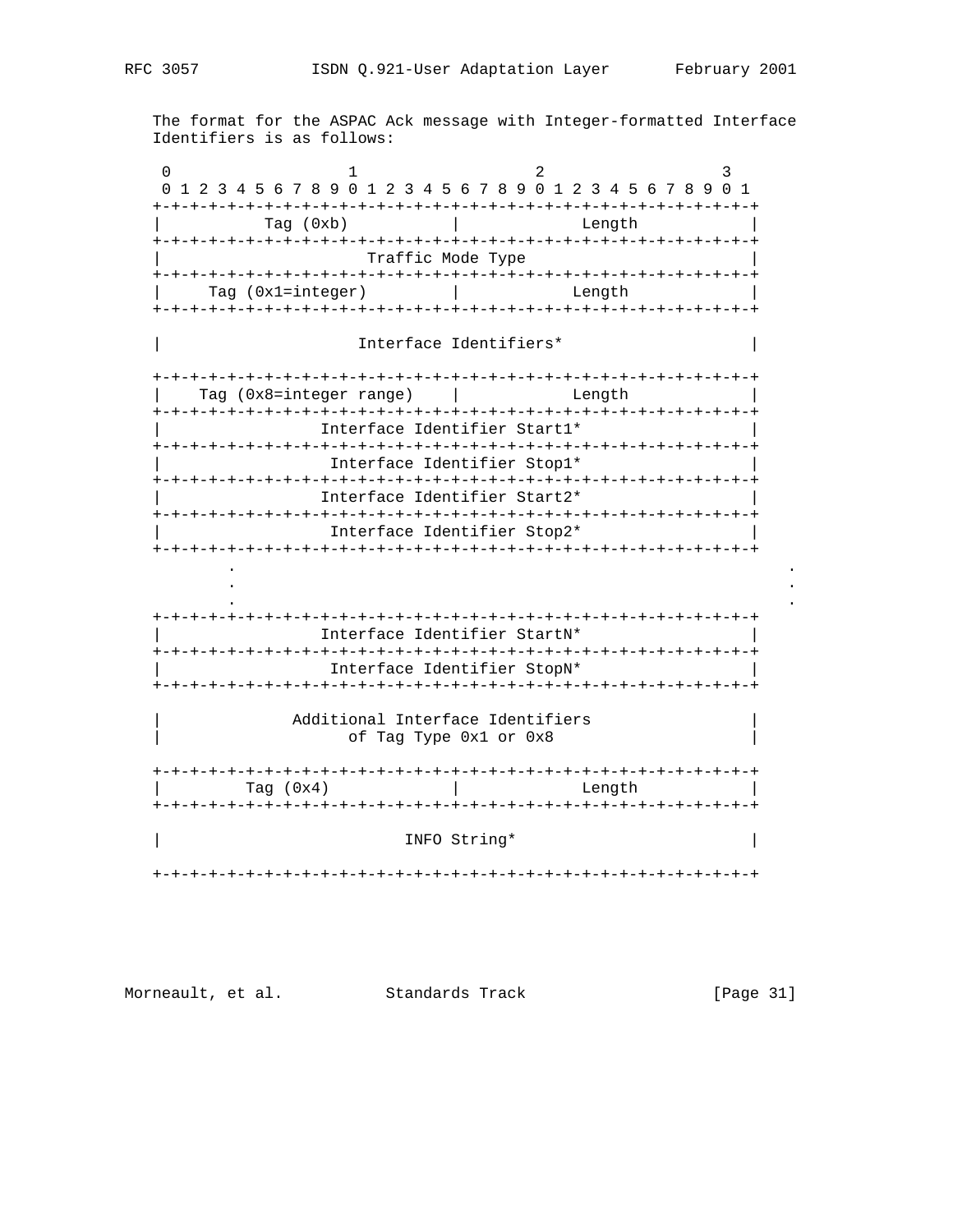The format for the ASPAC Ack message with Integer-formatted Interface Identifiers is as follows:

```
 0                   1                   2                   3
 0 1 2 3 4 5 6 7 8 9 0 1 2 3 4 5 6 7 8 9 0 1 2 3 4 5 6 7 8 9 0 1
+-+-+-+-+-+-+-+-+-+-+-+-+-+-+-+-+-+-+-+-+-+-+-+-+-+-+-+-+-+-+-+-+
|          Tag (0xb)            |             Length            |
+-+-+-+-+-+-+-+-+-+-+-+-+-+-+-+-+-+-+-+-+-+-+-+-+-+-+-+-+-+-+-+-+
|                      Traffic Mode Type                        |
+-+-+-+-+-+-+-+-+-+-+-+-+-+-+-+-+-+-+-+-+-+-+-+-+-+-+-+-+-+-+-+-+
|     Tag (0x1=integer)         |            Length             |
+-+-+-+-+-+-+-+-+-+-+-+-+-+-+-+-+-+-+-+-+-+-+-+-+-+-+-+-+-+-+-+-+

|                     Interface Identifiers*                    |

+-+-+-+-+-+-+-+-+-+-+-+-+-+-+-+-+-+-+-+-+-+-+-+-+-+-+-+-+-+-+-+-+
|    Tag (0x8=integer range)    |            Length             |
+-+-+-+-+-+-+-+-+-+-+-+-+-+-+-+-+-+-+-+-+-+-+-+-+-+-+-+-+-+-+-+-+
|                 Interface Identifier Start1*                  |
+-+-+-+-+-+-+-+-+-+-+-+-+-+-+-+-+-+-+-+-+-+-+-+-+-+-+-+-+-+-+-+-+
|                  Interface Identifier Stop1*                  |
+-+-+-+-+-+-+-+-+-+-+-+-+-+-+-+-+-+-+-+-+-+-+-+-+-+-+-+-+-+-+-+-+
|                 Interface Identifier Start2*                  |
+-+-+-+-+-+-+-+-+-+-+-+-+-+-+-+-+-+-+-+-+-+-+-+-+-+-+-+-+-+-+-+-+
|                  Interface Identifier Stop2*                  |
+-+-+-+-+-+-+-+-+-+-+-+-+-+-+-+-+-+-+-+-+-+-+-+-+-+-+-+-+-+-+-+-+
        .                                                       .
        .                                                       .
        .                                                       .
+-+-+-+-+-+-+-+-+-+-+-+-+-+-+-+-+-+-+-+-+-+-+-+-+-+-+-+-+-+-+-+-+
|                 Interface Identifier StartN*                  |
+-+-+-+-+-+-+-+-+-+-+-+-+-+-+-+-+-+-+-+-+-+-+-+-+-+-+-+-+-+-+-+-+
|                  Interface Identifier StopN*                  |
+-+-+-+-+-+-+-+-+-+-+-+-+-+-+-+-+-+-+-+-+-+-+-+-+-+-+-+-+-+-+-+-+

|              Additional Interface Identifiers                 |
|                    of Tag Type 0x1 or 0x8                     |

+-+-+-+-+-+-+-+-+-+-+-+-+-+-+-+-+-+-+-+-+-+-+-+-+-+-+-+-+-+-+-+-+
|         Tag (0x4)             |             Length            |
+-+-+-+-+-+-+-+-+-+-+-+-+-+-+-+-+-+-+-+-+-+-+-+-+-+-+-+-+-+-+-+-+

|                          INFO String*                         |

+-+-+-+-+-+-+-+-+-+-+-+-+-+-+-+-+-+-+-+-+-+-+-+-+-+-+-+-+-+-+-+-+
```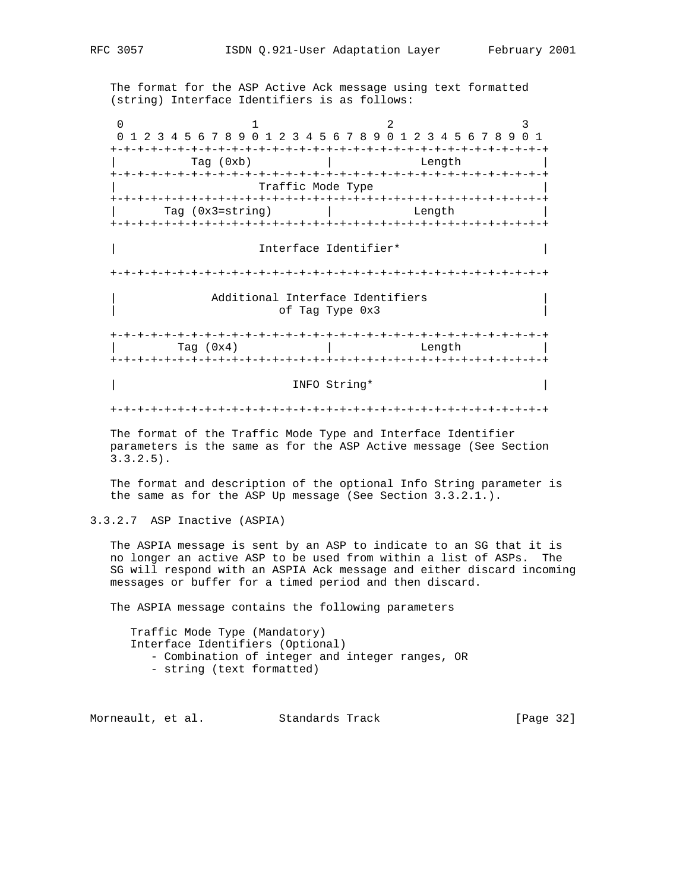The format for the ASP Active Ack message using text formatted (string) Interface Identifiers is as follows:

```
 0                   1                   2                   3
 0 1 2 3 4 5 6 7 8 9 0 1 2 3 4 5 6 7 8 9 0 1 2 3 4 5 6 7 8 9 0 1
+-+-+-+-+-+-+-+-+-+-+-+-+-+-+-+-+-+-+-+-+-+-+-+-+-+-+-+-+-+-+-+-+
|           Tag (0xb)           |             Length            |
+-+-+-+-+-+-+-+-+-+-+-+-+-+-+-+-+-+-+-+-+-+-+-+-+-+-+-+-+-+-+-+-+
|                      Traffic Mode Type                        |
+-+-+-+-+-+-+-+-+-+-+-+-+-+-+-+-+-+-+-+-+-+-+-+-+-+-+-+-+-+-+-+-+
|       Tag (0x3=string)        |            Length             |
+-+-+-+-+-+-+-+-+-+-+-+-+-+-+-+-+-+-+-+-+-+-+-+-+-+-+-+-+-+-+-+-+

|                      Interface Identifier*                    |

+-+-+-+-+-+-+-+-+-+-+-+-+-+-+-+-+-+-+-+-+-+-+-+-+-+-+-+-+-+-+-+-+

|              Additional Interface Identifiers                 |
|                        of Tag Type 0x3                        |

+-+-+-+-+-+-+-+-+-+-+-+-+-+-+-+-+-+-+-+-+-+-+-+-+-+-+-+-+-+-+-+-+
|         Tag (0x4)             |             Length            |
+-+-+-+-+-+-+-+-+-+-+-+-+-+-+-+-+-+-+-+-+-+-+-+-+-+-+-+-+-+-+-+-+

|                         INFO String*                          |

+-+-+-+-+-+-+-+-+-+-+-+-+-+-+-+-+-+-+-+-+-+-+-+-+-+-+-+-+-+-+-+-+
```

The format of the Traffic Mode Type and Interface Identifier parameters is the same as for the ASP Active message (See Section 3.3.2.5).

The format and description of the optional Info String parameter is the same as for the ASP Up message (See Section 3.3.2.1.).

#### 3.3.2.7 ASP Inactive (ASPIA)

The ASPIA message is sent by an ASP to indicate to an SG that it is no longer an active ASP to be used from within a list of ASPs. The SG will respond with an ASPIA Ack message and either discard incoming messages or buffer for a timed period and then discard.

The ASPIA message contains the following parameters

- Traffic Mode Type (Mandatory)
- Interface Identifiers (Optional)
  - Combination of integer and integer ranges, OR
  - string (text formatted)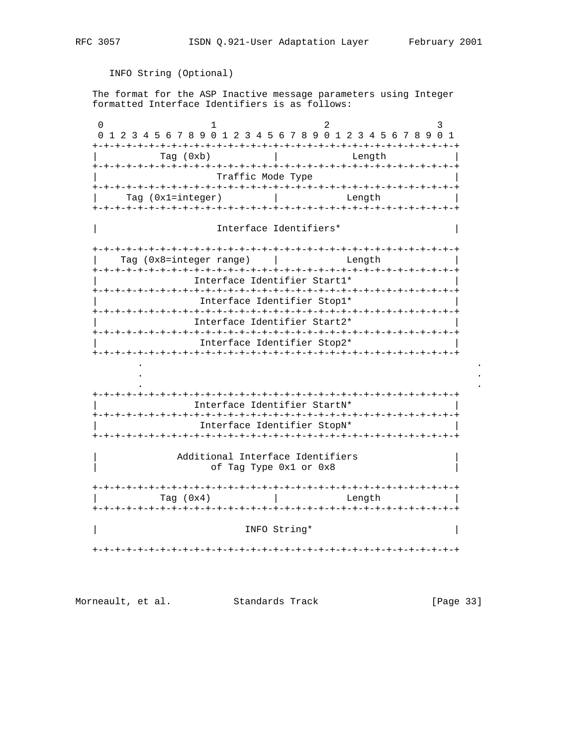INFO String (Optional)

The format for the ASP Inactive message parameters using Integer formatted Interface Identifiers is as follows:

```
 0                   1                   2                   3
 0 1 2 3 4 5 6 7 8 9 0 1 2 3 4 5 6 7 8 9 0 1 2 3 4 5 6 7 8 9 0 1
+-+-+-+-+-+-+-+-+-+-+-+-+-+-+-+-+-+-+-+-+-+-+-+-+-+-+-+-+-+-+-+-+
|           Tag (0xb)           |             Length            |
+-+-+-+-+-+-+-+-+-+-+-+-+-+-+-+-+-+-+-+-+-+-+-+-+-+-+-+-+-+-+-+-+
|                      Traffic Mode Type                        |
+-+-+-+-+-+-+-+-+-+-+-+-+-+-+-+-+-+-+-+-+-+-+-+-+-+-+-+-+-+-+-+-+
|     Tag (0x1=integer)         |            Length             |
+-+-+-+-+-+-+-+-+-+-+-+-+-+-+-+-+-+-+-+-+-+-+-+-+-+-+-+-+-+-+-+-+

|                      Interface Identifiers*                   |

+-+-+-+-+-+-+-+-+-+-+-+-+-+-+-+-+-+-+-+-+-+-+-+-+-+-+-+-+-+-+-+-+
|    Tag (0x8=integer range)    |            Length             |
+-+-+-+-+-+-+-+-+-+-+-+-+-+-+-+-+-+-+-+-+-+-+-+-+-+-+-+-+-+-+-+-+
|                 Interface Identifier Start1*                  |
+-+-+-+-+-+-+-+-+-+-+-+-+-+-+-+-+-+-+-+-+-+-+-+-+-+-+-+-+-+-+-+-+
|                  Interface Identifier Stop1*                  |
+-+-+-+-+-+-+-+-+-+-+-+-+-+-+-+-+-+-+-+-+-+-+-+-+-+-+-+-+-+-+-+-+
|                 Interface Identifier Start2*                  |
+-+-+-+-+-+-+-+-+-+-+-+-+-+-+-+-+-+-+-+-+-+-+-+-+-+-+-+-+-+-+-+-+
|                  Interface Identifier Stop2*                  |
+-+-+-+-+-+-+-+-+-+-+-+-+-+-+-+-+-+-+-+-+-+-+-+-+-+-+-+-+-+-+-+-+
        .                                                           .
        .                                                           .
        .                                                           .
+-+-+-+-+-+-+-+-+-+-+-+-+-+-+-+-+-+-+-+-+-+-+-+-+-+-+-+-+-+-+-+-+
|                 Interface Identifier StartN*                  |
+-+-+-+-+-+-+-+-+-+-+-+-+-+-+-+-+-+-+-+-+-+-+-+-+-+-+-+-+-+-+-+-+
|                  Interface Identifier StopN*                  |
+-+-+-+-+-+-+-+-+-+-+-+-+-+-+-+-+-+-+-+-+-+-+-+-+-+-+-+-+-+-+-+-+

|              Additional Interface Identifiers                 |
|                    of Tag Type 0x1 or 0x8                     |

+-+-+-+-+-+-+-+-+-+-+-+-+-+-+-+-+-+-+-+-+-+-+-+-+-+-+-+-+-+-+-+-+
|           Tag (0x4)           |            Length             |
+-+-+-+-+-+-+-+-+-+-+-+-+-+-+-+-+-+-+-+-+-+-+-+-+-+-+-+-+-+-+-+-+

|                         INFO String*                          |

+-+-+-+-+-+-+-+-+-+-+-+-+-+-+-+-+-+-+-+-+-+-+-+-+-+-+-+-+-+-+-+-+
```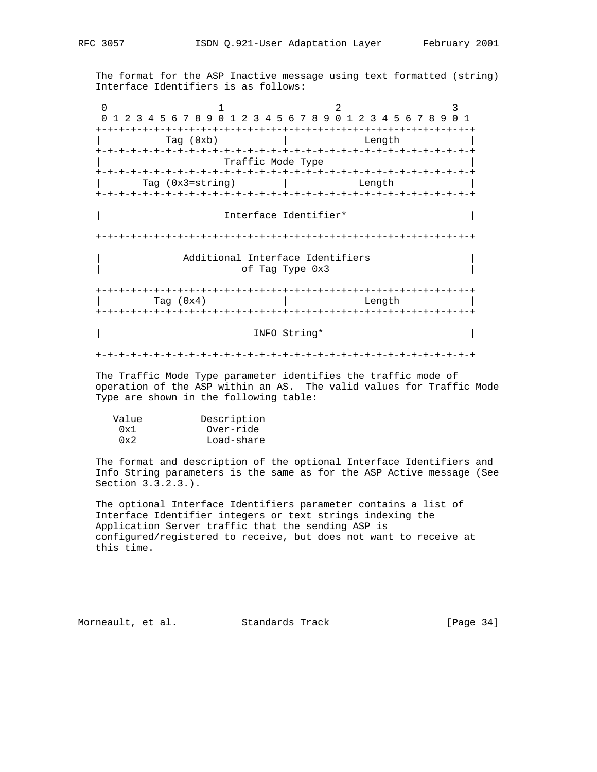The format for the ASP Inactive message using text formatted (string) Interface Identifiers is as follows:

```
 0                   1                   2                   3
 0 1 2 3 4 5 6 7 8 9 0 1 2 3 4 5 6 7 8 9 0 1 2 3 4 5 6 7 8 9 0 1
+-+-+-+-+-+-+-+-+-+-+-+-+-+-+-+-+-+-+-+-+-+-+-+-+-+-+-+-+-+-+-+-+
|          Tag (0xb)            |             Length            |
+-+-+-+-+-+-+-+-+-+-+-+-+-+-+-+-+-+-+-+-+-+-+-+-+-+-+-+-+-+-+-+-+
|                       Traffic Mode Type                       |
+-+-+-+-+-+-+-+-+-+-+-+-+-+-+-+-+-+-+-+-+-+-+-+-+-+-+-+-+-+-+-+-+
|      Tag (0x3=string)         |            Length             |
+-+-+-+-+-+-+-+-+-+-+-+-+-+-+-+-+-+-+-+-+-+-+-+-+-+-+-+-+-+-+-+-+

|                     Interface Identifier*                     |

+-+-+-+-+-+-+-+-+-+-+-+-+-+-+-+-+-+-+-+-+-+-+-+-+-+-+-+-+-+-+-+-+

|             Additional Interface Identifiers                  |
|                       of Tag Type 0x3                         |

+-+-+-+-+-+-+-+-+-+-+-+-+-+-+-+-+-+-+-+-+-+-+-+-+-+-+-+-+-+-+-+-+
|         Tag (0x4)             |             Length            |
+-+-+-+-+-+-+-+-+-+-+-+-+-+-+-+-+-+-+-+-+-+-+-+-+-+-+-+-+-+-+-+-+

|                          INFO String*                         |

+-+-+-+-+-+-+-+-+-+-+-+-+-+-+-+-+-+-+-+-+-+-+-+-+-+-+-+-+-+-+-+-+
```

The Traffic Mode Type parameter identifies the traffic mode of operation of the ASP within an AS. The valid values for Traffic Mode Type are shown in the following table:

| Value | Description |
|---|---|
| 0x1 | Over-ride |
| 0x2 | Load-share |

The format and description of the optional Interface Identifiers and Info String parameters is the same as for the ASP Active message (See Section 3.3.2.3.).

The optional Interface Identifiers parameter contains a list of Interface Identifier integers or text strings indexing the Application Server traffic that the sending ASP is configured/registered to receive, but does not want to receive at this time.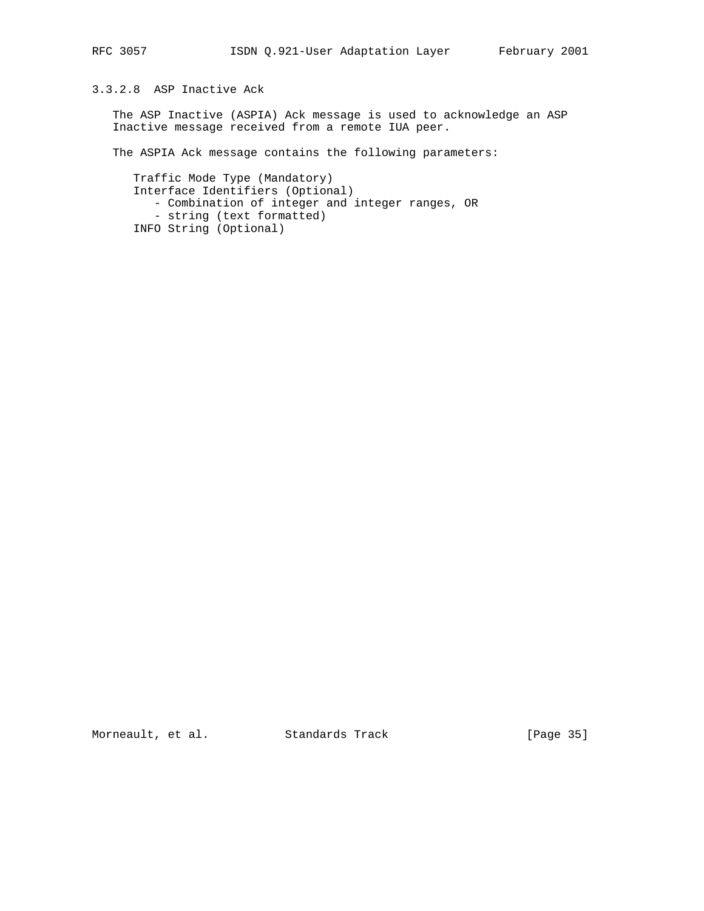#### 3.3.2.8 ASP Inactive Ack

The ASP Inactive (ASPIA) Ack message is used to acknowledge an ASP Inactive message received from a remote IUA peer.

The ASPIA Ack message contains the following parameters:

- Traffic Mode Type (Mandatory)
- Interface Identifiers (Optional)
  - Combination of integer and integer ranges, OR
  - string (text formatted)
- INFO String (Optional)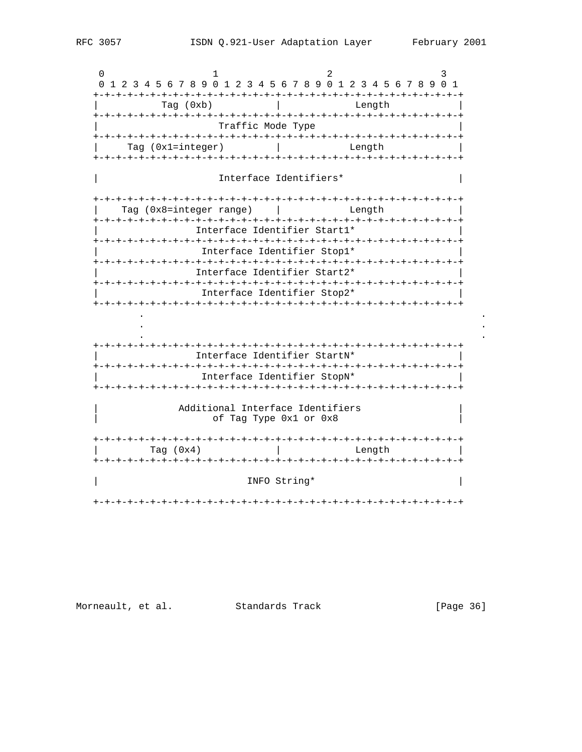```
    0                   1                   2                   3
    0 1 2 3 4 5 6 7 8 9 0 1 2 3 4 5 6 7 8 9 0 1 2 3 4 5 6 7 8 9 0 1
   +-+-+-+-+-+-+-+-+-+-+-+-+-+-+-+-+-+-+-+-+-+-+-+-+-+-+-+-+-+-+-+-+
   |          Tag (0xb)            |             Length            |
   +-+-+-+-+-+-+-+-+-+-+-+-+-+-+-+-+-+-+-+-+-+-+-+-+-+-+-+-+-+-+-+-+
   |                      Traffic Mode Type                        |
   +-+-+-+-+-+-+-+-+-+-+-+-+-+-+-+-+-+-+-+-+-+-+-+-+-+-+-+-+-+-+-+-+
   |     Tag (0x1=integer)         |            Length             |
   +-+-+-+-+-+-+-+-+-+-+-+-+-+-+-+-+-+-+-+-+-+-+-+-+-+-+-+-+-+-+-+-+

   |                      Interface Identifiers*                   |

   +-+-+-+-+-+-+-+-+-+-+-+-+-+-+-+-+-+-+-+-+-+-+-+-+-+-+-+-+-+-+-+-+
   |    Tag (0x8=integer range)    |            Length             |
   +-+-+-+-+-+-+-+-+-+-+-+-+-+-+-+-+-+-+-+-+-+-+-+-+-+-+-+-+-+-+-+-+
   |                  Interface Identifier Start1*                 |
   +-+-+-+-+-+-+-+-+-+-+-+-+-+-+-+-+-+-+-+-+-+-+-+-+-+-+-+-+-+-+-+-+
   |                   Interface Identifier Stop1*                 |
   +-+-+-+-+-+-+-+-+-+-+-+-+-+-+-+-+-+-+-+-+-+-+-+-+-+-+-+-+-+-+-+-+
   |                  Interface Identifier Start2*                 |
   +-+-+-+-+-+-+-+-+-+-+-+-+-+-+-+-+-+-+-+-+-+-+-+-+-+-+-+-+-+-+-+-+
   |                   Interface Identifier Stop2*                 |
   +-+-+-+-+-+-+-+-+-+-+-+-+-+-+-+-+-+-+-+-+-+-+-+-+-+-+-+-+-+-+-+-+
           .                                                           .
           .                                                           .
           .                                                           .
   +-+-+-+-+-+-+-+-+-+-+-+-+-+-+-+-+-+-+-+-+-+-+-+-+-+-+-+-+-+-+-+-+
   |                  Interface Identifier StartN*                 |
   +-+-+-+-+-+-+-+-+-+-+-+-+-+-+-+-+-+-+-+-+-+-+-+-+-+-+-+-+-+-+-+-+
   |                   Interface Identifier StopN*                 |
   +-+-+-+-+-+-+-+-+-+-+-+-+-+-+-+-+-+-+-+-+-+-+-+-+-+-+-+-+-+-+-+-+

   |              Additional Interface Identifiers                 |
   |                   of Tag Type 0x1 or 0x8                      |

   +-+-+-+-+-+-+-+-+-+-+-+-+-+-+-+-+-+-+-+-+-+-+-+-+-+-+-+-+-+-+-+-+
   |         Tag (0x4)             |             Length            |
   +-+-+-+-+-+-+-+-+-+-+-+-+-+-+-+-+-+-+-+-+-+-+-+-+-+-+-+-+-+-+-+-+

   |                          INFO String*                         |

   +-+-+-+-+-+-+-+-+-+-+-+-+-+-+-+-+-+-+-+-+-+-+-+-+-+-+-+-+-+-+-+-+
```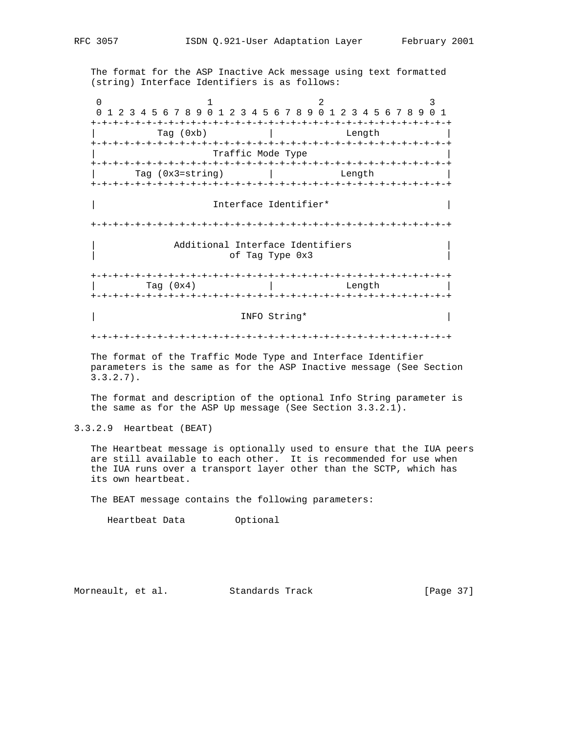The format for the ASP Inactive Ack message using text formatted (string) Interface Identifiers is as follows:

```
 0                   1                   2                   3
 0 1 2 3 4 5 6 7 8 9 0 1 2 3 4 5 6 7 8 9 0 1 2 3 4 5 6 7 8 9 0 1
+-+-+-+-+-+-+-+-+-+-+-+-+-+-+-+-+-+-+-+-+-+-+-+-+-+-+-+-+-+-+-+-+
|           Tag (0xb)           |             Length            |
+-+-+-+-+-+-+-+-+-+-+-+-+-+-+-+-+-+-+-+-+-+-+-+-+-+-+-+-+-+-+-+-+
|                      Traffic Mode Type                        |
+-+-+-+-+-+-+-+-+-+-+-+-+-+-+-+-+-+-+-+-+-+-+-+-+-+-+-+-+-+-+-+-+
|       Tag (0x3=string)        |            Length             |
+-+-+-+-+-+-+-+-+-+-+-+-+-+-+-+-+-+-+-+-+-+-+-+-+-+-+-+-+-+-+-+-+
/                                                               /
|                     Interface Identifier*                     |
/                                                               /
+-+-+-+-+-+-+-+-+-+-+-+-+-+-+-+-+-+-+-+-+-+-+-+-+-+-+-+-+-+-+-+-+
/                                                               /
|              Additional Interface Identifiers                 |
|                        of Tag Type 0x3                        |
/                                                               /
+-+-+-+-+-+-+-+-+-+-+-+-+-+-+-+-+-+-+-+-+-+-+-+-+-+-+-+-+-+-+-+-+
|         Tag (0x4)             |             Length            |
+-+-+-+-+-+-+-+-+-+-+-+-+-+-+-+-+-+-+-+-+-+-+-+-+-+-+-+-+-+-+-+-+
/                                                               /
|                          INFO String*                         |
/                                                               /
+-+-+-+-+-+-+-+-+-+-+-+-+-+-+-+-+-+-+-+-+-+-+-+-+-+-+-+-+-+-+-+-+
```

The format of the Traffic Mode Type and Interface Identifier parameters is the same as for the ASP Inactive message (See Section 3.3.2.7).

The format and description of the optional Info String parameter is the same as for the ASP Up message (See Section 3.3.2.1).

#### 3.3.2.9 Heartbeat (BEAT)

The Heartbeat message is optionally used to ensure that the IUA peers are still available to each other. It is recommended for use when the IUA runs over a transport layer other than the SCTP, which has its own heartbeat.

The BEAT message contains the following parameters:

```
Heartbeat Data         Optional
```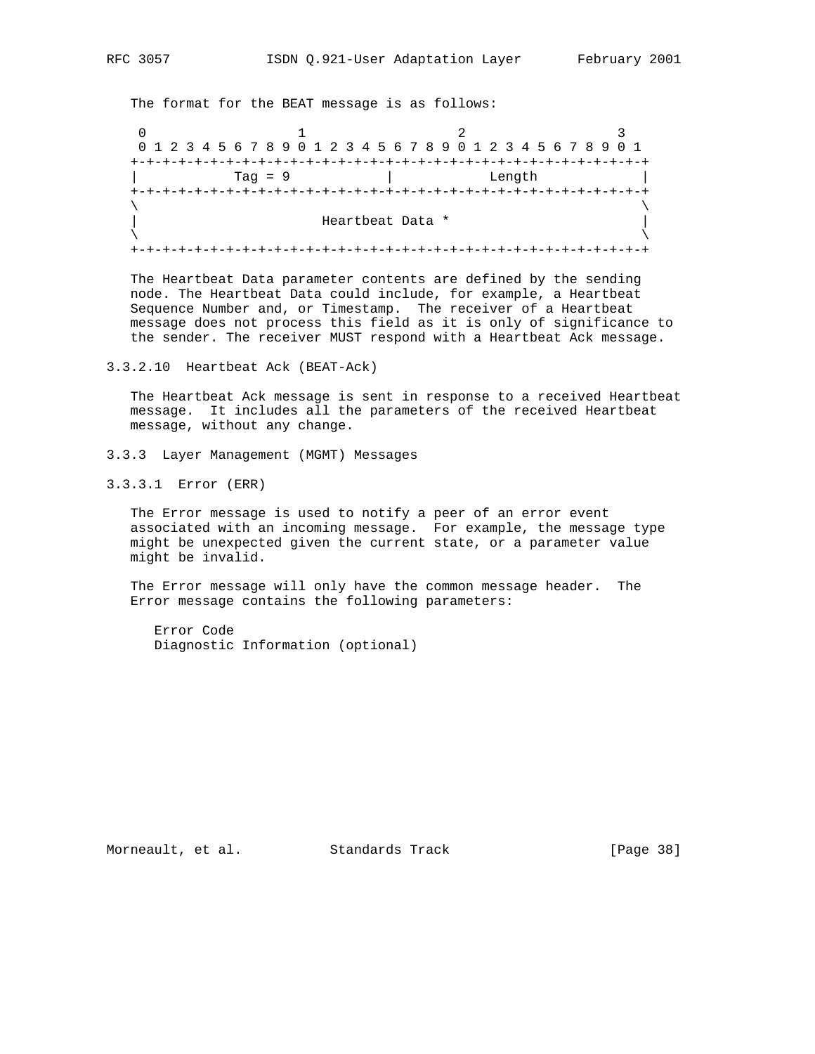The format for the BEAT message is as follows:

```
 0                   1                   2                   3
 0 1 2 3 4 5 6 7 8 9 0 1 2 3 4 5 6 7 8 9 0 1 2 3 4 5 6 7 8 9 0 1
+-+-+-+-+-+-+-+-+-+-+-+-+-+-+-+-+-+-+-+-+-+-+-+-+-+-+-+-+-+-+-+-+
|           Tag = 9             |            Length             |
+-+-+-+-+-+-+-+-+-+-+-+-+-+-+-+-+-+-+-+-+-+-+-+-+-+-+-+-+-+-+-+-+
\                                                               \
|                       Heartbeat Data *                        |
\                                                               \
+-+-+-+-+-+-+-+-+-+-+-+-+-+-+-+-+-+-+-+-+-+-+-+-+-+-+-+-+-+-+-+-+
```

The Heartbeat Data parameter contents are defined by the sending node. The Heartbeat Data could include, for example, a Heartbeat Sequence Number and, or Timestamp. The receiver of a Heartbeat message does not process this field as it is only of significance to the sender. The receiver MUST respond with a Heartbeat Ack message.

#### 3.3.2.10 Heartbeat Ack (BEAT-Ack)

The Heartbeat Ack message is sent in response to a received Heartbeat message. It includes all the parameters of the received Heartbeat message, without any change.

### 3.3.3 Layer Management (MGMT) Messages

#### 3.3.3.1 Error (ERR)

The Error message is used to notify a peer of an error event associated with an incoming message. For example, the message type might be unexpected given the current state, or a parameter value might be invalid.

The Error message will only have the common message header. The Error message contains the following parameters:

- Error Code
- Diagnostic Information (optional)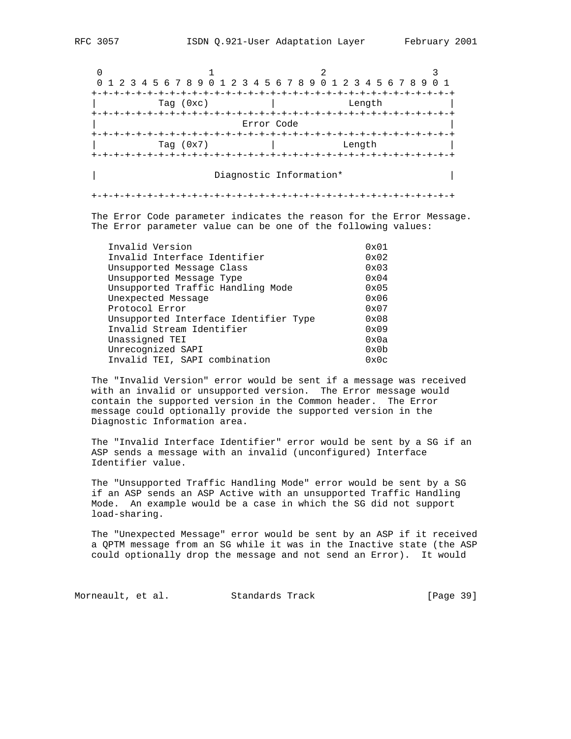```
    0                   1                   2                   3
    0 1 2 3 4 5 6 7 8 9 0 1 2 3 4 5 6 7 8 9 0 1 2 3 4 5 6 7 8 9 0 1
   +-+-+-+-+-+-+-+-+-+-+-+-+-+-+-+-+-+-+-+-+-+-+-+-+-+-+-+-+-+-+-+-+
   |          Tag (0xc)            |             Length            |
   +-+-+-+-+-+-+-+-+-+-+-+-+-+-+-+-+-+-+-+-+-+-+-+-+-+-+-+-+-+-+-+-+
   |                          Error Code                           |
   +-+-+-+-+-+-+-+-+-+-+-+-+-+-+-+-+-+-+-+-+-+-+-+-+-+-+-+-+-+-+-+-+
   |          Tag (0x7)            |            Length             |
   +-+-+-+-+-+-+-+-+-+-+-+-+-+-+-+-+-+-+-+-+-+-+-+-+-+-+-+-+-+-+-+-+

   |                     Diagnostic Information*                   |

   +-+-+-+-+-+-+-+-+-+-+-+-+-+-+-+-+-+-+-+-+-+-+-+-+-+-+-+-+-+-+-+-+
```

The Error Code parameter indicates the reason for the Error Message. The Error parameter value can be one of the following values:

```
      Invalid Version                                  0x01
      Invalid Interface Identifier                     0x02
      Unsupported Message Class                        0x03
      Unsupported Message Type                         0x04
      Unsupported Traffic Handling Mode                0x05
      Unexpected Message                               0x06
      Protocol Error                                   0x07
      Unsupported Interface Identifier Type            0x08
      Invalid Stream Identifier                        0x09
      Unassigned TEI                                   0x0a
      Unrecognized SAPI                                0x0b
      Invalid TEI, SAPI combination                    0x0c
```

The "Invalid Version" error would be sent if a message was received with an invalid or unsupported version. The Error message would contain the supported version in the Common header. The Error message could optionally provide the supported version in the Diagnostic Information area.

The "Invalid Interface Identifier" error would be sent by a SG if an ASP sends a message with an invalid (unconfigured) Interface Identifier value.

The "Unsupported Traffic Handling Mode" error would be sent by a SG if an ASP sends an ASP Active with an unsupported Traffic Handling Mode. An example would be a case in which the SG did not support load-sharing.

The "Unexpected Message" error would be sent by an ASP if it received a QPTM message from an SG while it was in the Inactive state (the ASP could optionally drop the message and not send an Error). It would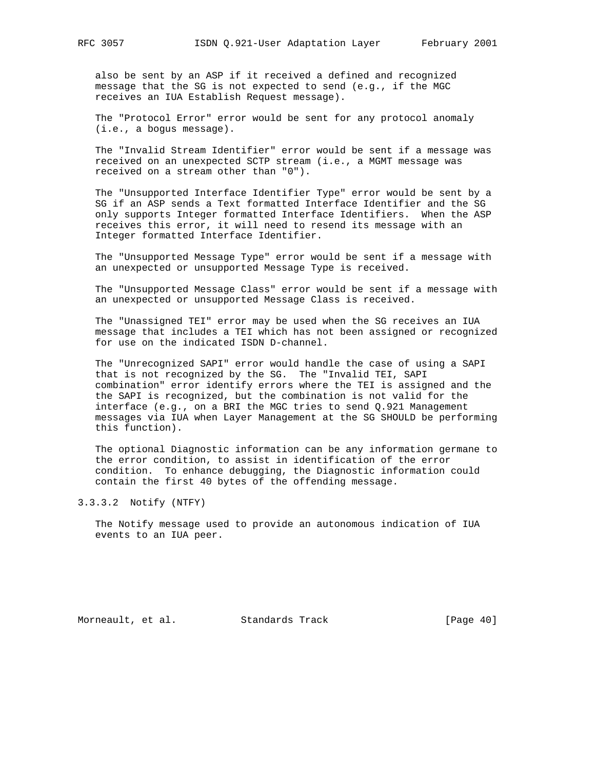also be sent by an ASP if it received a defined and recognized message that the SG is not expected to send (e.g., if the MGC receives an IUA Establish Request message).

The "Protocol Error" error would be sent for any protocol anomaly (i.e., a bogus message).

The "Invalid Stream Identifier" error would be sent if a message was received on an unexpected SCTP stream (i.e., a MGMT message was received on a stream other than "0").

The "Unsupported Interface Identifier Type" error would be sent by a SG if an ASP sends a Text formatted Interface Identifier and the SG only supports Integer formatted Interface Identifiers. When the ASP receives this error, it will need to resend its message with an Integer formatted Interface Identifier.

The "Unsupported Message Type" error would be sent if a message with an unexpected or unsupported Message Type is received.

The "Unsupported Message Class" error would be sent if a message with an unexpected or unsupported Message Class is received.

The "Unassigned TEI" error may be used when the SG receives an IUA message that includes a TEI which has not been assigned or recognized for use on the indicated ISDN D-channel.

The "Unrecognized SAPI" error would handle the case of using a SAPI that is not recognized by the SG. The "Invalid TEI, SAPI combination" error identify errors where the TEI is assigned and the the SAPI is recognized, but the combination is not valid for the interface (e.g., on a BRI the MGC tries to send Q.921 Management messages via IUA when Layer Management at the SG SHOULD be performing this function).

The optional Diagnostic information can be any information germane to the error condition, to assist in identification of the error condition. To enhance debugging, the Diagnostic information could contain the first 40 bytes of the offending message.

#### 3.3.3.2 Notify (NTFY)

The Notify message used to provide an autonomous indication of IUA events to an IUA peer.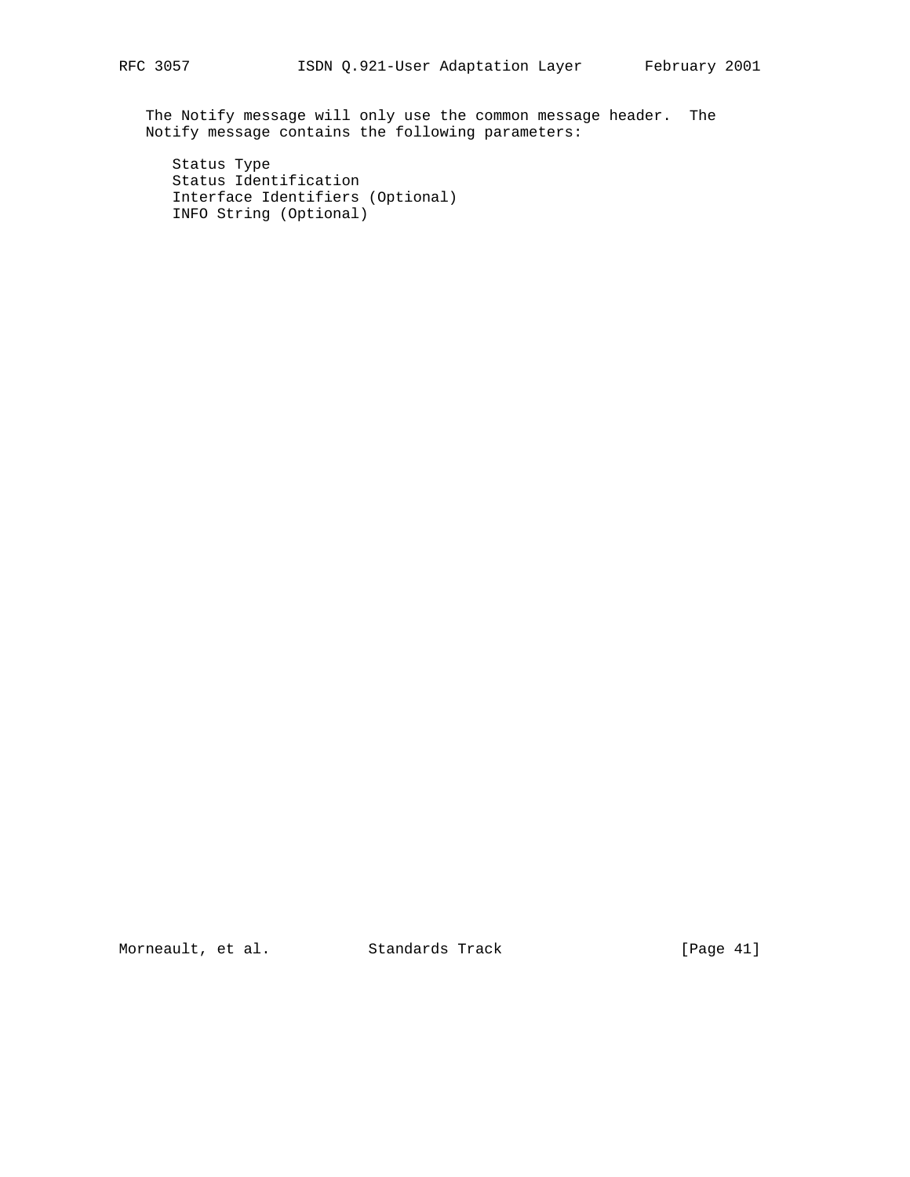The Notify message will only use the common message header. The Notify message contains the following parameters:

Status Type
Status Identification
Interface Identifiers (Optional)
INFO String (Optional)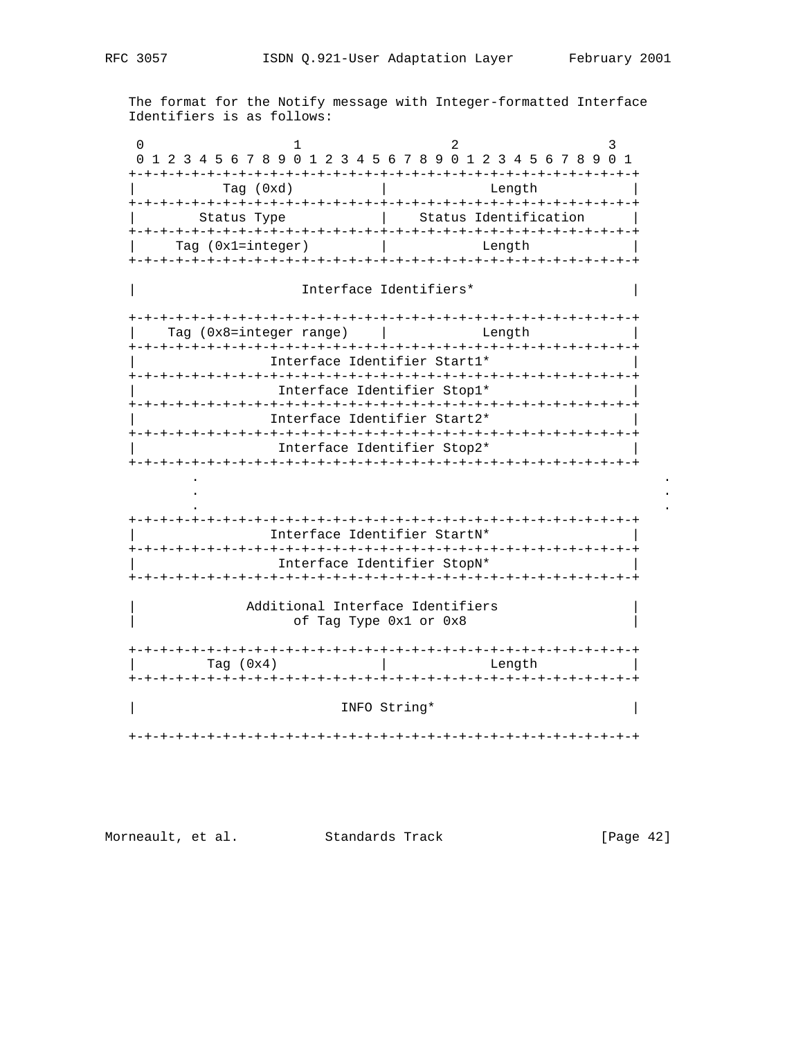The format for the Notify message with Integer-formatted Interface Identifiers is as follows:

```
     0                   1                   2                   3
     0 1 2 3 4 5 6 7 8 9 0 1 2 3 4 5 6 7 8 9 0 1 2 3 4 5 6 7 8 9 0 1
    +-+-+-+-+-+-+-+-+-+-+-+-+-+-+-+-+-+-+-+-+-+-+-+-+-+-+-+-+-+-+-+-+
    |          Tag (0xd)            |             Length            |
    +-+-+-+-+-+-+-+-+-+-+-+-+-+-+-+-+-+-+-+-+-+-+-+-+-+-+-+-+-+-+-+-+
    |        Status Type            |    Status Identification      |
    +-+-+-+-+-+-+-+-+-+-+-+-+-+-+-+-+-+-+-+-+-+-+-+-+-+-+-+-+-+-+-+-+
    |     Tag (0x1=integer)         |            Length             |
    +-+-+-+-+-+-+-+-+-+-+-+-+-+-+-+-+-+-+-+-+-+-+-+-+-+-+-+-+-+-+-+-+
    \                                                               \
    /                     Interface Identifiers*                    /
    \                                                               \
    +-+-+-+-+-+-+-+-+-+-+-+-+-+-+-+-+-+-+-+-+-+-+-+-+-+-+-+-+-+-+-+-+
    |    Tag (0x8=integer range)    |            Length             |
    +-+-+-+-+-+-+-+-+-+-+-+-+-+-+-+-+-+-+-+-+-+-+-+-+-+-+-+-+-+-+-+-+
    |                Interface Identifier Start1*                   |
    +-+-+-+-+-+-+-+-+-+-+-+-+-+-+-+-+-+-+-+-+-+-+-+-+-+-+-+-+-+-+-+-+
    |                Interface Identifier Stop1*                    |
    +-+-+-+-+-+-+-+-+-+-+-+-+-+-+-+-+-+-+-+-+-+-+-+-+-+-+-+-+-+-+-+-+
    |                Interface Identifier Start2*                   |
    +-+-+-+-+-+-+-+-+-+-+-+-+-+-+-+-+-+-+-+-+-+-+-+-+-+-+-+-+-+-+-+-+
    |                Interface Identifier Stop2*                    |
    +-+-+-+-+-+-+-+-+-+-+-+-+-+-+-+-+-+-+-+-+-+-+-+-+-+-+-+-+-+-+-+-+
    |        .                                                      .
    |        .                                                      .
    |        .                                                      .
    +-+-+-+-+-+-+-+-+-+-+-+-+-+-+-+-+-+-+-+-+-+-+-+-+-+-+-+-+-+-+-+-+
    |                Interface Identifier StartN*                   |
    +-+-+-+-+-+-+-+-+-+-+-+-+-+-+-+-+-+-+-+-+-+-+-+-+-+-+-+-+-+-+-+-+
    |                Interface Identifier StopN*                    |
    +-+-+-+-+-+-+-+-+-+-+-+-+-+-+-+-+-+-+-+-+-+-+-+-+-+-+-+-+-+-+-+-+
    \                                                               \
    /             Additional Interface Identifiers                  /
    \                  of Tag Type 0x1 or 0x8                       \
    +-+-+-+-+-+-+-+-+-+-+-+-+-+-+-+-+-+-+-+-+-+-+-+-+-+-+-+-+-+-+-+-+
    |         Tag (0x4)             |             Length            |
    +-+-+-+-+-+-+-+-+-+-+-+-+-+-+-+-+-+-+-+-+-+-+-+-+-+-+-+-+-+-+-+-+
    \                                                               \
    /                          INFO String*                         /
    \                                                               \
    +-+-+-+-+-+-+-+-+-+-+-+-+-+-+-+-+-+-+-+-+-+-+-+-+-+-+-+-+-+-+-+-+
```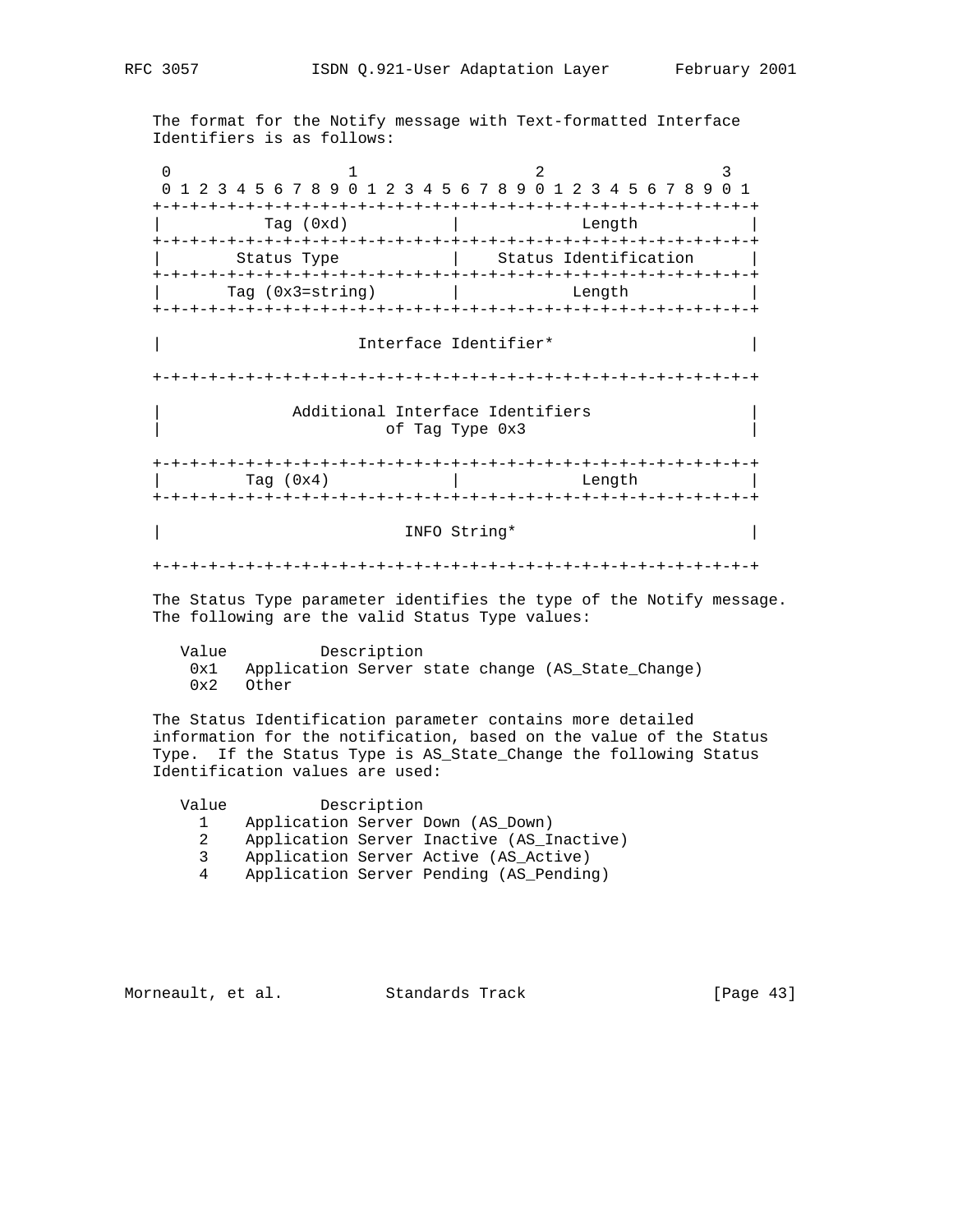The format for the Notify message with Text-formatted Interface Identifiers is as follows:

```
 0                   1                   2                   3
 0 1 2 3 4 5 6 7 8 9 0 1 2 3 4 5 6 7 8 9 0 1 2 3 4 5 6 7 8 9 0 1
+-+-+-+-+-+-+-+-+-+-+-+-+-+-+-+-+-+-+-+-+-+-+-+-+-+-+-+-+-+-+-+-+
|          Tag (0xd)            |             Length            |
+-+-+-+-+-+-+-+-+-+-+-+-+-+-+-+-+-+-+-+-+-+-+-+-+-+-+-+-+-+-+-+-+
|       Status Type             |    Status Identification      |
+-+-+-+-+-+-+-+-+-+-+-+-+-+-+-+-+-+-+-+-+-+-+-+-+-+-+-+-+-+-+-+-+
|       Tag (0x3=string)        |            Length             |
+-+-+-+-+-+-+-+-+-+-+-+-+-+-+-+-+-+-+-+-+-+-+-+-+-+-+-+-+-+-+-+-+

|                     Interface Identifier*                     |

+-+-+-+-+-+-+-+-+-+-+-+-+-+-+-+-+-+-+-+-+-+-+-+-+-+-+-+-+-+-+-+-+

|             Additional Interface Identifiers                  |
|                       of Tag Type 0x3                         |

+-+-+-+-+-+-+-+-+-+-+-+-+-+-+-+-+-+-+-+-+-+-+-+-+-+-+-+-+-+-+-+-+
|         Tag (0x4)             |             Length            |
+-+-+-+-+-+-+-+-+-+-+-+-+-+-+-+-+-+-+-+-+-+-+-+-+-+-+-+-+-+-+-+-+

|                         INFO String*                          |

+-+-+-+-+-+-+-+-+-+-+-+-+-+-+-+-+-+-+-+-+-+-+-+-+-+-+-+-+-+-+-+-+
```

The Status Type parameter identifies the type of the Notify message. The following are the valid Status Type values:

| Value | Description |
|---|---|
| 0x1 | Application Server state change (AS_State_Change) |
| 0x2 | Other |

The Status Identification parameter contains more detailed information for the notification, based on the value of the Status Type. If the Status Type is AS_State_Change the following Status Identification values are used:

| Value | Description |
|---|---|
| 1 | Application Server Down (AS_Down) |
| 2 | Application Server Inactive (AS_Inactive) |
| 3 | Application Server Active (AS_Active) |
| 4 | Application Server Pending (AS_Pending) |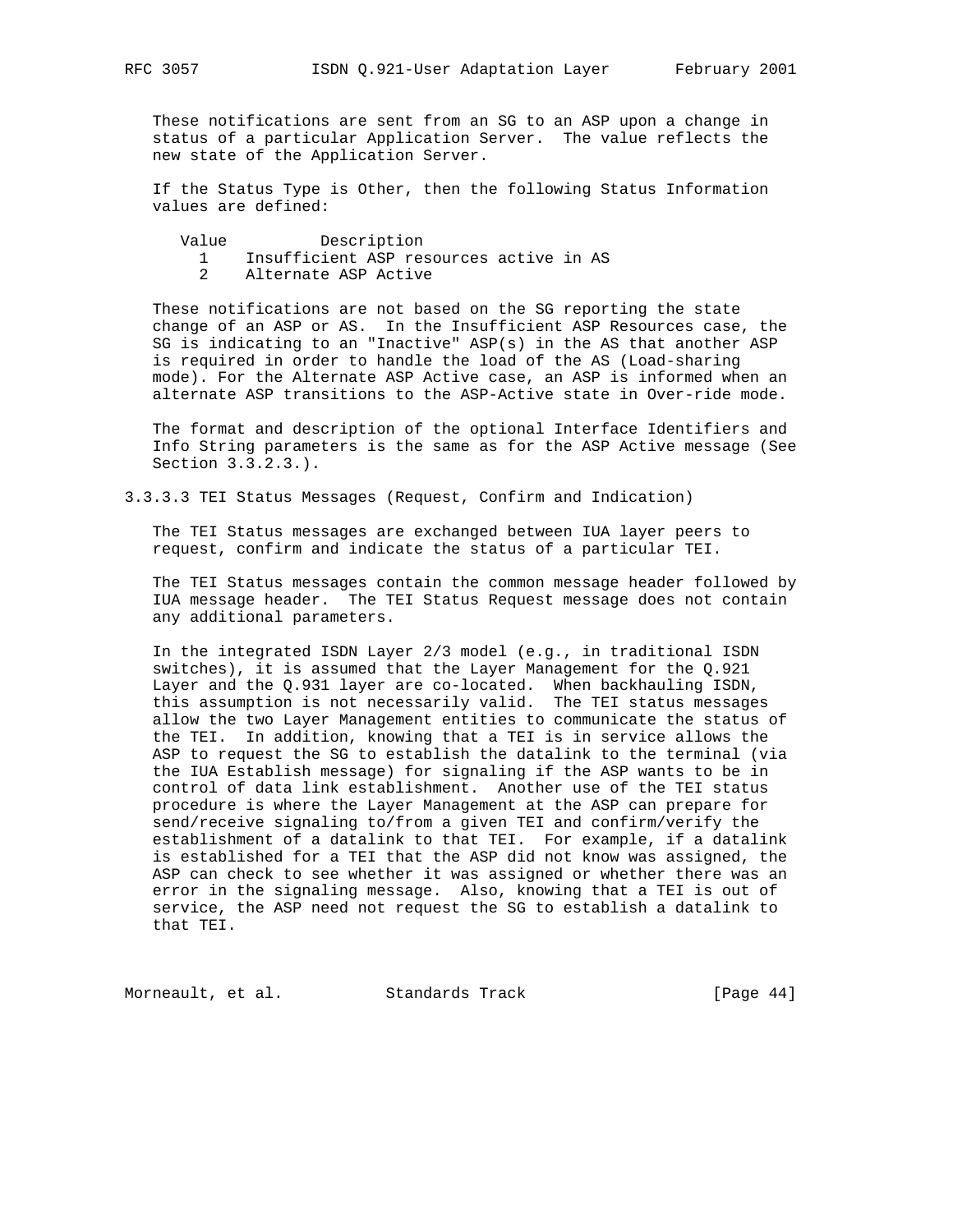These notifications are sent from an SG to an ASP upon a change in status of a particular Application Server. The value reflects the new state of the Application Server.

If the Status Type is Other, then the following Status Information values are defined:

| Value | Description |
| --- | --- |
| 1 | Insufficient ASP resources active in AS |
| 2 | Alternate ASP Active |

These notifications are not based on the SG reporting the state change of an ASP or AS. In the Insufficient ASP Resources case, the SG is indicating to an "Inactive" ASP(s) in the AS that another ASP is required in order to handle the load of the AS (Load-sharing mode). For the Alternate ASP Active case, an ASP is informed when an alternate ASP transitions to the ASP-Active state in Over-ride mode.

The format and description of the optional Interface Identifiers and Info String parameters is the same as for the ASP Active message (See Section 3.3.2.3.).

#### 3.3.3.3 TEI Status Messages (Request, Confirm and Indication)

The TEI Status messages are exchanged between IUA layer peers to request, confirm and indicate the status of a particular TEI.

The TEI Status messages contain the common message header followed by IUA message header. The TEI Status Request message does not contain any additional parameters.

In the integrated ISDN Layer 2/3 model (e.g., in traditional ISDN switches), it is assumed that the Layer Management for the Q.921 Layer and the Q.931 layer are co-located. When backhauling ISDN, this assumption is not necessarily valid. The TEI status messages allow the two Layer Management entities to communicate the status of the TEI. In addition, knowing that a TEI is in service allows the ASP to request the SG to establish the datalink to the terminal (via the IUA Establish message) for signaling if the ASP wants to be in control of data link establishment. Another use of the TEI status procedure is where the Layer Management at the ASP can prepare for send/receive signaling to/from a given TEI and confirm/verify the establishment of a datalink to that TEI. For example, if a datalink is established for a TEI that the ASP did not know was assigned, the ASP can check to see whether it was assigned or whether there was an error in the signaling message. Also, knowing that a TEI is out of service, the ASP need not request the SG to establish a datalink to that TEI.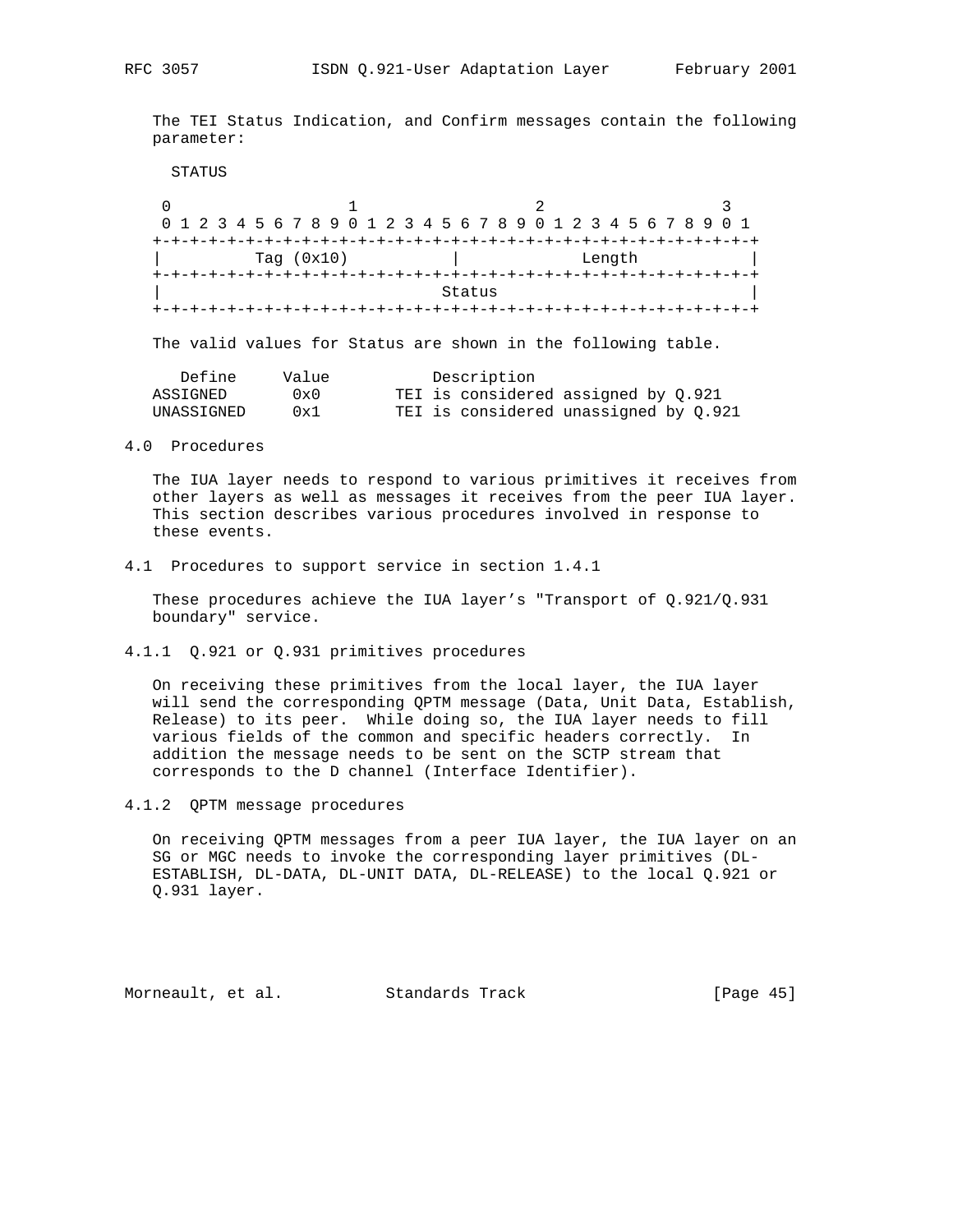The TEI Status Indication, and Confirm messages contain the following parameter:

STATUS

```
 0                   1                   2                   3
 0 1 2 3 4 5 6 7 8 9 0 1 2 3 4 5 6 7 8 9 0 1 2 3 4 5 6 7 8 9 0 1
+-+-+-+-+-+-+-+-+-+-+-+-+-+-+-+-+-+-+-+-+-+-+-+-+-+-+-+-+-+-+-+-+
|          Tag (0x10)           |             Length            |
+-+-+-+-+-+-+-+-+-+-+-+-+-+-+-+-+-+-+-+-+-+-+-+-+-+-+-+-+-+-+-+-+
|                             Status                            |
+-+-+-+-+-+-+-+-+-+-+-+-+-+-+-+-+-+-+-+-+-+-+-+-+-+-+-+-+-+-+-+-+
```

The valid values for Status are shown in the following table.

| Define | Value | Description |
|---|---|---|
| ASSIGNED | 0x0 | TEI is considered assigned by Q.921 |
| UNASSIGNED | 0x1 | TEI is considered unassigned by Q.921 |

## 4.0 Procedures

The IUA layer needs to respond to various primitives it receives from other layers as well as messages it receives from the peer IUA layer. This section describes various procedures involved in response to these events.

### 4.1 Procedures to support service in section 1.4.1

These procedures achieve the IUA layer's "Transport of Q.921/Q.931 boundary" service.

#### 4.1.1 Q.921 or Q.931 primitives procedures

On receiving these primitives from the local layer, the IUA layer will send the corresponding QPTM message (Data, Unit Data, Establish, Release) to its peer. While doing so, the IUA layer needs to fill various fields of the common and specific headers correctly. In addition the message needs to be sent on the SCTP stream that corresponds to the D channel (Interface Identifier).

#### 4.1.2 QPTM message procedures

On receiving QPTM messages from a peer IUA layer, the IUA layer on an SG or MGC needs to invoke the corresponding layer primitives (DL-ESTABLISH, DL-DATA, DL-UNIT DATA, DL-RELEASE) to the local Q.921 or Q.931 layer.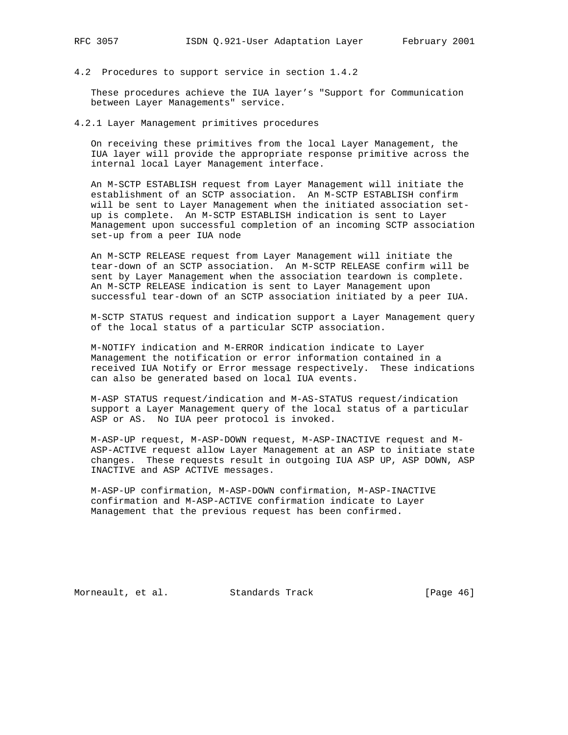### 4.2 Procedures to support service in section 1.4.2

These procedures achieve the IUA layer's "Support for Communication between Layer Managements" service.

#### 4.2.1 Layer Management primitives procedures

On receiving these primitives from the local Layer Management, the IUA layer will provide the appropriate response primitive across the internal local Layer Management interface.

An M-SCTP ESTABLISH request from Layer Management will initiate the establishment of an SCTP association. An M-SCTP ESTABLISH confirm will be sent to Layer Management when the initiated association set-up is complete. An M-SCTP ESTABLISH indication is sent to Layer Management upon successful completion of an incoming SCTP association set-up from a peer IUA node

An M-SCTP RELEASE request from Layer Management will initiate the tear-down of an SCTP association. An M-SCTP RELEASE confirm will be sent by Layer Management when the association teardown is complete. An M-SCTP RELEASE indication is sent to Layer Management upon successful tear-down of an SCTP association initiated by a peer IUA.

M-SCTP STATUS request and indication support a Layer Management query of the local status of a particular SCTP association.

M-NOTIFY indication and M-ERROR indication indicate to Layer Management the notification or error information contained in a received IUA Notify or Error message respectively. These indications can also be generated based on local IUA events.

M-ASP STATUS request/indication and M-AS-STATUS request/indication support a Layer Management query of the local status of a particular ASP or AS. No IUA peer protocol is invoked.

M-ASP-UP request, M-ASP-DOWN request, M-ASP-INACTIVE request and M-ASP-ACTIVE request allow Layer Management at an ASP to initiate state changes. These requests result in outgoing IUA ASP UP, ASP DOWN, ASP INACTIVE and ASP ACTIVE messages.

M-ASP-UP confirmation, M-ASP-DOWN confirmation, M-ASP-INACTIVE confirmation and M-ASP-ACTIVE confirmation indicate to Layer Management that the previous request has been confirmed.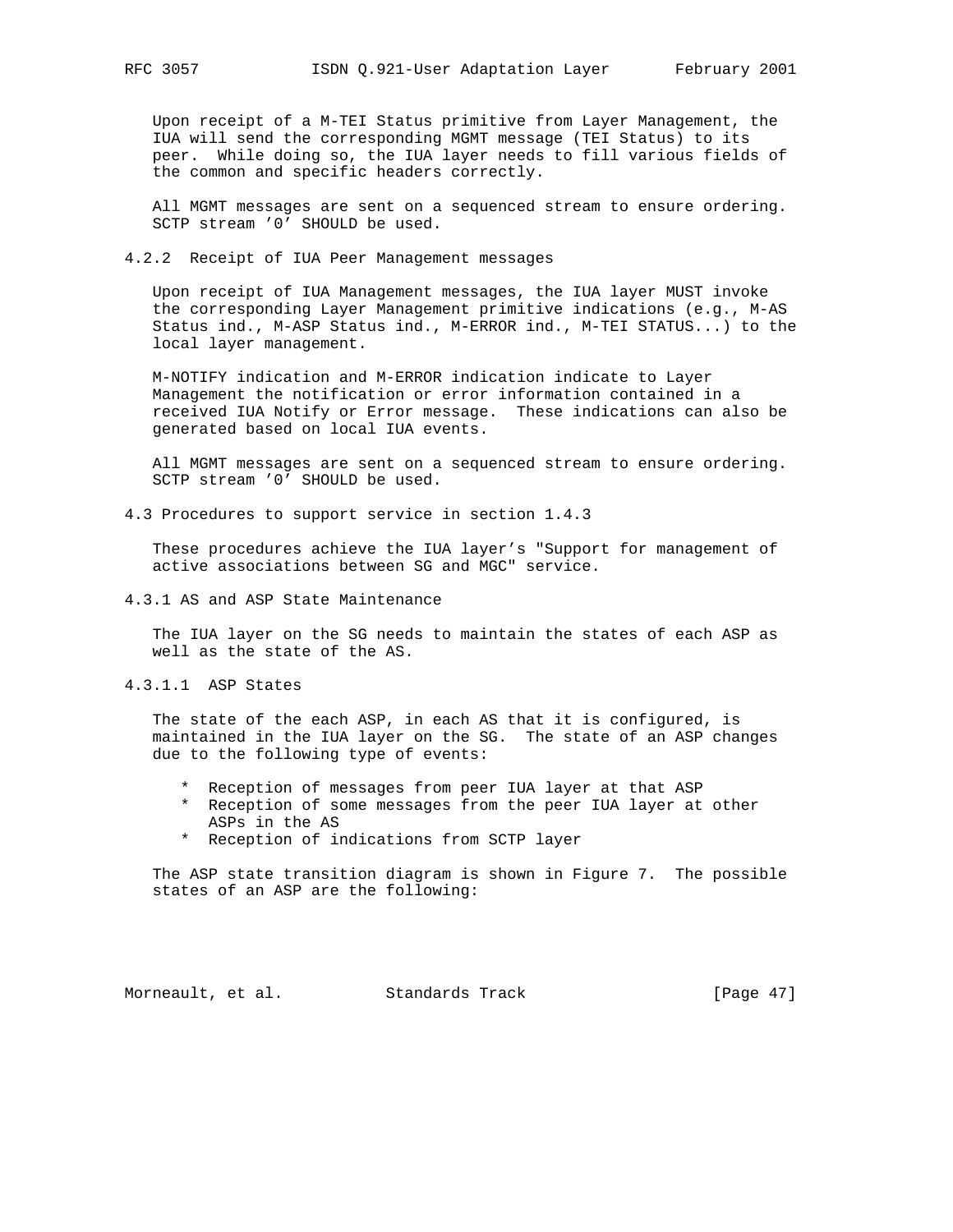Upon receipt of a M-TEI Status primitive from Layer Management, the IUA will send the corresponding MGMT message (TEI Status) to its peer. While doing so, the IUA layer needs to fill various fields of the common and specific headers correctly.

All MGMT messages are sent on a sequenced stream to ensure ordering. SCTP stream '0' SHOULD be used.

### 4.2.2 Receipt of IUA Peer Management messages

Upon receipt of IUA Management messages, the IUA layer MUST invoke the corresponding Layer Management primitive indications (e.g., M-AS Status ind., M-ASP Status ind., M-ERROR ind., M-TEI STATUS...) to the local layer management.

M-NOTIFY indication and M-ERROR indication indicate to Layer Management the notification or error information contained in a received IUA Notify or Error message. These indications can also be generated based on local IUA events.

All MGMT messages are sent on a sequenced stream to ensure ordering. SCTP stream '0' SHOULD be used.

## 4.3 Procedures to support service in section 1.4.3

These procedures achieve the IUA layer's "Support for management of active associations between SG and MGC" service.

### 4.3.1 AS and ASP State Maintenance

The IUA layer on the SG needs to maintain the states of each ASP as well as the state of the AS.

#### 4.3.1.1 ASP States

The state of the each ASP, in each AS that it is configured, is maintained in the IUA layer on the SG. The state of an ASP changes due to the following type of events:

* Reception of messages from peer IUA layer at that ASP
* Reception of some messages from the peer IUA layer at other ASPs in the AS
* Reception of indications from SCTP layer

The ASP state transition diagram is shown in Figure 7. The possible states of an ASP are the following: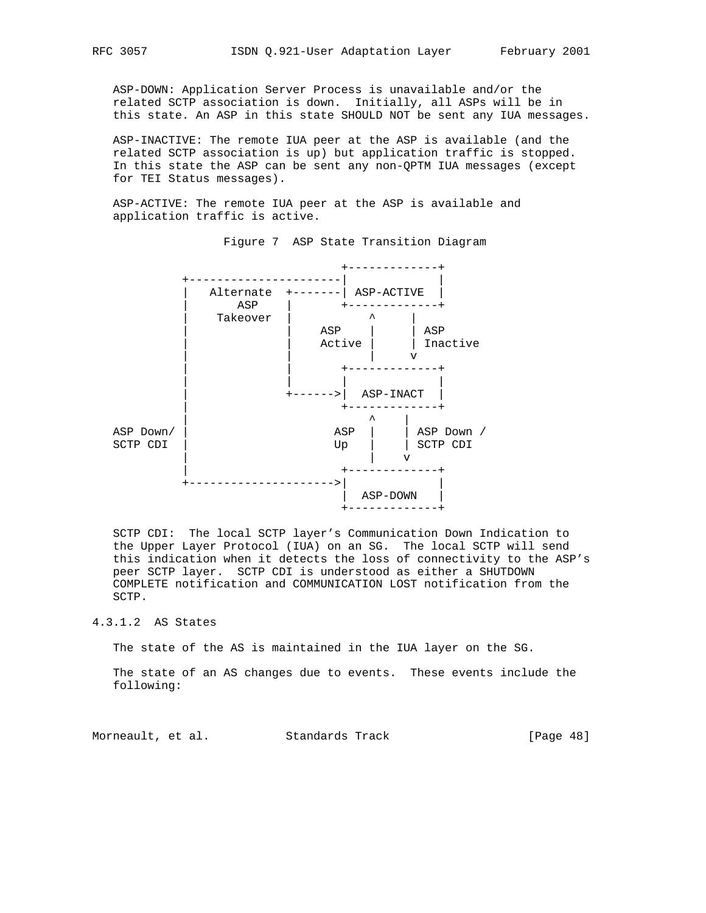ASP-DOWN: Application Server Process is unavailable and/or the related SCTP association is down. Initially, all ASPs will be in this state. An ASP in this state SHOULD NOT be sent any IUA messages.

ASP-INACTIVE: The remote IUA peer at the ASP is available (and the related SCTP association is up) but application traffic is stopped. In this state the ASP can be sent any non-QPTM IUA messages (except for TEI Status messages).

ASP-ACTIVE: The remote IUA peer at the ASP is available and application traffic is active.

Figure 7  ASP State Transition Diagram

```
                                  +-------------+
             +----------------------|             |
             |   Alternate  +-------| ASP-ACTIVE  |
             |      ASP     |       +-------------+
             |    Takeover  |           ^     |
             |              |    ASP    |     | ASP
             |              |    Active |     | Inactive
             |              |           |     v
             |              |       +-------------+
             |              |       |             |
             |              +------>|  ASP-INACT  |
             |                      +-------------+
             |                          ^    |
   ASP Down/ |                     ASP  |    | ASP Down /
   SCTP CDI  |                     Up   |    | SCTP CDI
             |                          |    v
             |                      +-------------+
             +--------------------->|             |
                                    |  ASP-DOWN   |
                                    +-------------+
```

SCTP CDI: The local SCTP layer's Communication Down Indication to the Upper Layer Protocol (IUA) on an SG. The local SCTP will send this indication when it detects the loss of connectivity to the ASP's peer SCTP layer. SCTP CDI is understood as either a SHUTDOWN COMPLETE notification and COMMUNICATION LOST notification from the SCTP.

#### 4.3.1.2  AS States

The state of the AS is maintained in the IUA layer on the SG.

The state of an AS changes due to events. These events include the following: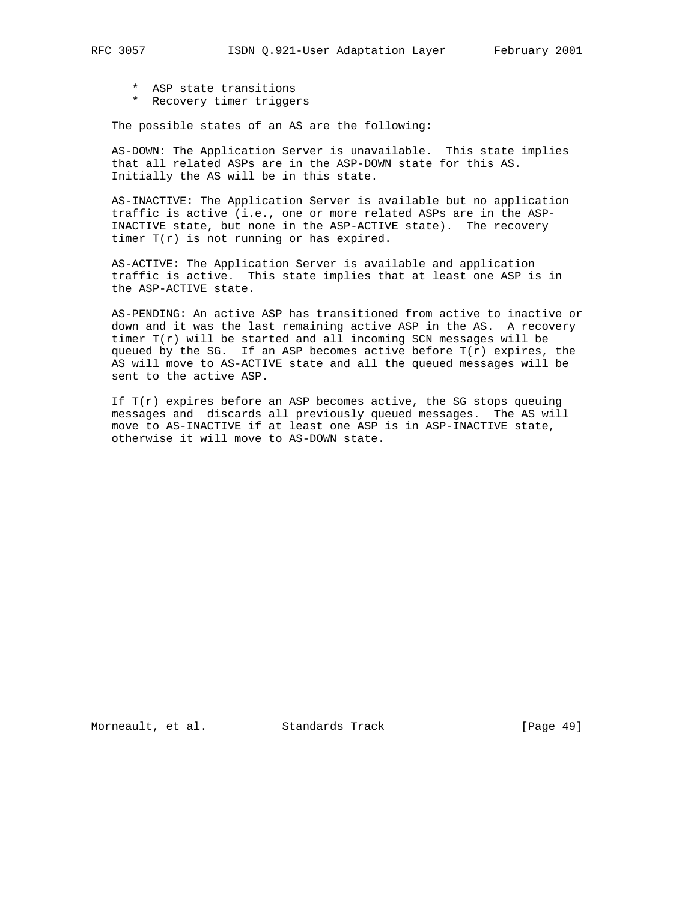* ASP state transitions
* Recovery timer triggers

The possible states of an AS are the following:

AS-DOWN: The Application Server is unavailable. This state implies that all related ASPs are in the ASP-DOWN state for this AS. Initially the AS will be in this state.

AS-INACTIVE: The Application Server is available but no application traffic is active (i.e., one or more related ASPs are in the ASP-INACTIVE state, but none in the ASP-ACTIVE state). The recovery timer T(r) is not running or has expired.

AS-ACTIVE: The Application Server is available and application traffic is active. This state implies that at least one ASP is in the ASP-ACTIVE state.

AS-PENDING: An active ASP has transitioned from active to inactive or down and it was the last remaining active ASP in the AS. A recovery timer T(r) will be started and all incoming SCN messages will be queued by the SG. If an ASP becomes active before T(r) expires, the AS will move to AS-ACTIVE state and all the queued messages will be sent to the active ASP.

If T(r) expires before an ASP becomes active, the SG stops queuing messages and discards all previously queued messages. The AS will move to AS-INACTIVE if at least one ASP is in ASP-INACTIVE state, otherwise it will move to AS-DOWN state.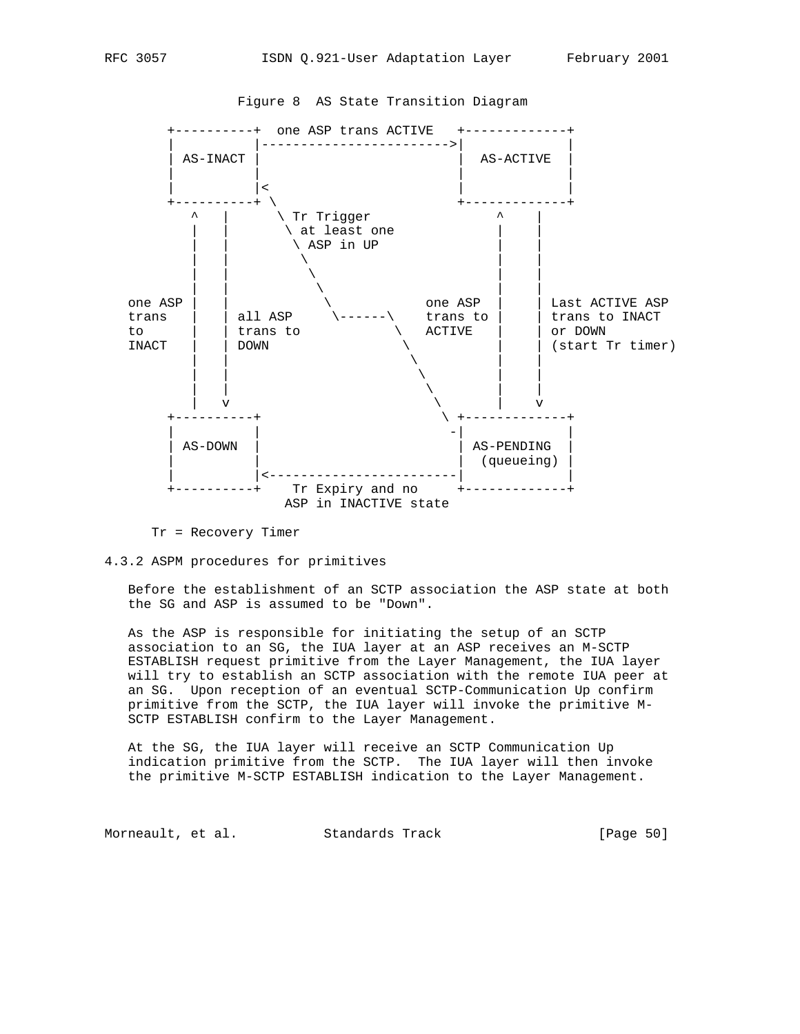Figure 8  AS State Transition Diagram

```
       +----------+  one ASP trans ACTIVE   +-------------+
       |          |------------------------>|             |
       | AS-INACT |                         |  AS-ACTIVE  |
       |          |                         |             |
       |          |<                        |             |
       +----------+ \                       +-------------+
          ^   |      \ Tr Trigger               ^    |
          |   |       \ at least one            |    |
          |   |        \ ASP in UP              |    |
          |   |         \                       |    |
          |   |          \                      |    |
          |   |           \                     |    |
  one ASP |   |            \           one ASP  |    | Last ACTIVE ASP
  trans   |   | all ASP     \------\   trans to |    | trans to INACT
  to      |   | trans to            \  ACTIVE   |    | or DOWN
  INACT   |   | DOWN                 \          |    | (start Tr timer)
          |   |                       \         |    |
          |   |                        \        |    |
          |   |                         \       |    |
          |   v                          \      |    v
       +----------+                       \ +-------------+
       |          |                        -|             |
       | AS-DOWN  |                         | AS-PENDING  |
       |          |                         |  (queueing) |
       |          |<------------------------|             |
       +----------+    Tr Expiry and no     +-------------+
                      ASP in INACTIVE state

     Tr = Recovery Timer
```

### 4.3.2 ASPM procedures for primitives

Before the establishment of an SCTP association the ASP state at both the SG and ASP is assumed to be "Down".

As the ASP is responsible for initiating the setup of an SCTP association to an SG, the IUA layer at an ASP receives an M-SCTP ESTABLISH request primitive from the Layer Management, the IUA layer will try to establish an SCTP association with the remote IUA peer at an SG.  Upon reception of an eventual SCTP-Communication Up confirm primitive from the SCTP, the IUA layer will invoke the primitive M-SCTP ESTABLISH confirm to the Layer Management.

At the SG, the IUA layer will receive an SCTP Communication Up indication primitive from the SCTP.  The IUA layer will then invoke the primitive M-SCTP ESTABLISH indication to the Layer Management.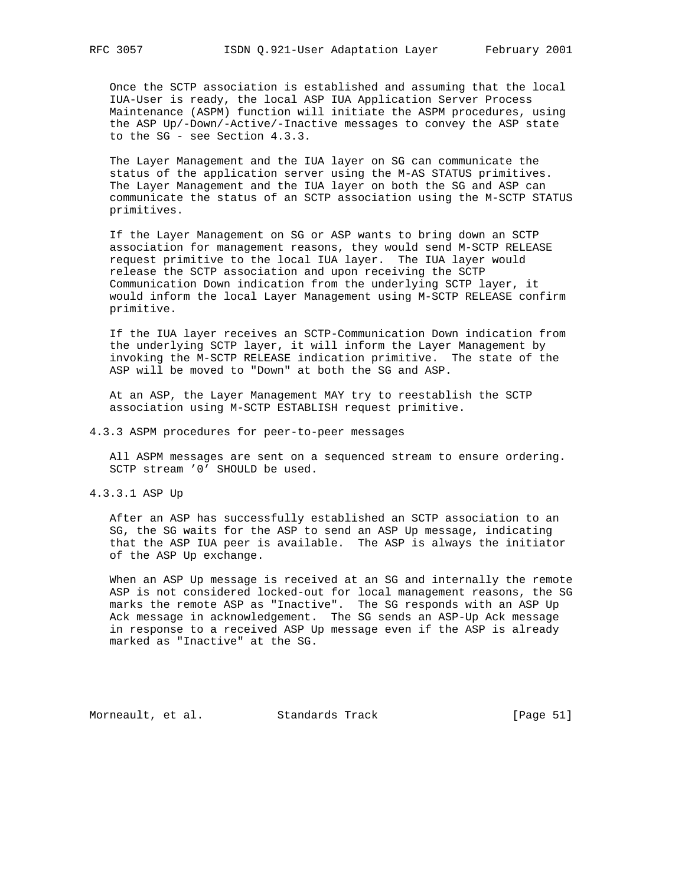Once the SCTP association is established and assuming that the local IUA-User is ready, the local ASP IUA Application Server Process Maintenance (ASPM) function will initiate the ASPM procedures, using the ASP Up/-Down/-Active/-Inactive messages to convey the ASP state to the SG - see Section 4.3.3.

The Layer Management and the IUA layer on SG can communicate the status of the application server using the M-AS STATUS primitives. The Layer Management and the IUA layer on both the SG and ASP can communicate the status of an SCTP association using the M-SCTP STATUS primitives.

If the Layer Management on SG or ASP wants to bring down an SCTP association for management reasons, they would send M-SCTP RELEASE request primitive to the local IUA layer. The IUA layer would release the SCTP association and upon receiving the SCTP Communication Down indication from the underlying SCTP layer, it would inform the local Layer Management using M-SCTP RELEASE confirm primitive.

If the IUA layer receives an SCTP-Communication Down indication from the underlying SCTP layer, it will inform the Layer Management by invoking the M-SCTP RELEASE indication primitive. The state of the ASP will be moved to "Down" at both the SG and ASP.

At an ASP, the Layer Management MAY try to reestablish the SCTP association using M-SCTP ESTABLISH request primitive.

#### 4.3.3 ASPM procedures for peer-to-peer messages

All ASPM messages are sent on a sequenced stream to ensure ordering. SCTP stream '0' SHOULD be used.

##### 4.3.3.1 ASP Up

After an ASP has successfully established an SCTP association to an SG, the SG waits for the ASP to send an ASP Up message, indicating that the ASP IUA peer is available. The ASP is always the initiator of the ASP Up exchange.

When an ASP Up message is received at an SG and internally the remote ASP is not considered locked-out for local management reasons, the SG marks the remote ASP as "Inactive". The SG responds with an ASP Up Ack message in acknowledgement. The SG sends an ASP-Up Ack message in response to a received ASP Up message even if the ASP is already marked as "Inactive" at the SG.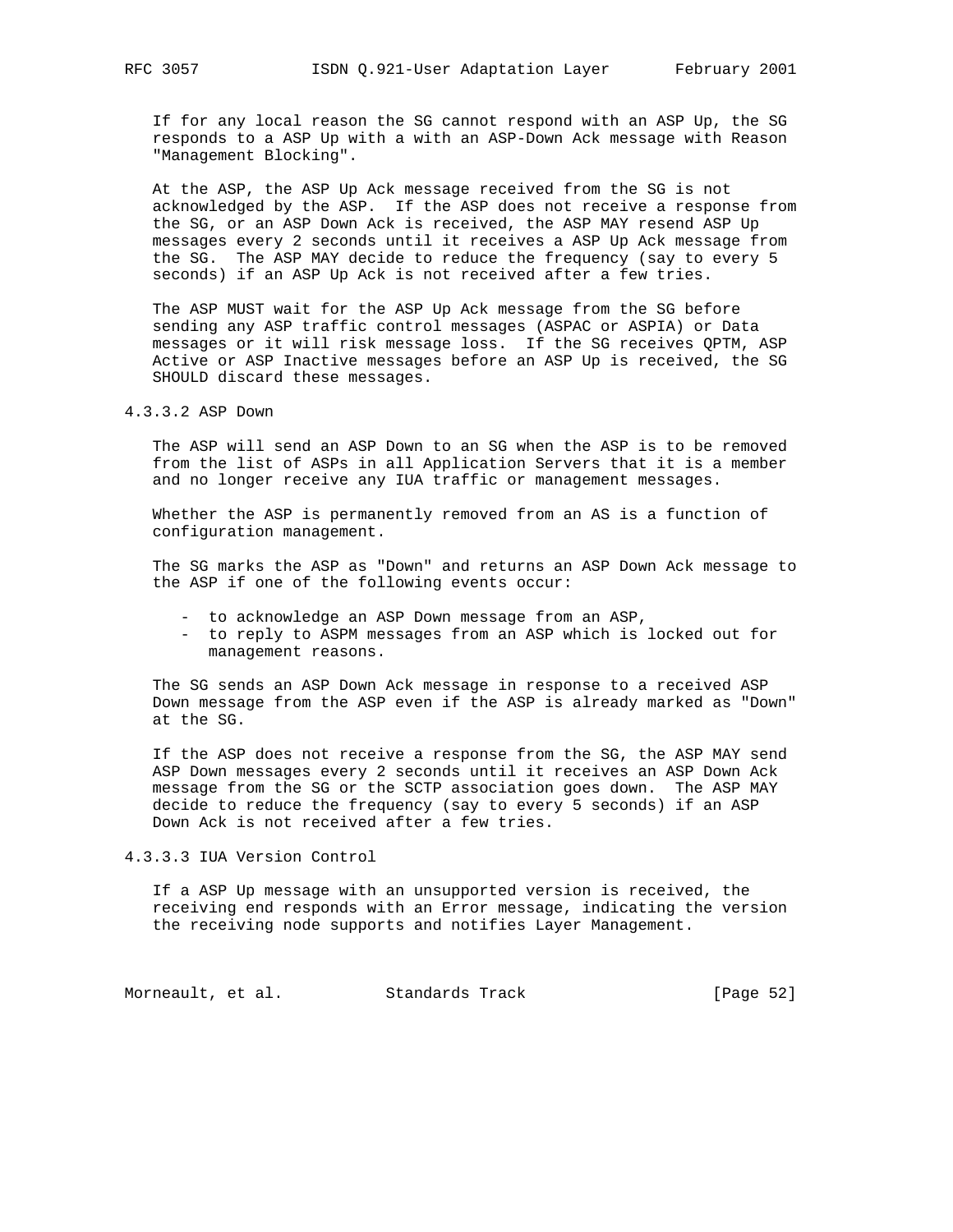If for any local reason the SG cannot respond with an ASP Up, the SG responds to a ASP Up with a with an ASP-Down Ack message with Reason "Management Blocking".

At the ASP, the ASP Up Ack message received from the SG is not acknowledged by the ASP. If the ASP does not receive a response from the SG, or an ASP Down Ack is received, the ASP MAY resend ASP Up messages every 2 seconds until it receives a ASP Up Ack message from the SG. The ASP MAY decide to reduce the frequency (say to every 5 seconds) if an ASP Up Ack is not received after a few tries.

The ASP MUST wait for the ASP Up Ack message from the SG before sending any ASP traffic control messages (ASPAC or ASPIA) or Data messages or it will risk message loss. If the SG receives QPTM, ASP Active or ASP Inactive messages before an ASP Up is received, the SG SHOULD discard these messages.

#### 4.3.3.2 ASP Down

The ASP will send an ASP Down to an SG when the ASP is to be removed from the list of ASPs in all Application Servers that it is a member and no longer receive any IUA traffic or management messages.

Whether the ASP is permanently removed from an AS is a function of configuration management.

The SG marks the ASP as "Down" and returns an ASP Down Ack message to the ASP if one of the following events occur:

- to acknowledge an ASP Down message from an ASP,
- to reply to ASPM messages from an ASP which is locked out for management reasons.

The SG sends an ASP Down Ack message in response to a received ASP Down message from the ASP even if the ASP is already marked as "Down" at the SG.

If the ASP does not receive a response from the SG, the ASP MAY send ASP Down messages every 2 seconds until it receives an ASP Down Ack message from the SG or the SCTP association goes down. The ASP MAY decide to reduce the frequency (say to every 5 seconds) if an ASP Down Ack is not received after a few tries.

#### 4.3.3.3 IUA Version Control

If a ASP Up message with an unsupported version is received, the receiving end responds with an Error message, indicating the version the receiving node supports and notifies Layer Management.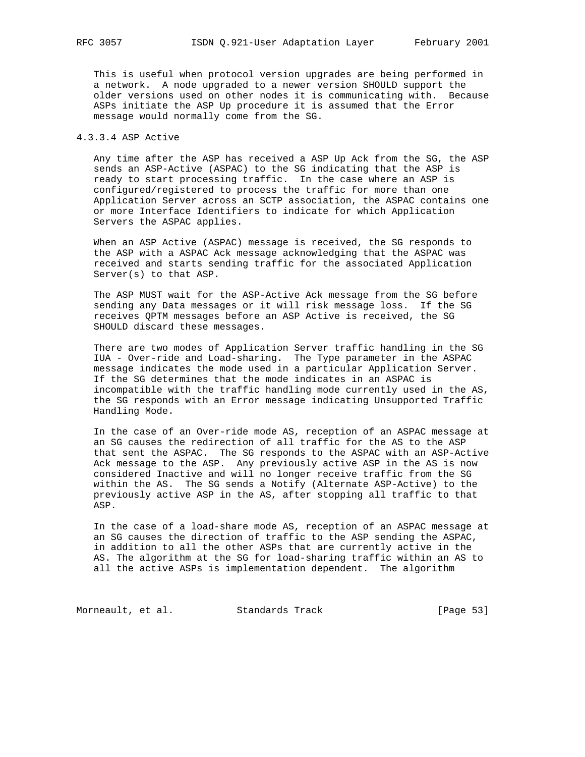This is useful when protocol version upgrades are being performed in a network. A node upgraded to a newer version SHOULD support the older versions used on other nodes it is communicating with. Because ASPs initiate the ASP Up procedure it is assumed that the Error message would normally come from the SG.

#### 4.3.3.4 ASP Active

Any time after the ASP has received a ASP Up Ack from the SG, the ASP sends an ASP-Active (ASPAC) to the SG indicating that the ASP is ready to start processing traffic. In the case where an ASP is configured/registered to process the traffic for more than one Application Server across an SCTP association, the ASPAC contains one or more Interface Identifiers to indicate for which Application Servers the ASPAC applies.

When an ASP Active (ASPAC) message is received, the SG responds to the ASP with a ASPAC Ack message acknowledging that the ASPAC was received and starts sending traffic for the associated Application Server(s) to that ASP.

The ASP MUST wait for the ASP-Active Ack message from the SG before sending any Data messages or it will risk message loss. If the SG receives QPTM messages before an ASP Active is received, the SG SHOULD discard these messages.

There are two modes of Application Server traffic handling in the SG IUA - Over-ride and Load-sharing. The Type parameter in the ASPAC message indicates the mode used in a particular Application Server. If the SG determines that the mode indicates in an ASPAC is incompatible with the traffic handling mode currently used in the AS, the SG responds with an Error message indicating Unsupported Traffic Handling Mode.

In the case of an Over-ride mode AS, reception of an ASPAC message at an SG causes the redirection of all traffic for the AS to the ASP that sent the ASPAC. The SG responds to the ASPAC with an ASP-Active Ack message to the ASP. Any previously active ASP in the AS is now considered Inactive and will no longer receive traffic from the SG within the AS. The SG sends a Notify (Alternate ASP-Active) to the previously active ASP in the AS, after stopping all traffic to that ASP.

In the case of a load-share mode AS, reception of an ASPAC message at an SG causes the direction of traffic to the ASP sending the ASPAC, in addition to all the other ASPs that are currently active in the AS. The algorithm at the SG for load-sharing traffic within an AS to all the active ASPs is implementation dependent. The algorithm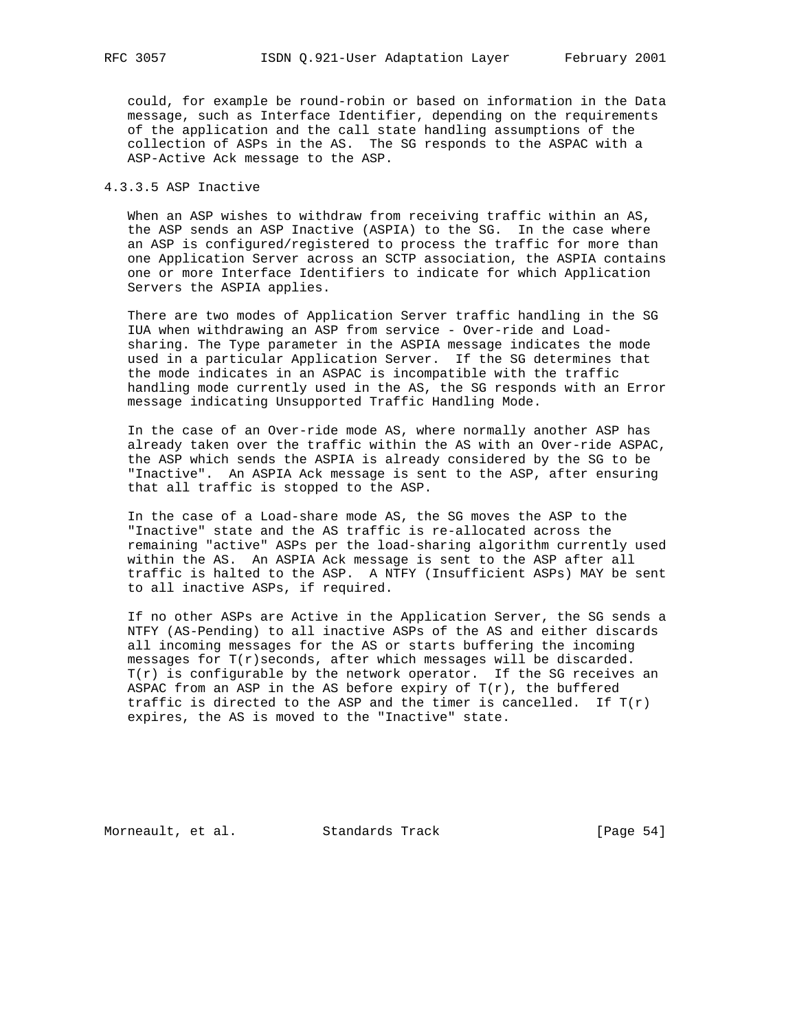could, for example be round-robin or based on information in the Data message, such as Interface Identifier, depending on the requirements of the application and the call state handling assumptions of the collection of ASPs in the AS. The SG responds to the ASPAC with a ASP-Active Ack message to the ASP.

#### 4.3.3.5 ASP Inactive

When an ASP wishes to withdraw from receiving traffic within an AS, the ASP sends an ASP Inactive (ASPIA) to the SG. In the case where an ASP is configured/registered to process the traffic for more than one Application Server across an SCTP association, the ASPIA contains one or more Interface Identifiers to indicate for which Application Servers the ASPIA applies.

There are two modes of Application Server traffic handling in the SG IUA when withdrawing an ASP from service - Over-ride and Load-sharing. The Type parameter in the ASPIA message indicates the mode used in a particular Application Server. If the SG determines that the mode indicates in an ASPAC is incompatible with the traffic handling mode currently used in the AS, the SG responds with an Error message indicating Unsupported Traffic Handling Mode.

In the case of an Over-ride mode AS, where normally another ASP has already taken over the traffic within the AS with an Over-ride ASPAC, the ASP which sends the ASPIA is already considered by the SG to be "Inactive". An ASPIA Ack message is sent to the ASP, after ensuring that all traffic is stopped to the ASP.

In the case of a Load-share mode AS, the SG moves the ASP to the "Inactive" state and the AS traffic is re-allocated across the remaining "active" ASPs per the load-sharing algorithm currently used within the AS. An ASPIA Ack message is sent to the ASP after all traffic is halted to the ASP. A NTFY (Insufficient ASPs) MAY be sent to all inactive ASPs, if required.

If no other ASPs are Active in the Application Server, the SG sends a NTFY (AS-Pending) to all inactive ASPs of the AS and either discards all incoming messages for the AS or starts buffering the incoming messages for T(r)seconds, after which messages will be discarded. T(r) is configurable by the network operator. If the SG receives an ASPAC from an ASP in the AS before expiry of T(r), the buffered traffic is directed to the ASP and the timer is cancelled. If T(r) expires, the AS is moved to the "Inactive" state.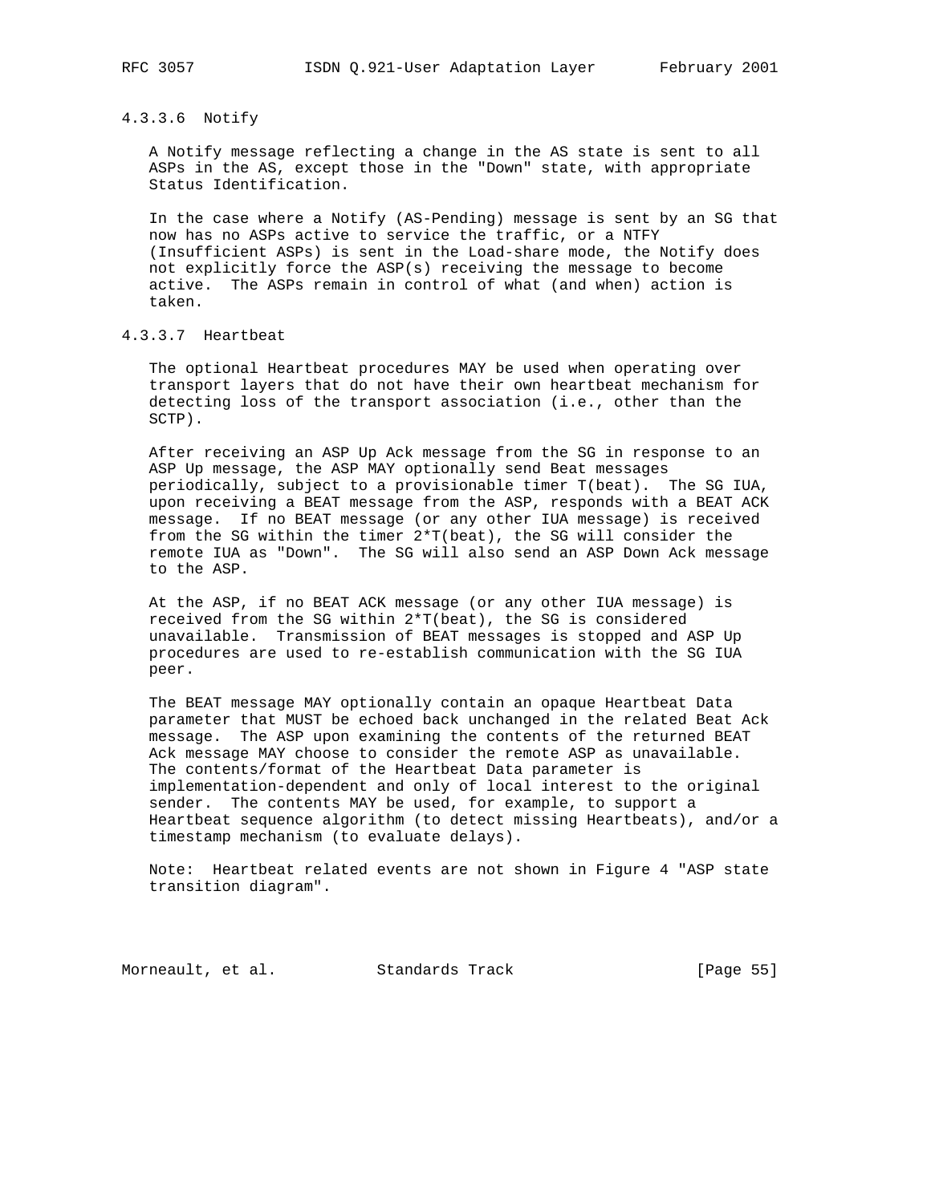#### 4.3.3.6 Notify

A Notify message reflecting a change in the AS state is sent to all ASPs in the AS, except those in the "Down" state, with appropriate Status Identification.

In the case where a Notify (AS-Pending) message is sent by an SG that now has no ASPs active to service the traffic, or a NTFY (Insufficient ASPs) is sent in the Load-share mode, the Notify does not explicitly force the ASP(s) receiving the message to become active. The ASPs remain in control of what (and when) action is taken.

#### 4.3.3.7 Heartbeat

The optional Heartbeat procedures MAY be used when operating over transport layers that do not have their own heartbeat mechanism for detecting loss of the transport association (i.e., other than the SCTP).

After receiving an ASP Up Ack message from the SG in response to an ASP Up message, the ASP MAY optionally send Beat messages periodically, subject to a provisionable timer T(beat). The SG IUA, upon receiving a BEAT message from the ASP, responds with a BEAT ACK message. If no BEAT message (or any other IUA message) is received from the SG within the timer 2*T(beat), the SG will consider the remote IUA as "Down". The SG will also send an ASP Down Ack message to the ASP.

At the ASP, if no BEAT ACK message (or any other IUA message) is received from the SG within 2*T(beat), the SG is considered unavailable. Transmission of BEAT messages is stopped and ASP Up procedures are used to re-establish communication with the SG IUA peer.

The BEAT message MAY optionally contain an opaque Heartbeat Data parameter that MUST be echoed back unchanged in the related Beat Ack message. The ASP upon examining the contents of the returned BEAT Ack message MAY choose to consider the remote ASP as unavailable. The contents/format of the Heartbeat Data parameter is implementation-dependent and only of local interest to the original sender. The contents MAY be used, for example, to support a Heartbeat sequence algorithm (to detect missing Heartbeats), and/or a timestamp mechanism (to evaluate delays).

Note: Heartbeat related events are not shown in Figure 4 "ASP state transition diagram".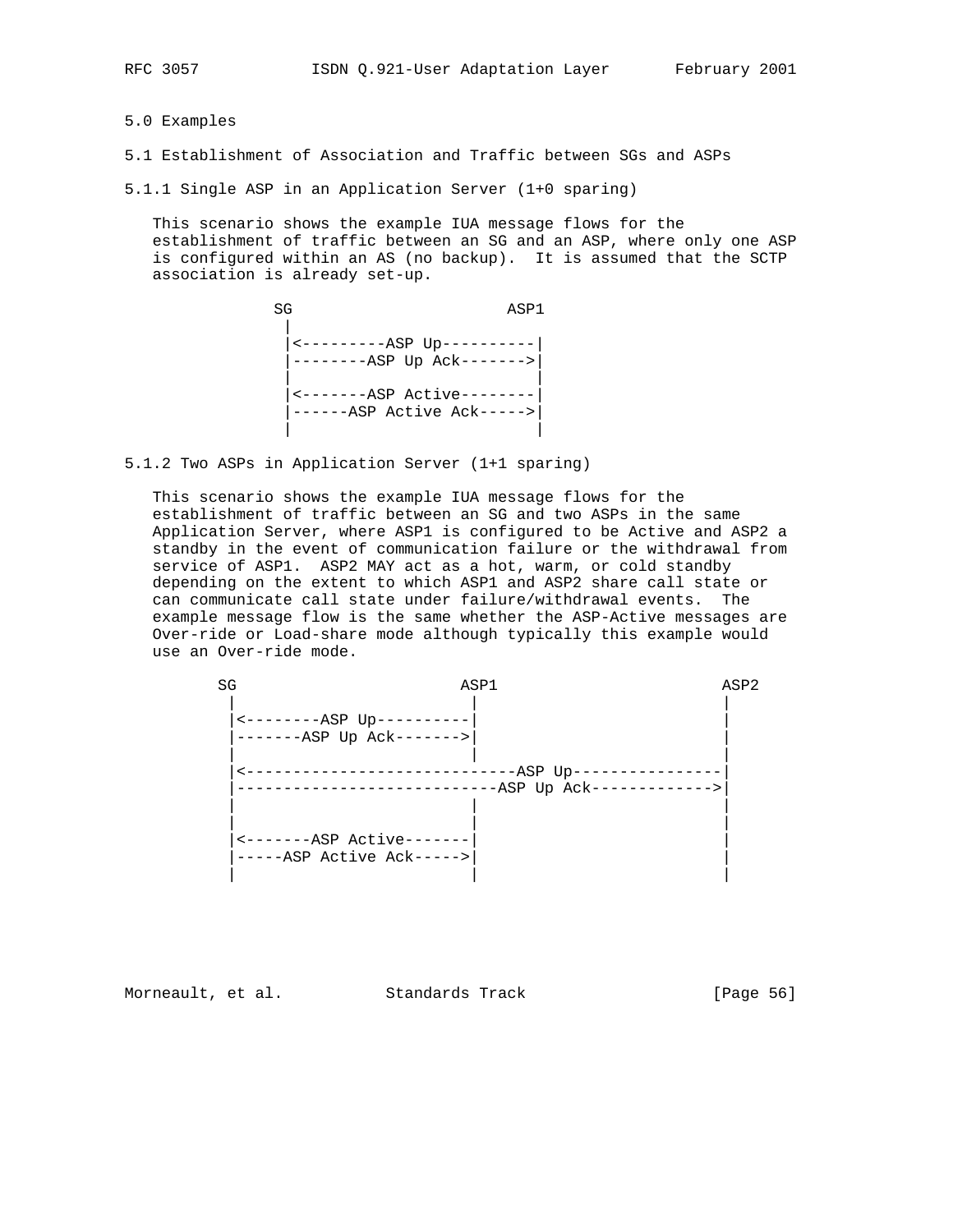## 5.0 Examples

### 5.1 Establishment of Association and Traffic between SGs and ASPs

#### 5.1.1 Single ASP in an Application Server (1+0 sparing)

This scenario shows the example IUA message flows for the establishment of traffic between an SG and an ASP, where only one ASP is configured within an AS (no backup). It is assumed that the SCTP association is already set-up.

```
            SG                      ASP1
             |
             |<---------ASP Up----------|
             |--------ASP Up Ack------->|
             |                          |
             |<-------ASP Active--------|
             |------ASP Active Ack----->|
             |                          |
```

#### 5.1.2 Two ASPs in Application Server (1+1 sparing)

This scenario shows the example IUA message flows for the establishment of traffic between an SG and two ASPs in the same Application Server, where ASP1 is configured to be Active and ASP2 a standby in the event of communication failure or the withdrawal from service of ASP1. ASP2 MAY act as a hot, warm, or cold standby depending on the extent to which ASP1 and ASP2 share call state or can communicate call state under failure/withdrawal events. The example message flow is the same whether the ASP-Active messages are Over-ride or Load-share mode although typically this example would use an Over-ride mode.

```
      SG                      ASP1                         ASP2
       |                        |                            |
       |<--------ASP Up---------|                            |
       |-------ASP Up Ack------>|                            |
       |                        |                            |
       |<-----------------------------ASP Up----------------|
       |----------------------------ASP Up Ack------------->|
       |                        |                            |
       |                        |                            |
       |<-------ASP Active------|                            |
       |-----ASP Active Ack---->|                            |
       |                        |                            |
```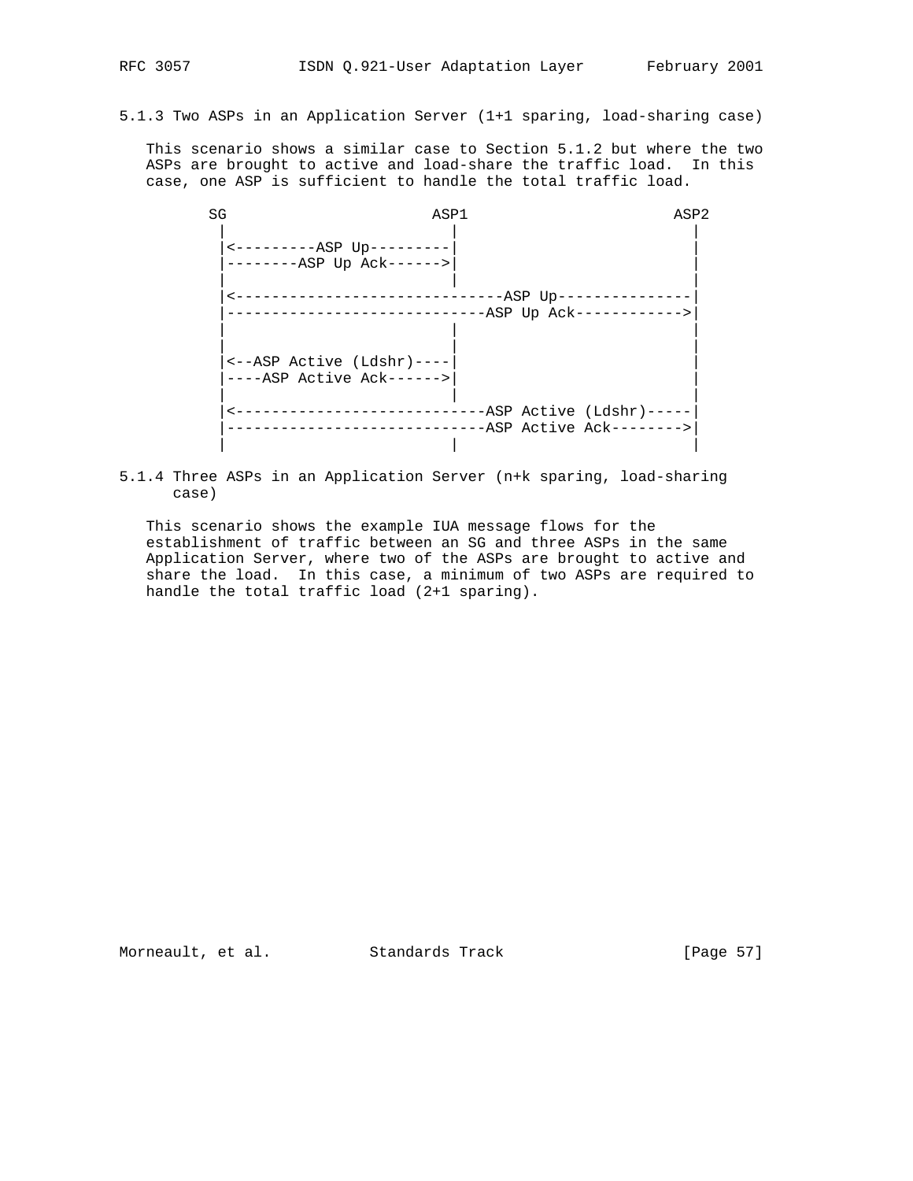### 5.1.3 Two ASPs in an Application Server (1+1 sparing, load-sharing case)

This scenario shows a similar case to Section 5.1.2 but where the two ASPs are brought to active and load-share the traffic load. In this case, one ASP is sufficient to handle the total traffic load.

```
        SG                      ASP1                      ASP2
         |                        |                         |
         |<---------ASP Up---------|                         |
         |--------ASP Up Ack------>|                         |
         |                        |                         |
         |<------------------------------ASP Up---------------|
         |-----------------------------ASP Up Ack------------>|
         |                        |                         |
         |                        |                         |
         |<--ASP Active (Ldshr)----|                         |
         |----ASP Active Ack------>|                         |
         |                        |                         |
         |<----------------------------ASP Active (Ldshr)-----|
         |-----------------------------ASP Active Ack-------->|
         |                        |                         |
```

### 5.1.4 Three ASPs in an Application Server (n+k sparing, load-sharing case)

This scenario shows the example IUA message flows for the establishment of traffic between an SG and three ASPs in the same Application Server, where two of the ASPs are brought to active and share the load. In this case, a minimum of two ASPs are required to handle the total traffic load (2+1 sparing).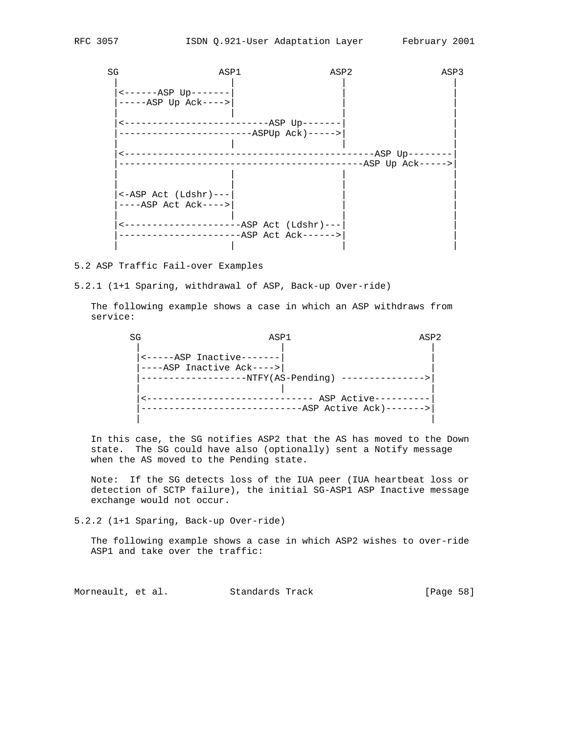```
   SG                ASP1              ASP2              ASP3
    |                  |                 |                 |
    |<------ASP Up-------|                 |                 |
    |-----ASP Up Ack---->|                 |                 |
    |                  |                 |                 |
    |<--------------------------ASP Up-------|                 |
    |------------------------ASPUp Ack)----->|                 |
    |                  |                 |                 |
    |<--------------------------------------------ASP Up--------|
    |------------------------------------------ASP Up Ack----->|
    |                  |                 |                 |
    |                  |                 |                 |
    |<-ASP Act (Ldshr)---|                 |                 |
    |----ASP Act Ack---->|                 |                 |
    |                  |                 |                 |
    |<---------------------ASP Act (Ldshr)---|                 |
    |---------------------ASP Act Ack------>|                 |
    |                  |                 |                 |
```

5.2 ASP Traffic Fail-over Examples

5.2.1 (1+1 Sparing, withdrawal of ASP, Back-up Over-ride)

The following example shows a case in which an ASP withdraws from service:

```
   SG                      ASP1                    ASP2
    |                        |                       |
    |<-----ASP Inactive-------|                       |
    |----ASP Inactive Ack---->|                       |
    |-------------------NTFY(AS-Pending) --------------->|
    |                        |                       |
    |<----------------------------- ASP Active----------|
    |----------------------------ASP Active Ack)------->|
    |                                                |
```

In this case, the SG notifies ASP2 that the AS has moved to the Down state. The SG could have also (optionally) sent a Notify message when the AS moved to the Pending state.

Note: If the SG detects loss of the IUA peer (IUA heartbeat loss or detection of SCTP failure), the initial SG-ASP1 ASP Inactive message exchange would not occur.

5.2.2 (1+1 Sparing, Back-up Over-ride)

The following example shows a case in which ASP2 wishes to over-ride ASP1 and take over the traffic: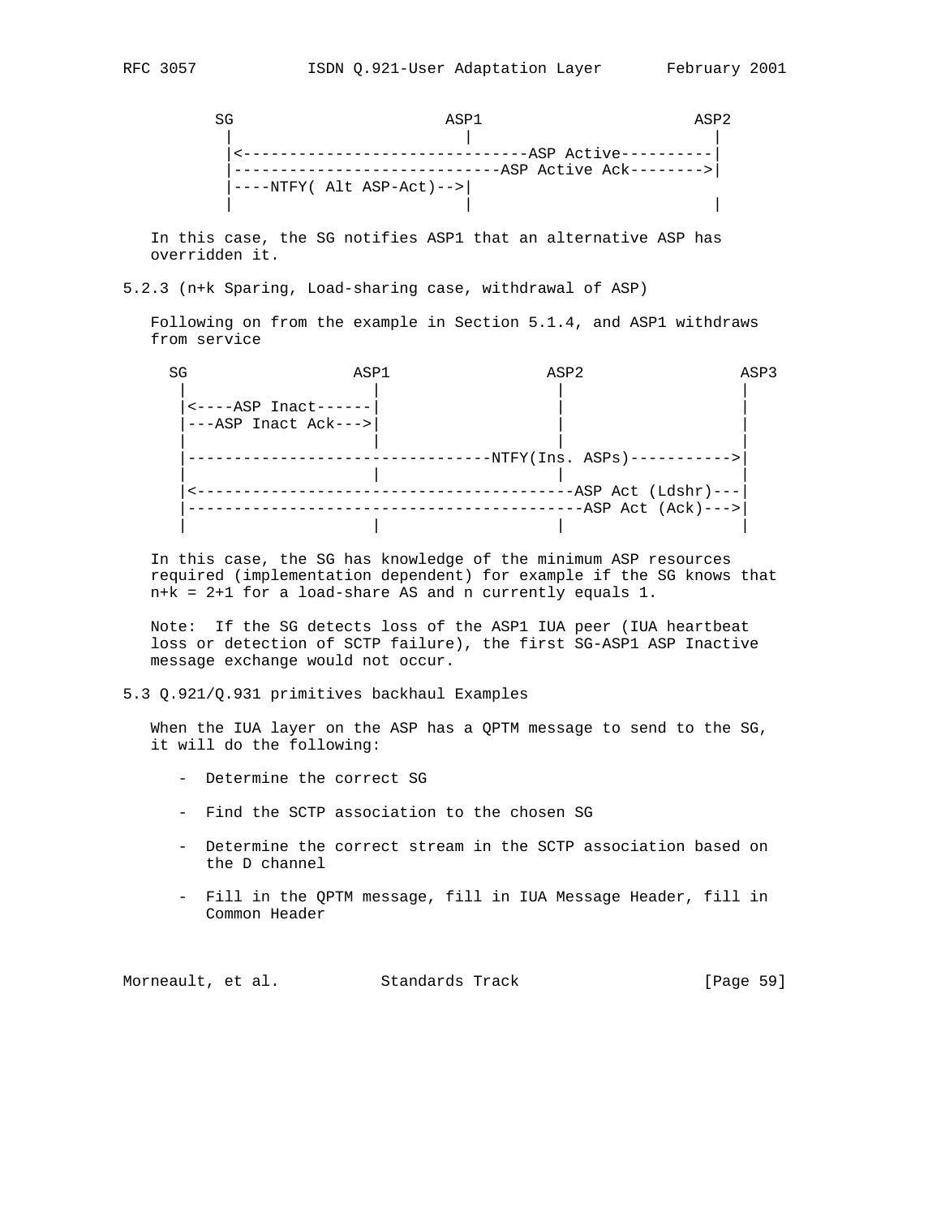```
        SG                      ASP1                    ASP2
         |                        |                       |
         |<-------------------------------ASP Active----------|
         |-----------------------------ASP Active Ack-------->|
         |----NTFY( Alt ASP-Act)-->|                       |
         |                        |                       |
```

In this case, the SG notifies ASP1 that an alternative ASP has overridden it.

5.2.3 (n+k Sparing, Load-sharing case, withdrawal of ASP)

Following on from the example in Section 5.1.4, and ASP1 withdraws from service

```
   SG                 ASP1               ASP2               ASP3
    |                   |                  |                  |
    |<----ASP Inact------|                  |                  |
    |---ASP Inact Ack--->|                  |                  |
    |                   |                  |                  |
    |---------------------------------NTFY(Ins. ASPs)----------->|
    |                   |                  |                  |
    |<-----------------------------------------ASP Act (Ldshr)---|
    |------------------------------------------ASP Act (Ack)--->|
    |                   |                  |                  |
```

In this case, the SG has knowledge of the minimum ASP resources required (implementation dependent) for example if the SG knows that n+k = 2+1 for a load-share AS and n currently equals 1.

Note: If the SG detects loss of the ASP1 IUA peer (IUA heartbeat loss or detection of SCTP failure), the first SG-ASP1 ASP Inactive message exchange would not occur.

5.3 Q.921/Q.931 primitives backhaul Examples

When the IUA layer on the ASP has a QPTM message to send to the SG, it will do the following:

- Determine the correct SG

- Find the SCTP association to the chosen SG

- Determine the correct stream in the SCTP association based on the D channel

- Fill in the QPTM message, fill in IUA Message Header, fill in Common Header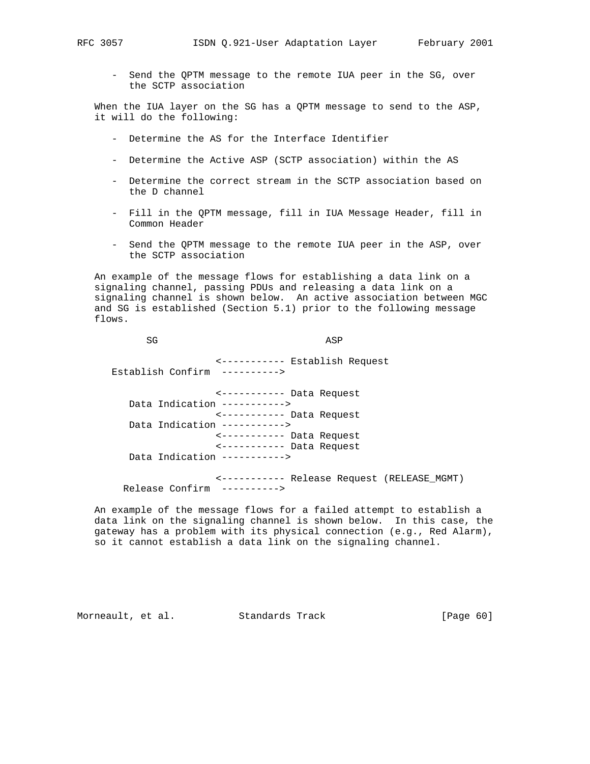- Send the QPTM message to the remote IUA peer in the SG, over the SCTP association

When the IUA layer on the SG has a QPTM message to send to the ASP, it will do the following:

- Determine the AS for the Interface Identifier

- Determine the Active ASP (SCTP association) within the AS

- Determine the correct stream in the SCTP association based on the D channel

- Fill in the QPTM message, fill in IUA Message Header, fill in Common Header

- Send the QPTM message to the remote IUA peer in the ASP, over the SCTP association

An example of the message flows for establishing a data link on a signaling channel, passing PDUs and releasing a data link on a signaling channel is shown below. An active association between MGC and SG is established (Section 5.1) prior to the following message flows.

```
         SG                              ASP

                    <----------- Establish Request
   Establish Confirm  ---------->

                    <----------- Data Request
      Data Indication ----------->
                    <----------- Data Request
      Data Indication ----------->
                    <----------- Data Request
                    <----------- Data Request
      Data Indication ----------->

                    <----------- Release Request (RELEASE_MGMT)
     Release Confirm  ---------->
```

An example of the message flows for a failed attempt to establish a data link on the signaling channel is shown below. In this case, the gateway has a problem with its physical connection (e.g., Red Alarm), so it cannot establish a data link on the signaling channel.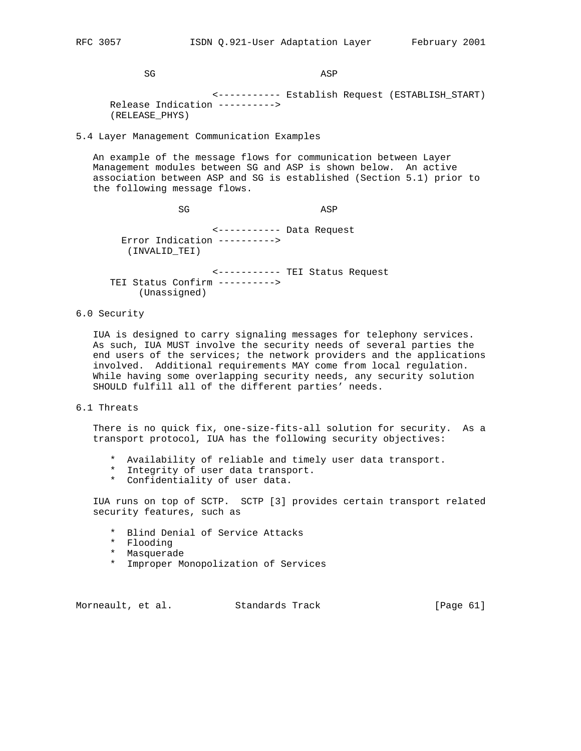```
           SG                             ASP

                       <----------- Establish Request (ESTABLISH_START)
      Release Indication ---------->
      (RELEASE_PHYS)
```

## 5.4 Layer Management Communication Examples

An example of the message flows for communication between Layer Management modules between SG and ASP is shown below. An active association between ASP and SG is established (Section 5.1) prior to the following message flows.

```
                 SG                       ASP

                       <----------- Data Request
        Error Indication ---------->
         (INVALID_TEI)

                       <----------- TEI Status Request
      TEI Status Confirm ---------->
           (Unassigned)
```

## 6.0 Security

IUA is designed to carry signaling messages for telephony services. As such, IUA MUST involve the security needs of several parties the end users of the services; the network providers and the applications involved. Additional requirements MAY come from local regulation. While having some overlapping security needs, any security solution SHOULD fulfill all of the different parties' needs.

## 6.1 Threats

There is no quick fix, one-size-fits-all solution for security. As a transport protocol, IUA has the following security objectives:

- Availability of reliable and timely user data transport.
- Integrity of user data transport.
- Confidentiality of user data.

IUA runs on top of SCTP. SCTP [3] provides certain transport related security features, such as

- Blind Denial of Service Attacks
- Flooding
- Masquerade
- Improper Monopolization of Services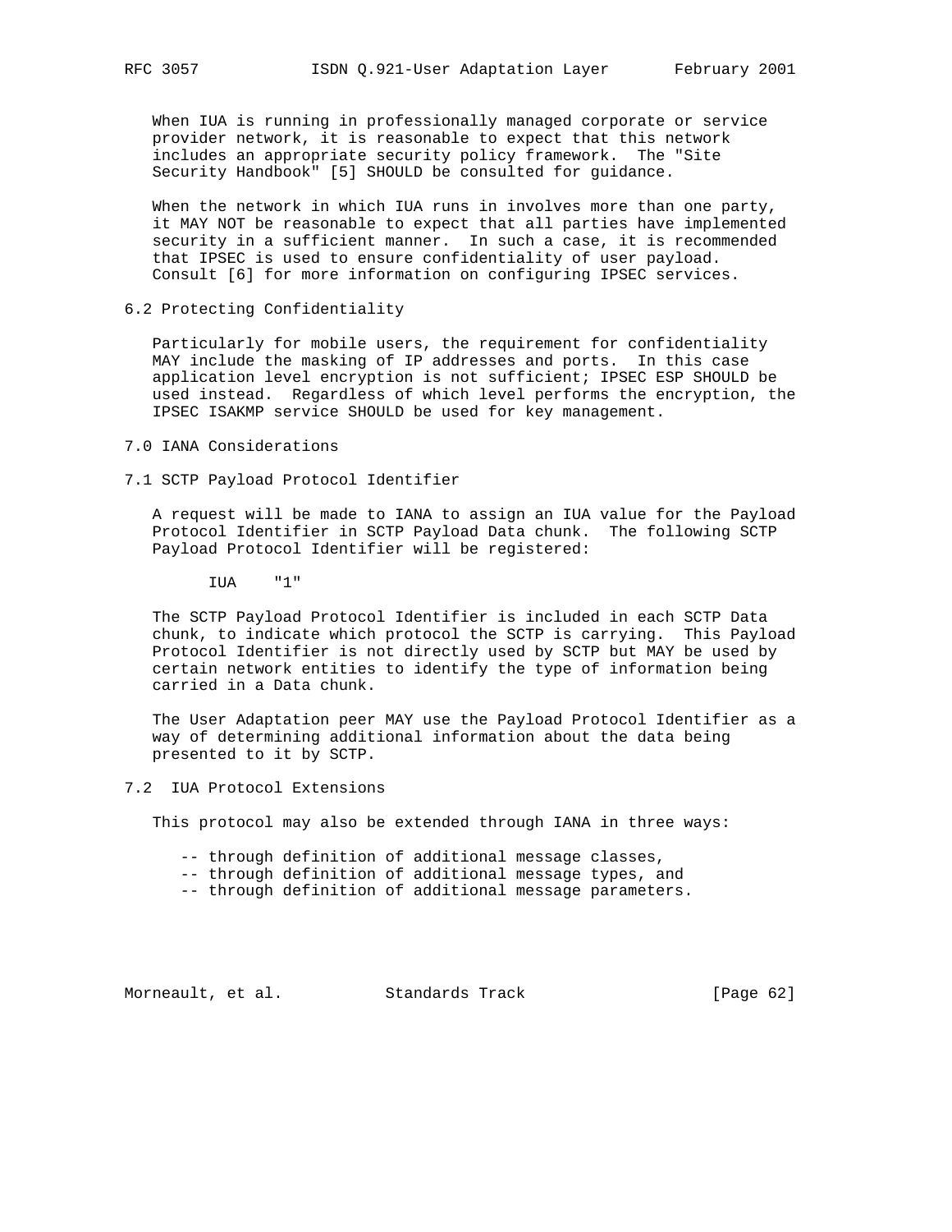When IUA is running in professionally managed corporate or service provider network, it is reasonable to expect that this network includes an appropriate security policy framework. The "Site Security Handbook" [5] SHOULD be consulted for guidance.

When the network in which IUA runs in involves more than one party, it MAY NOT be reasonable to expect that all parties have implemented security in a sufficient manner. In such a case, it is recommended that IPSEC is used to ensure confidentiality of user payload. Consult [6] for more information on configuring IPSEC services.

## 6.2 Protecting Confidentiality

Particularly for mobile users, the requirement for confidentiality MAY include the masking of IP addresses and ports. In this case application level encryption is not sufficient; IPSEC ESP SHOULD be used instead. Regardless of which level performs the encryption, the IPSEC ISAKMP service SHOULD be used for key management.

# 7.0 IANA Considerations

## 7.1 SCTP Payload Protocol Identifier

A request will be made to IANA to assign an IUA value for the Payload Protocol Identifier in SCTP Payload Data chunk. The following SCTP Payload Protocol Identifier will be registered:

```
IUA    "1"
```

The SCTP Payload Protocol Identifier is included in each SCTP Data chunk, to indicate which protocol the SCTP is carrying. This Payload Protocol Identifier is not directly used by SCTP but MAY be used by certain network entities to identify the type of information being carried in a Data chunk.

The User Adaptation peer MAY use the Payload Protocol Identifier as a way of determining additional information about the data being presented to it by SCTP.

## 7.2 IUA Protocol Extensions

This protocol may also be extended through IANA in three ways:

- -- through definition of additional message classes,
- -- through definition of additional message types, and
- -- through definition of additional message parameters.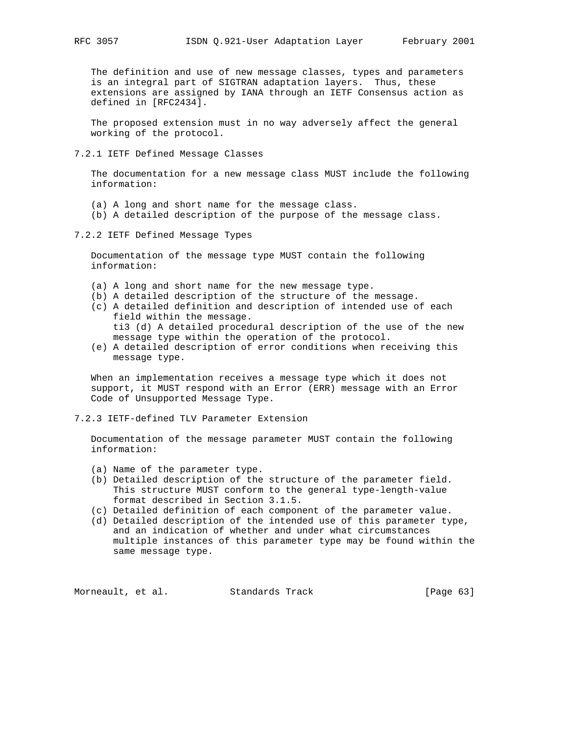The definition and use of new message classes, types and parameters is an integral part of SIGTRAN adaptation layers. Thus, these extensions are assigned by IANA through an IETF Consensus action as defined in [RFC2434].

The proposed extension must in no way adversely affect the general working of the protocol.

### 7.2.1 IETF Defined Message Classes

The documentation for a new message class MUST include the following information:

(a) A long and short name for the message class.
(b) A detailed description of the purpose of the message class.

### 7.2.2 IETF Defined Message Types

Documentation of the message type MUST contain the following information:

(a) A long and short name for the new message type.
(b) A detailed description of the structure of the message.
(c) A detailed definition and description of intended use of each field within the message.
ti3 (d) A detailed procedural description of the use of the new message type within the operation of the protocol.
(e) A detailed description of error conditions when receiving this message type.

When an implementation receives a message type which it does not support, it MUST respond with an Error (ERR) message with an Error Code of Unsupported Message Type.

### 7.2.3 IETF-defined TLV Parameter Extension

Documentation of the message parameter MUST contain the following information:

(a) Name of the parameter type.
(b) Detailed description of the structure of the parameter field. This structure MUST conform to the general type-length-value format described in Section 3.1.5.
(c) Detailed definition of each component of the parameter value.
(d) Detailed description of the intended use of this parameter type, and an indication of whether and under what circumstances multiple instances of this parameter type may be found within the same message type.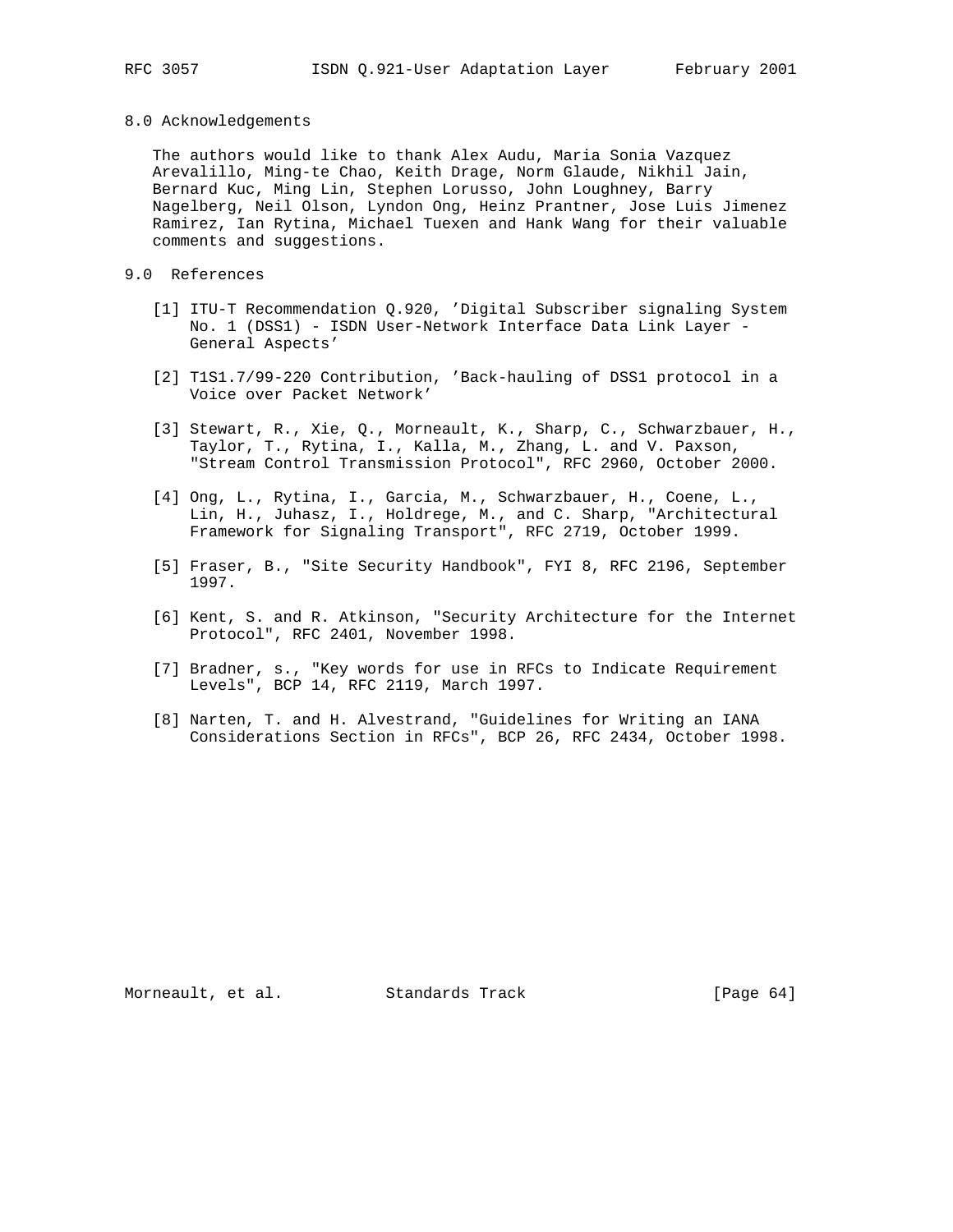## 8.0 Acknowledgements

The authors would like to thank Alex Audu, Maria Sonia Vazquez Arevalillo, Ming-te Chao, Keith Drage, Norm Glaude, Nikhil Jain, Bernard Kuc, Ming Lin, Stephen Lorusso, John Loughney, Barry Nagelberg, Neil Olson, Lyndon Ong, Heinz Prantner, Jose Luis Jimenez Ramirez, Ian Rytina, Michael Tuexen and Hank Wang for their valuable comments and suggestions.

## 9.0 References

[1] ITU-T Recommendation Q.920, 'Digital Subscriber signaling System No. 1 (DSS1) - ISDN User-Network Interface Data Link Layer - General Aspects'

[2] T1S1.7/99-220 Contribution, 'Back-hauling of DSS1 protocol in a Voice over Packet Network'

[3] Stewart, R., Xie, Q., Morneault, K., Sharp, C., Schwarzbauer, H., Taylor, T., Rytina, I., Kalla, M., Zhang, L. and V. Paxson, "Stream Control Transmission Protocol", RFC 2960, October 2000.

[4] Ong, L., Rytina, I., Garcia, M., Schwarzbauer, H., Coene, L., Lin, H., Juhasz, I., Holdrege, M., and C. Sharp, "Architectural Framework for Signaling Transport", RFC 2719, October 1999.

[5] Fraser, B., "Site Security Handbook", FYI 8, RFC 2196, September 1997.

[6] Kent, S. and R. Atkinson, "Security Architecture for the Internet Protocol", RFC 2401, November 1998.

[7] Bradner, s., "Key words for use in RFCs to Indicate Requirement Levels", BCP 14, RFC 2119, March 1997.

[8] Narten, T. and H. Alvestrand, "Guidelines for Writing an IANA Considerations Section in RFCs", BCP 26, RFC 2434, October 1998.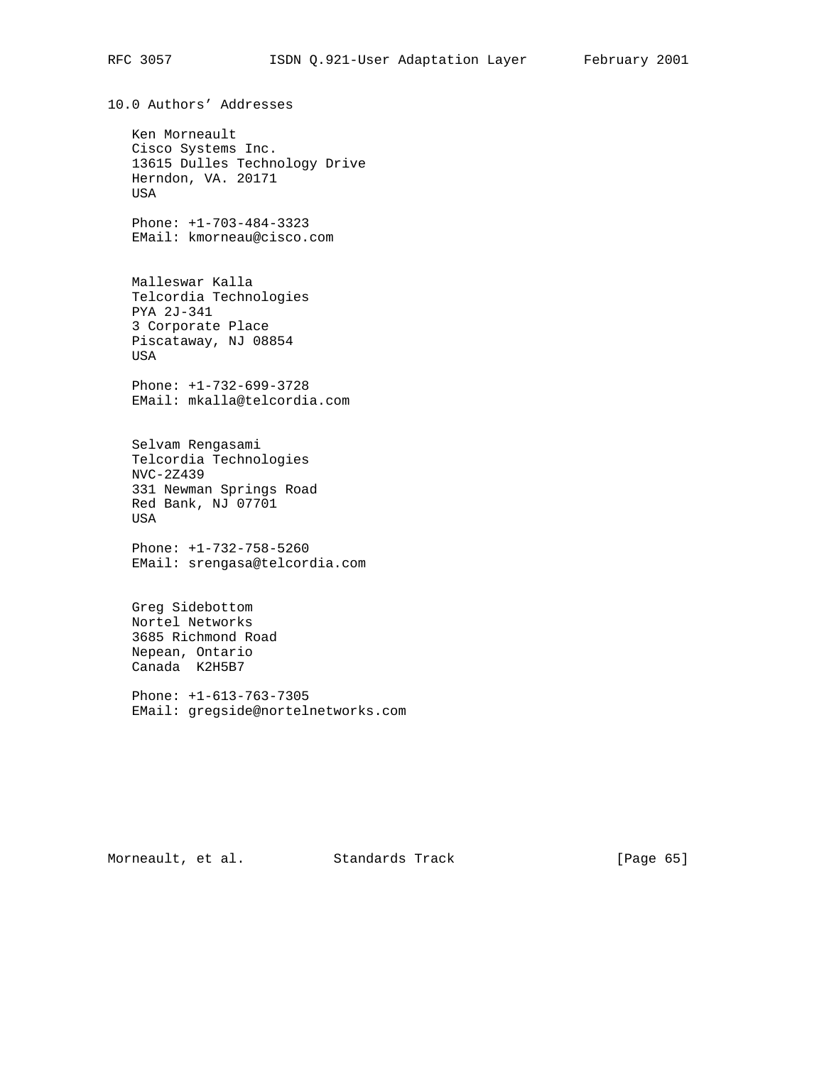## 10.0 Authors' Addresses

Ken Morneault
Cisco Systems Inc.
13615 Dulles Technology Drive
Herndon, VA. 20171
USA

Phone: +1-703-484-3323
EMail: kmorneau@cisco.com

Malleswar Kalla
Telcordia Technologies
PYA 2J-341
3 Corporate Place
Piscataway, NJ 08854
USA

Phone: +1-732-699-3728
EMail: mkalla@telcordia.com

Selvam Rengasami
Telcordia Technologies
NVC-2Z439
331 Newman Springs Road
Red Bank, NJ 07701
USA

Phone: +1-732-758-5260
EMail: srengasa@telcordia.com

Greg Sidebottom
Nortel Networks
3685 Richmond Road
Nepean, Ontario
Canada  K2H5B7

Phone: +1-613-763-7305
EMail: gregside@nortelnetworks.com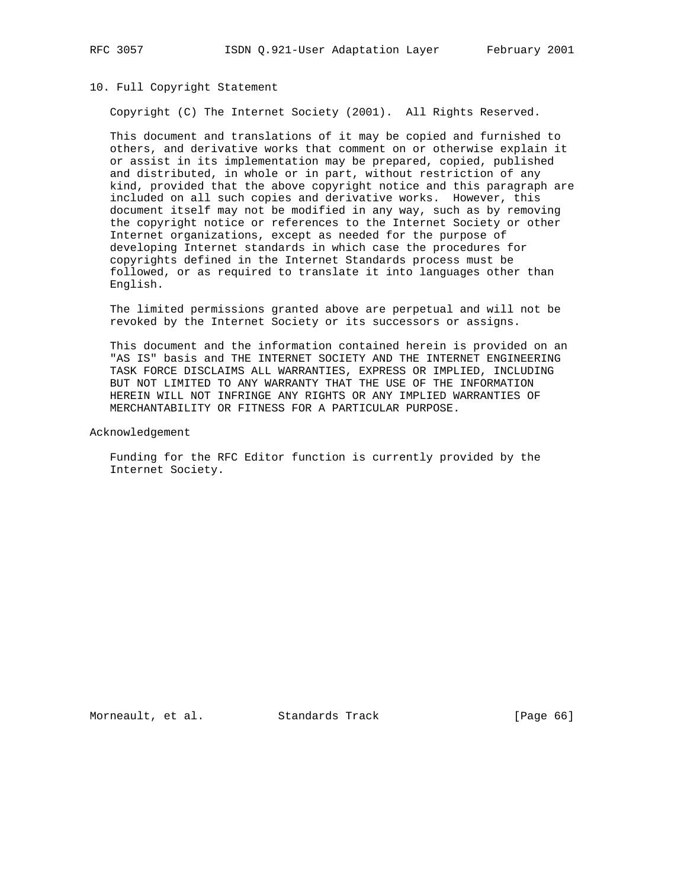## 10. Full Copyright Statement

Copyright (C) The Internet Society (2001). All Rights Reserved.

This document and translations of it may be copied and furnished to others, and derivative works that comment on or otherwise explain it or assist in its implementation may be prepared, copied, published and distributed, in whole or in part, without restriction of any kind, provided that the above copyright notice and this paragraph are included on all such copies and derivative works. However, this document itself may not be modified in any way, such as by removing the copyright notice or references to the Internet Society or other Internet organizations, except as needed for the purpose of developing Internet standards in which case the procedures for copyrights defined in the Internet Standards process must be followed, or as required to translate it into languages other than English.

The limited permissions granted above are perpetual and will not be revoked by the Internet Society or its successors or assigns.

This document and the information contained herein is provided on an "AS IS" basis and THE INTERNET SOCIETY AND THE INTERNET ENGINEERING TASK FORCE DISCLAIMS ALL WARRANTIES, EXPRESS OR IMPLIED, INCLUDING BUT NOT LIMITED TO ANY WARRANTY THAT THE USE OF THE INFORMATION HEREIN WILL NOT INFRINGE ANY RIGHTS OR ANY IMPLIED WARRANTIES OF MERCHANTABILITY OR FITNESS FOR A PARTICULAR PURPOSE.

## Acknowledgement

Funding for the RFC Editor function is currently provided by the Internet Society.